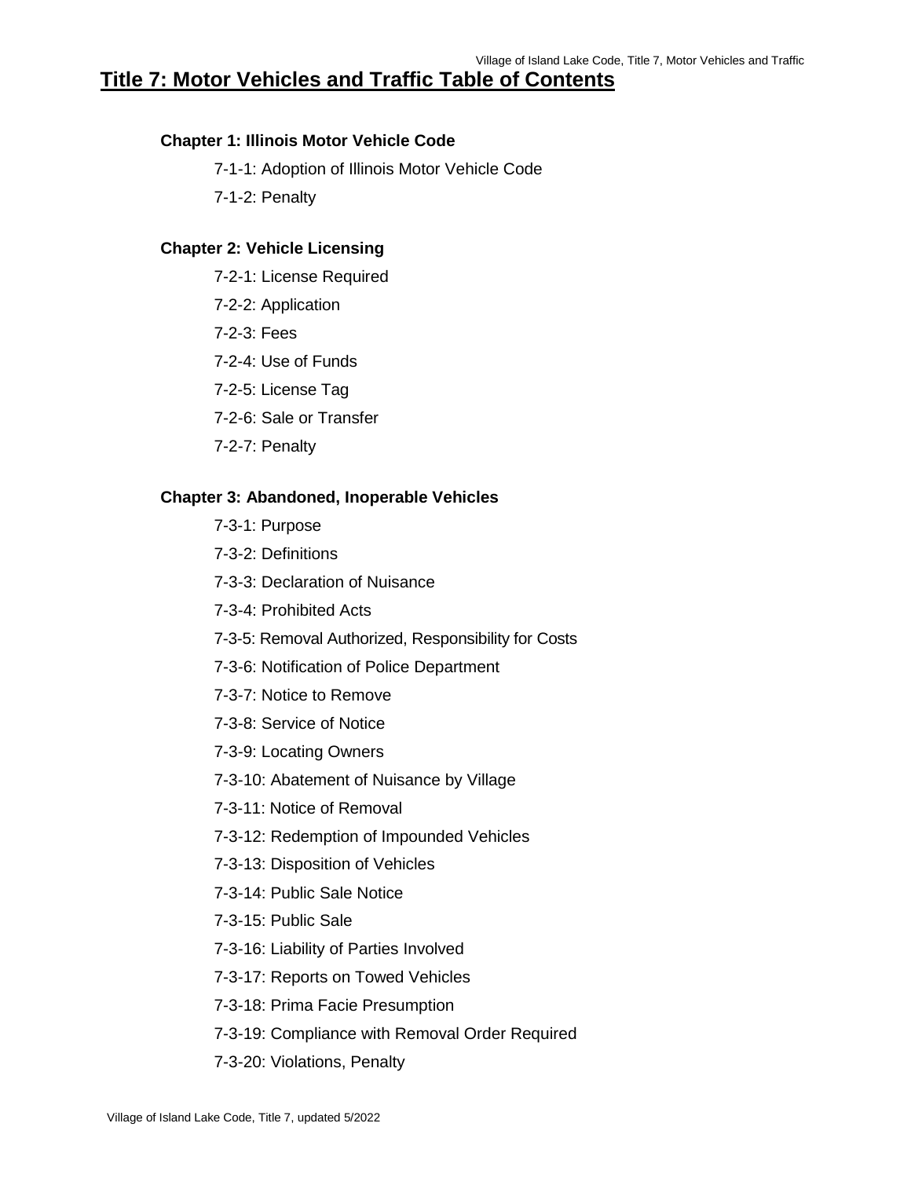# Title 7: Motor Vehicles and Traffic Table of Contents

**Chapter 1: Illinois Motor Vehicle Code**

- 7-1-1: Adoption of Illinois Motor Vehicle Code
- 7-1-2: Penalty

**Chapter 2: Vehicle Licensing**

- 7-2-1: License Required
- 7-2-2: Application
- 7-2-3: Fees
- 7-2-4: Use of Funds
- 7-2-5: License Tag
- 7-2-6: Sale or Transfer
- 7-2-7: Penalty

**Chapter 3: Abandoned, Inoperable Vehicles**

- 7-3-1: Purpose
- 7-3-2: Definitions
- 7-3-3: Declaration of Nuisance
- 7-3-4: Prohibited Acts
- 7-3-5: Removal Authorized, Responsibility for Costs
- 7-3-6: Notification of Police Department
- 7-3-7: Notice to Remove
- 7-3-8: Service of Notice
- 7-3-9: Locating Owners
- 7-3-10: Abatement of Nuisance by Village
- 7-3-11: Notice of Removal
- 7-3-12: Redemption of Impounded Vehicles
- 7-3-13: Disposition of Vehicles
- 7-3-14: Public Sale Notice
- 7-3-15: Public Sale
- 7-3-16: Liability of Parties Involved
- 7-3-17: Reports on Towed Vehicles
- 7-3-18: Prima Facie Presumption
- 7-3-19: Compliance with Removal Order Required
- 7-3-20: Violations, Penalty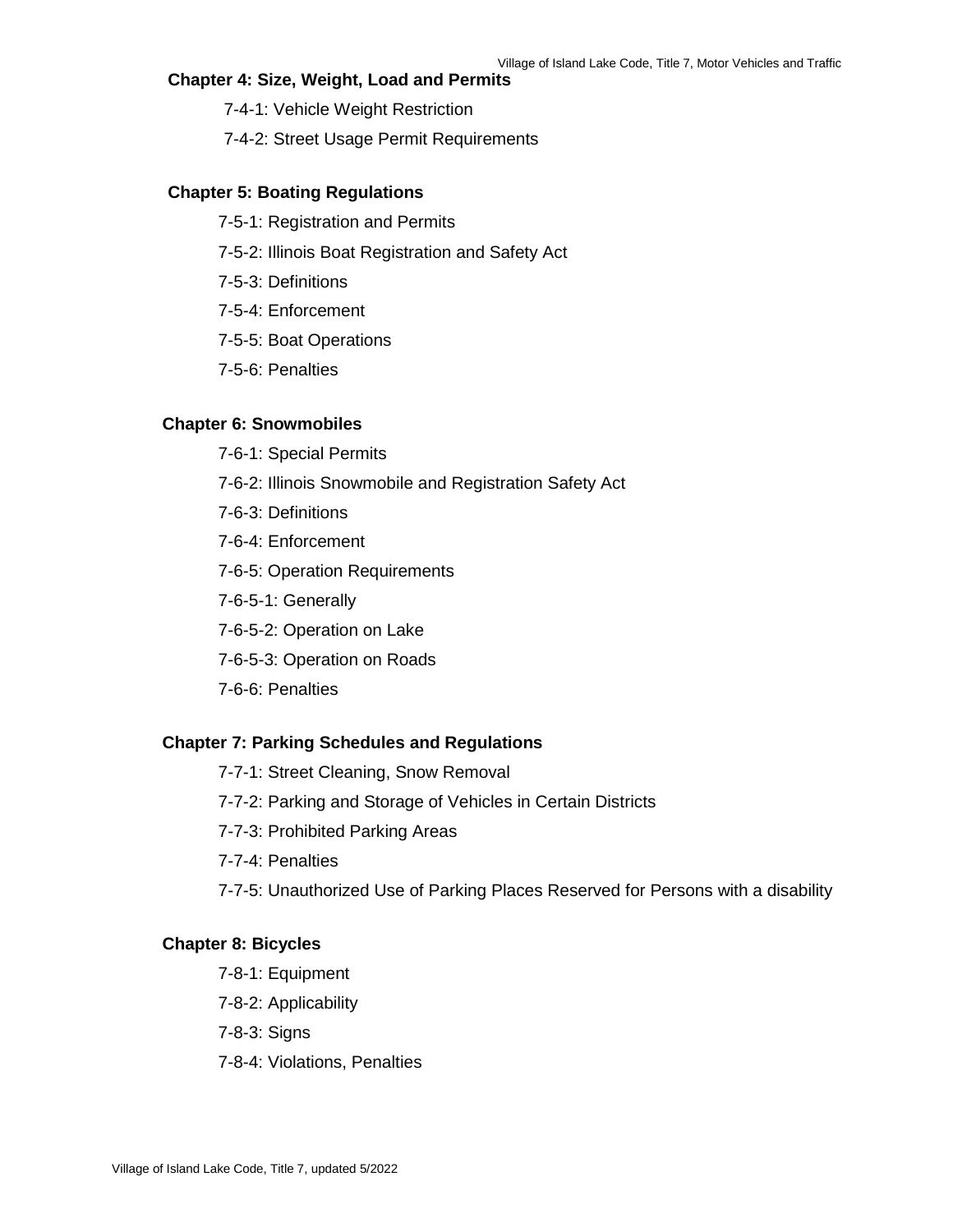**Chapter 4: Size, Weight, Load and Permits**

7-4-1: Vehicle Weight Restriction

7-4-2: Street Usage Permit Requirements

**Chapter 5: Boating Regulations**

7-5-1: Registration and Permits

7-5-2: Illinois Boat Registration and Safety Act

7-5-3: Definitions

7-5-4: Enforcement

7-5-5: Boat Operations

7-5-6: Penalties

**Chapter 6: Snowmobiles**

7-6-1: Special Permits

7-6-2: Illinois Snowmobile and Registration Safety Act

7-6-3: Definitions

7-6-4: Enforcement

7-6-5: Operation Requirements

7-6-5-1: Generally

7-6-5-2: Operation on Lake

7-6-5-3: Operation on Roads

7-6-6: Penalties

**Chapter 7: Parking Schedules and Regulations**

7-7-1: Street Cleaning, Snow Removal

7-7-2: Parking and Storage of Vehicles in Certain Districts

7-7-3: Prohibited Parking Areas

7-7-4: Penalties

7-7-5: Unauthorized Use of Parking Places Reserved for Persons with a disability

**Chapter 8: Bicycles**

7-8-1: Equipment

7-8-2: Applicability

7-8-3: Signs

7-8-4: Violations, Penalties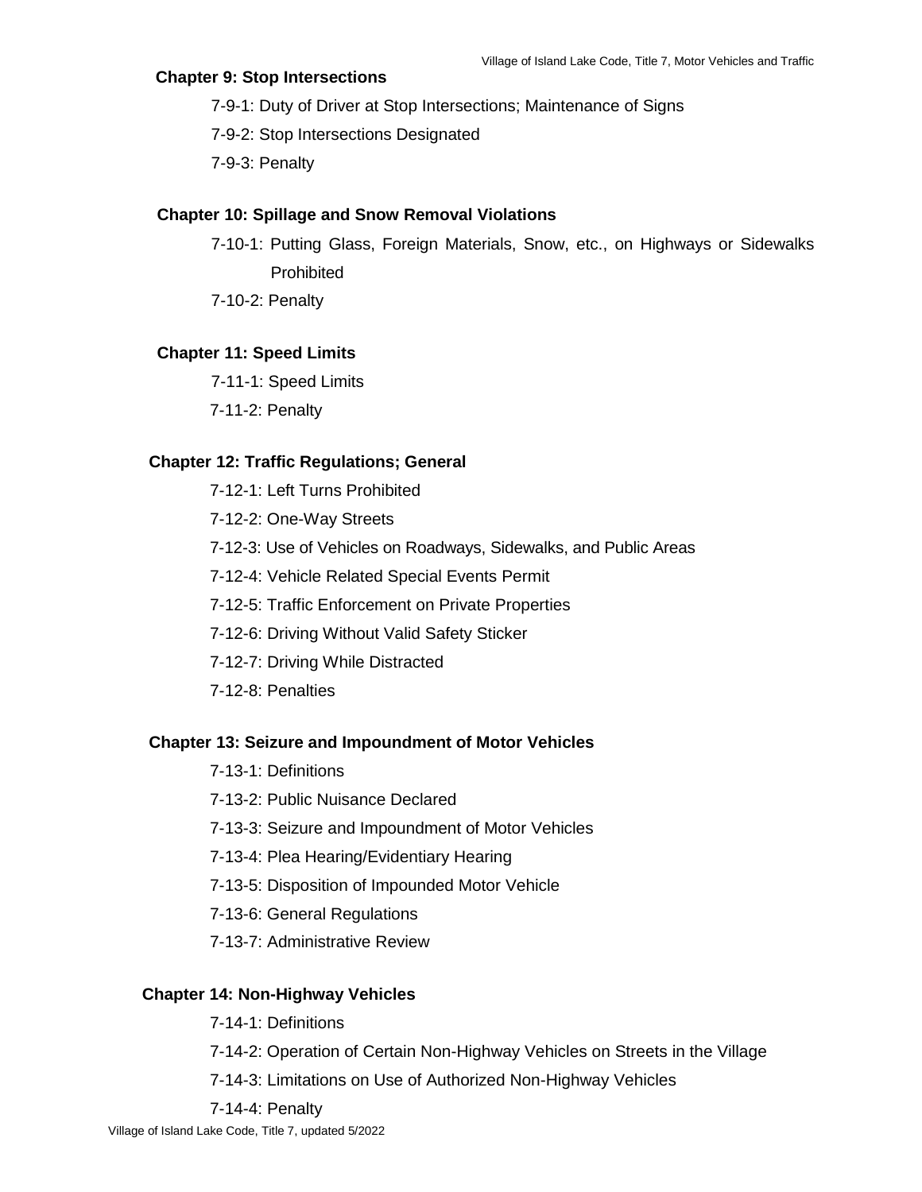**Chapter 9: Stop Intersections**

- 7-9-1: Duty of Driver at Stop Intersections; Maintenance of Signs
- 7-9-2: Stop Intersections Designated
- 7-9-3: Penalty

**Chapter 10: Spillage and Snow Removal Violations**

- 7-10-1: Putting Glass, Foreign Materials, Snow, etc., on Highways or Sidewalks Prohibited
- 7-10-2: Penalty

**Chapter 11: Speed Limits**

- 7-11-1: Speed Limits
- 7-11-2: Penalty

**Chapter 12: Traffic Regulations; General**

- 7-12-1: Left Turns Prohibited
- 7-12-2: One-Way Streets
- 7-12-3: Use of Vehicles on Roadways, Sidewalks, and Public Areas
- 7-12-4: Vehicle Related Special Events Permit
- 7-12-5: Traffic Enforcement on Private Properties
- 7-12-6: Driving Without Valid Safety Sticker
- 7-12-7: Driving While Distracted
- 7-12-8: Penalties

**Chapter 13: Seizure and Impoundment of Motor Vehicles**

- 7-13-1: Definitions
- 7-13-2: Public Nuisance Declared
- 7-13-3: Seizure and Impoundment of Motor Vehicles
- 7-13-4: Plea Hearing/Evidentiary Hearing
- 7-13-5: Disposition of Impounded Motor Vehicle
- 7-13-6: General Regulations
- 7-13-7: Administrative Review

**Chapter 14: Non-Highway Vehicles**

- 7-14-1: Definitions
- 7-14-2: Operation of Certain Non-Highway Vehicles on Streets in the Village
- 7-14-3: Limitations on Use of Authorized Non-Highway Vehicles
- 7-14-4: Penalty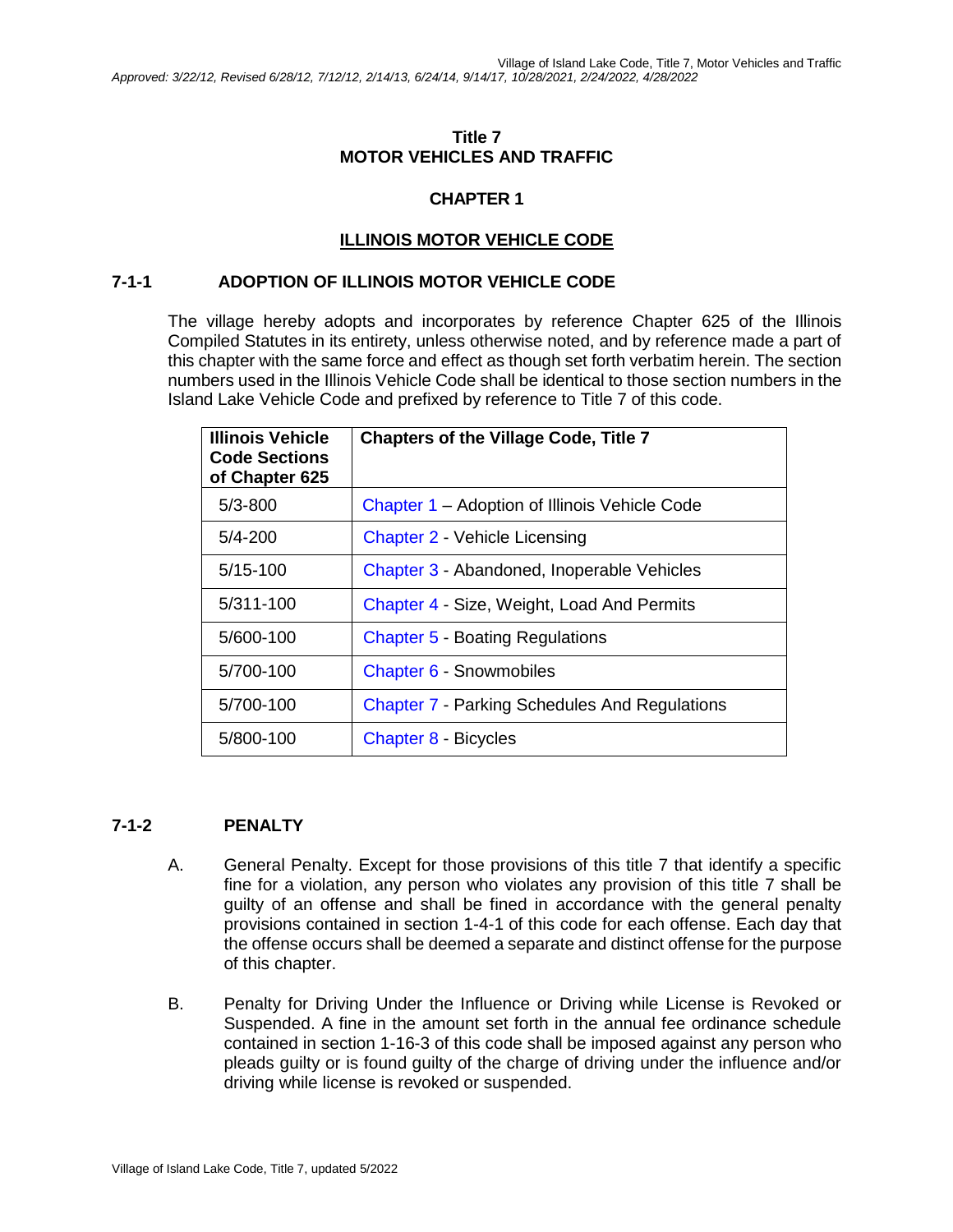# Title 7
# MOTOR VEHICLES AND TRAFFIC

## CHAPTER 1

## ILLINOIS MOTOR VEHICLE CODE

### 7-1-1 ADOPTION OF ILLINOIS MOTOR VEHICLE CODE

The village hereby adopts and incorporates by reference Chapter 625 of the Illinois Compiled Statutes in its entirety, unless otherwise noted, and by reference made a part of this chapter with the same force and effect as though set forth verbatim herein. The section numbers used in the Illinois Vehicle Code shall be identical to those section numbers in the Island Lake Vehicle Code and prefixed by reference to Title 7 of this code.

| Illinois Vehicle Code Sections of Chapter 625 | Chapters of the Village Code, Title 7 |
|---|---|
| 5/3-800 | Chapter 1 – Adoption of Illinois Vehicle Code |
| 5/4-200 | Chapter 2 - Vehicle Licensing |
| 5/15-100 | Chapter 3 - Abandoned, Inoperable Vehicles |
| 5/311-100 | Chapter 4 - Size, Weight, Load And Permits |
| 5/600-100 | Chapter 5 - Boating Regulations |
| 5/700-100 | Chapter 6 - Snowmobiles |
| 5/700-100 | Chapter 7 - Parking Schedules And Regulations |
| 5/800-100 | Chapter 8 - Bicycles |

### 7-1-2 PENALTY

A. General Penalty. Except for those provisions of this title 7 that identify a specific fine for a violation, any person who violates any provision of this title 7 shall be guilty of an offense and shall be fined in accordance with the general penalty provisions contained in section 1-4-1 of this code for each offense. Each day that the offense occurs shall be deemed a separate and distinct offense for the purpose of this chapter.

B. Penalty for Driving Under the Influence or Driving while License is Revoked or Suspended. A fine in the amount set forth in the annual fee ordinance schedule contained in section 1-16-3 of this code shall be imposed against any person who pleads guilty or is found guilty of the charge of driving under the influence and/or driving while license is revoked or suspended.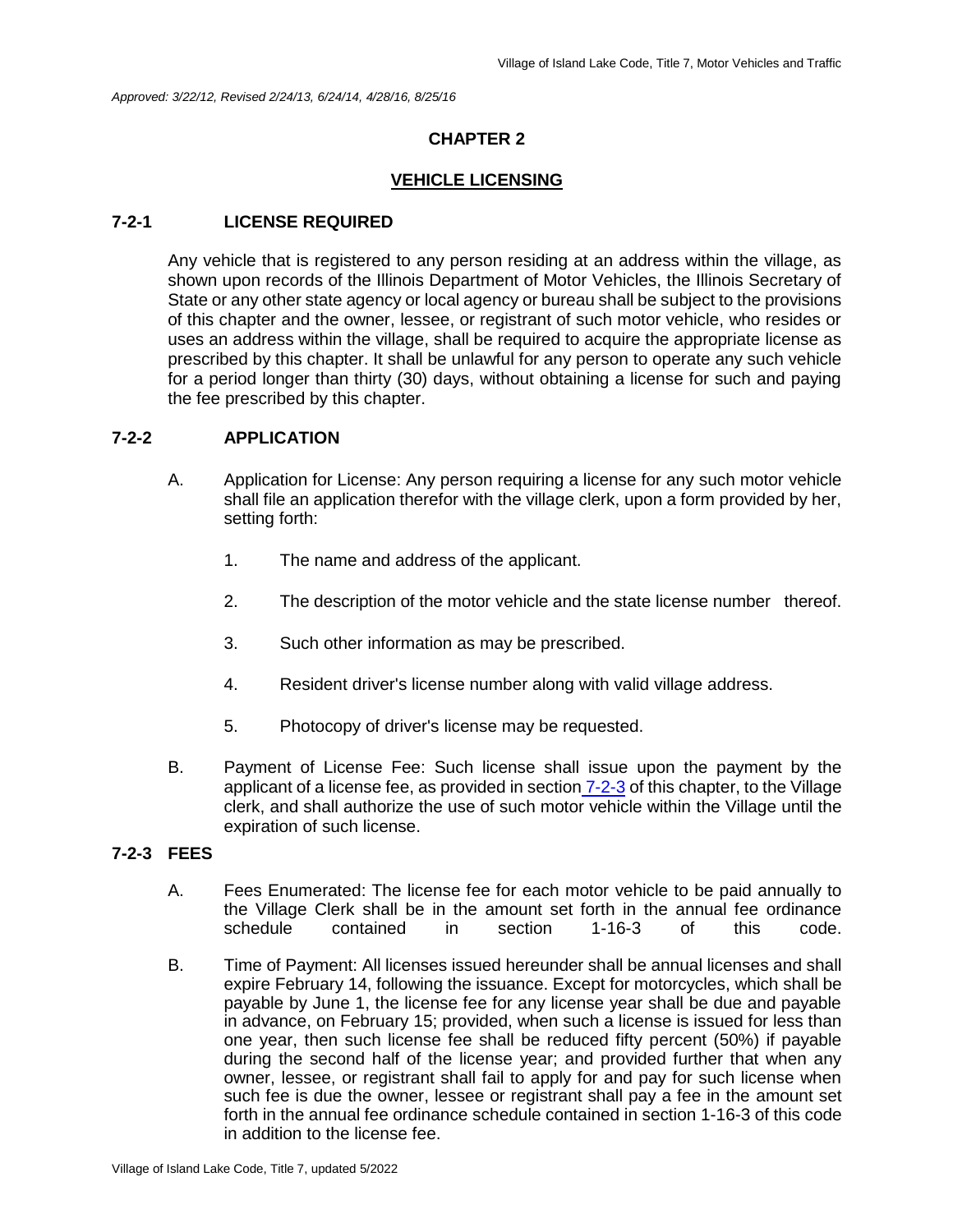*Approved: 3/22/12, Revised 2/24/13, 6/24/14, 4/28/16, 8/25/16*

# CHAPTER 2

## VEHICLE LICENSING

### 7-2-1 LICENSE REQUIRED

Any vehicle that is registered to any person residing at an address within the village, as shown upon records of the Illinois Department of Motor Vehicles, the Illinois Secretary of State or any other state agency or local agency or bureau shall be subject to the provisions of this chapter and the owner, lessee, or registrant of such motor vehicle, who resides or uses an address within the village, shall be required to acquire the appropriate license as prescribed by this chapter. It shall be unlawful for any person to operate any such vehicle for a period longer than thirty (30) days, without obtaining a license for such and paying the fee prescribed by this chapter.

### 7-2-2 APPLICATION

A. Application for License: Any person requiring a license for any such motor vehicle shall file an application therefor with the village clerk, upon a form provided by her, setting forth:

1. The name and address of the applicant.
2. The description of the motor vehicle and the state license number thereof.
3. Such other information as may be prescribed.
4. Resident driver's license number along with valid village address.
5. Photocopy of driver's license may be requested.

B. Payment of License Fee: Such license shall issue upon the payment by the applicant of a license fee, as provided in section 7-2-3 of this chapter, to the Village clerk, and shall authorize the use of such motor vehicle within the Village until the expiration of such license.

### 7-2-3 FEES

A. Fees Enumerated: The license fee for each motor vehicle to be paid annually to the Village Clerk shall be in the amount set forth in the annual fee ordinance schedule contained in section 1-16-3 of this code.

B. Time of Payment: All licenses issued hereunder shall be annual licenses and shall expire February 14, following the issuance. Except for motorcycles, which shall be payable by June 1, the license fee for any license year shall be due and payable in advance, on February 15; provided, when such a license is issued for less than one year, then such license fee shall be reduced fifty percent (50%) if payable during the second half of the license year; and provided further that when any owner, lessee, or registrant shall fail to apply for and pay for such license when such fee is due the owner, lessee or registrant shall pay a fee in the amount set forth in the annual fee ordinance schedule contained in section 1-16-3 of this code in addition to the license fee.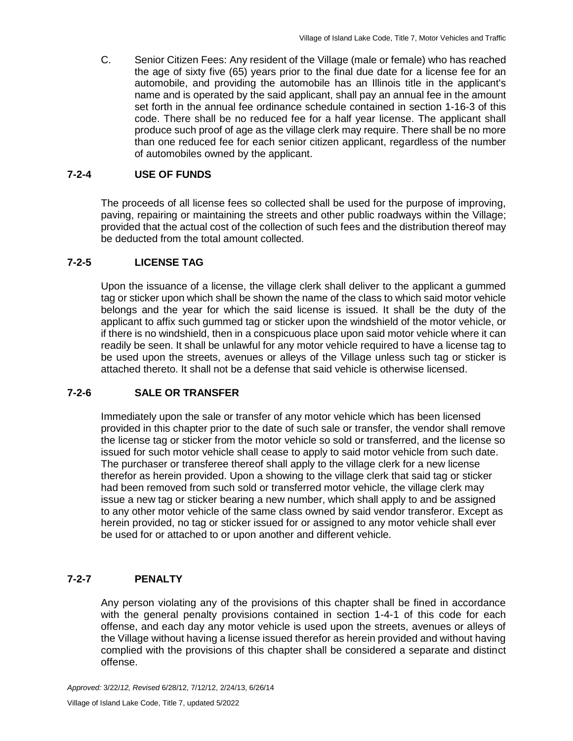C. Senior Citizen Fees: Any resident of the Village (male or female) who has reached the age of sixty five (65) years prior to the final due date for a license fee for an automobile, and providing the automobile has an Illinois title in the applicant's name and is operated by the said applicant, shall pay an annual fee in the amount set forth in the annual fee ordinance schedule contained in section 1-16-3 of this code. There shall be no reduced fee for a half year license. The applicant shall produce such proof of age as the village clerk may require. There shall be no more than one reduced fee for each senior citizen applicant, regardless of the number of automobiles owned by the applicant.

### 7-2-4 USE OF FUNDS

The proceeds of all license fees so collected shall be used for the purpose of improving, paving, repairing or maintaining the streets and other public roadways within the Village; provided that the actual cost of the collection of such fees and the distribution thereof may be deducted from the total amount collected.

### 7-2-5 LICENSE TAG

Upon the issuance of a license, the village clerk shall deliver to the applicant a gummed tag or sticker upon which shall be shown the name of the class to which said motor vehicle belongs and the year for which the said license is issued. It shall be the duty of the applicant to affix such gummed tag or sticker upon the windshield of the motor vehicle, or if there is no windshield, then in a conspicuous place upon said motor vehicle where it can readily be seen. It shall be unlawful for any motor vehicle required to have a license tag to be used upon the streets, avenues or alleys of the Village unless such tag or sticker is attached thereto. It shall not be a defense that said vehicle is otherwise licensed.

### 7-2-6 SALE OR TRANSFER

Immediately upon the sale or transfer of any motor vehicle which has been licensed provided in this chapter prior to the date of such sale or transfer, the vendor shall remove the license tag or sticker from the motor vehicle so sold or transferred, and the license so issued for such motor vehicle shall cease to apply to said motor vehicle from such date. The purchaser or transferee thereof shall apply to the village clerk for a new license therefor as herein provided. Upon a showing to the village clerk that said tag or sticker had been removed from such sold or transferred motor vehicle, the village clerk may issue a new tag or sticker bearing a new number, which shall apply to and be assigned to any other motor vehicle of the same class owned by said vendor transferor. Except as herein provided, no tag or sticker issued for or assigned to any motor vehicle shall ever be used for or attached to or upon another and different vehicle.

### 7-2-7 PENALTY

Any person violating any of the provisions of this chapter shall be fined in accordance with the general penalty provisions contained in section 1-4-1 of this code for each offense, and each day any motor vehicle is used upon the streets, avenues or alleys of the Village without having a license issued therefor as herein provided and without having complied with the provisions of this chapter shall be considered a separate and distinct offense.

*Approved:* 3/22/*12, Revised* 6/28/12, 7/12/12, 2/24/13, 6/26/14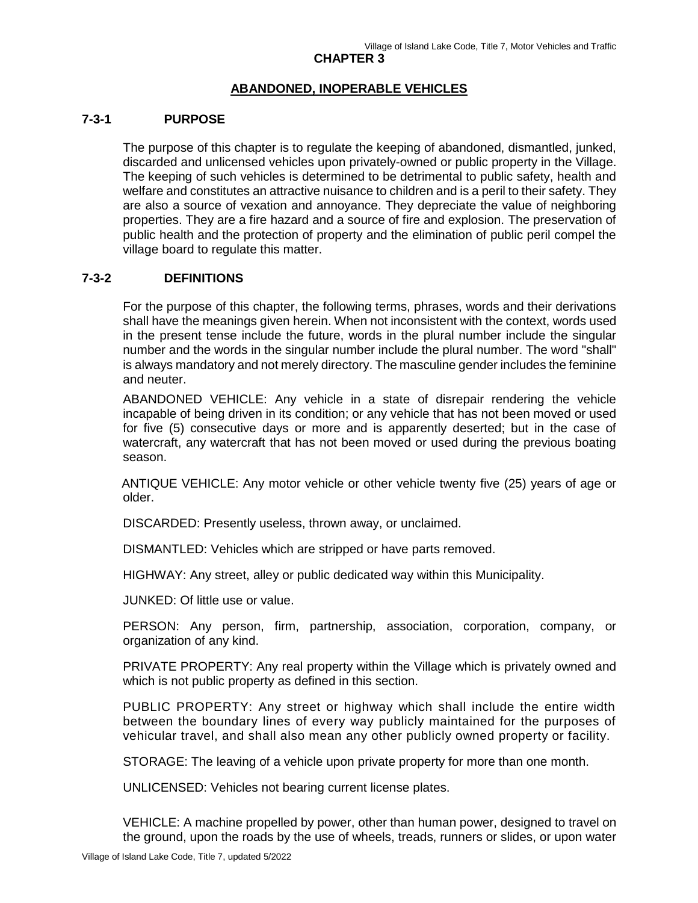# CHAPTER 3

## ABANDONED, INOPERABLE VEHICLES

### 7-3-1 PURPOSE

The purpose of this chapter is to regulate the keeping of abandoned, dismantled, junked, discarded and unlicensed vehicles upon privately-owned or public property in the Village. The keeping of such vehicles is determined to be detrimental to public safety, health and welfare and constitutes an attractive nuisance to children and is a peril to their safety. They are also a source of vexation and annoyance. They depreciate the value of neighboring properties. They are a fire hazard and a source of fire and explosion. The preservation of public health and the protection of property and the elimination of public peril compel the village board to regulate this matter.

### 7-3-2 DEFINITIONS

For the purpose of this chapter, the following terms, phrases, words and their derivations shall have the meanings given herein. When not inconsistent with the context, words used in the present tense include the future, words in the plural number include the singular number and the words in the singular number include the plural number. The word "shall" is always mandatory and not merely directory. The masculine gender includes the feminine and neuter.

ABANDONED VEHICLE: Any vehicle in a state of disrepair rendering the vehicle incapable of being driven in its condition; or any vehicle that has not been moved or used for five (5) consecutive days or more and is apparently deserted; but in the case of watercraft, any watercraft that has not been moved or used during the previous boating season.

ANTIQUE VEHICLE: Any motor vehicle or other vehicle twenty five (25) years of age or older.

DISCARDED: Presently useless, thrown away, or unclaimed.

DISMANTLED: Vehicles which are stripped or have parts removed.

HIGHWAY: Any street, alley or public dedicated way within this Municipality.

JUNKED: Of little use or value.

PERSON: Any person, firm, partnership, association, corporation, company, or organization of any kind.

PRIVATE PROPERTY: Any real property within the Village which is privately owned and which is not public property as defined in this section.

PUBLIC PROPERTY: Any street or highway which shall include the entire width between the boundary lines of every way publicly maintained for the purposes of vehicular travel, and shall also mean any other publicly owned property or facility.

STORAGE: The leaving of a vehicle upon private property for more than one month.

UNLICENSED: Vehicles not bearing current license plates.

VEHICLE: A machine propelled by power, other than human power, designed to travel on the ground, upon the roads by the use of wheels, treads, runners or slides, or upon water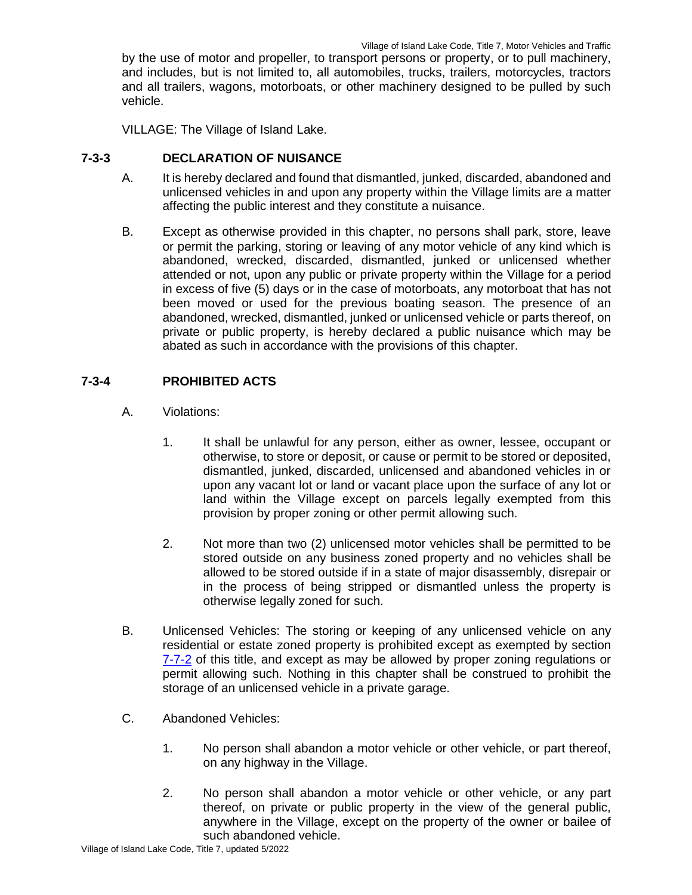by the use of motor and propeller, to transport persons or property, or to pull machinery, and includes, but is not limited to, all automobiles, trucks, trailers, motorcycles, tractors and all trailers, wagons, motorboats, or other machinery designed to be pulled by such vehicle.

VILLAGE: The Village of Island Lake.

## 7-3-3 DECLARATION OF NUISANCE

A. It is hereby declared and found that dismantled, junked, discarded, abandoned and unlicensed vehicles in and upon any property within the Village limits are a matter affecting the public interest and they constitute a nuisance.

B. Except as otherwise provided in this chapter, no persons shall park, store, leave or permit the parking, storing or leaving of any motor vehicle of any kind which is abandoned, wrecked, discarded, dismantled, junked or unlicensed whether attended or not, upon any public or private property within the Village for a period in excess of five (5) days or in the case of motorboats, any motorboat that has not been moved or used for the previous boating season. The presence of an abandoned, wrecked, dismantled, junked or unlicensed vehicle or parts thereof, on private or public property, is hereby declared a public nuisance which may be abated as such in accordance with the provisions of this chapter.

## 7-3-4 PROHIBITED ACTS

A. Violations:

1. It shall be unlawful for any person, either as owner, lessee, occupant or otherwise, to store or deposit, or cause or permit to be stored or deposited, dismantled, junked, discarded, unlicensed and abandoned vehicles in or upon any vacant lot or land or vacant place upon the surface of any lot or land within the Village except on parcels legally exempted from this provision by proper zoning or other permit allowing such.

2. Not more than two (2) unlicensed motor vehicles shall be permitted to be stored outside on any business zoned property and no vehicles shall be allowed to be stored outside if in a state of major disassembly, disrepair or in the process of being stripped or dismantled unless the property is otherwise legally zoned for such.

B. Unlicensed Vehicles: The storing or keeping of any unlicensed vehicle on any residential or estate zoned property is prohibited except as exempted by section 7-7-2 of this title, and except as may be allowed by proper zoning regulations or permit allowing such. Nothing in this chapter shall be construed to prohibit the storage of an unlicensed vehicle in a private garage.

C. Abandoned Vehicles:

1. No person shall abandon a motor vehicle or other vehicle, or part thereof, on any highway in the Village.

2. No person shall abandon a motor vehicle or other vehicle, or any part thereof, on private or public property in the view of the general public, anywhere in the Village, except on the property of the owner or bailee of such abandoned vehicle.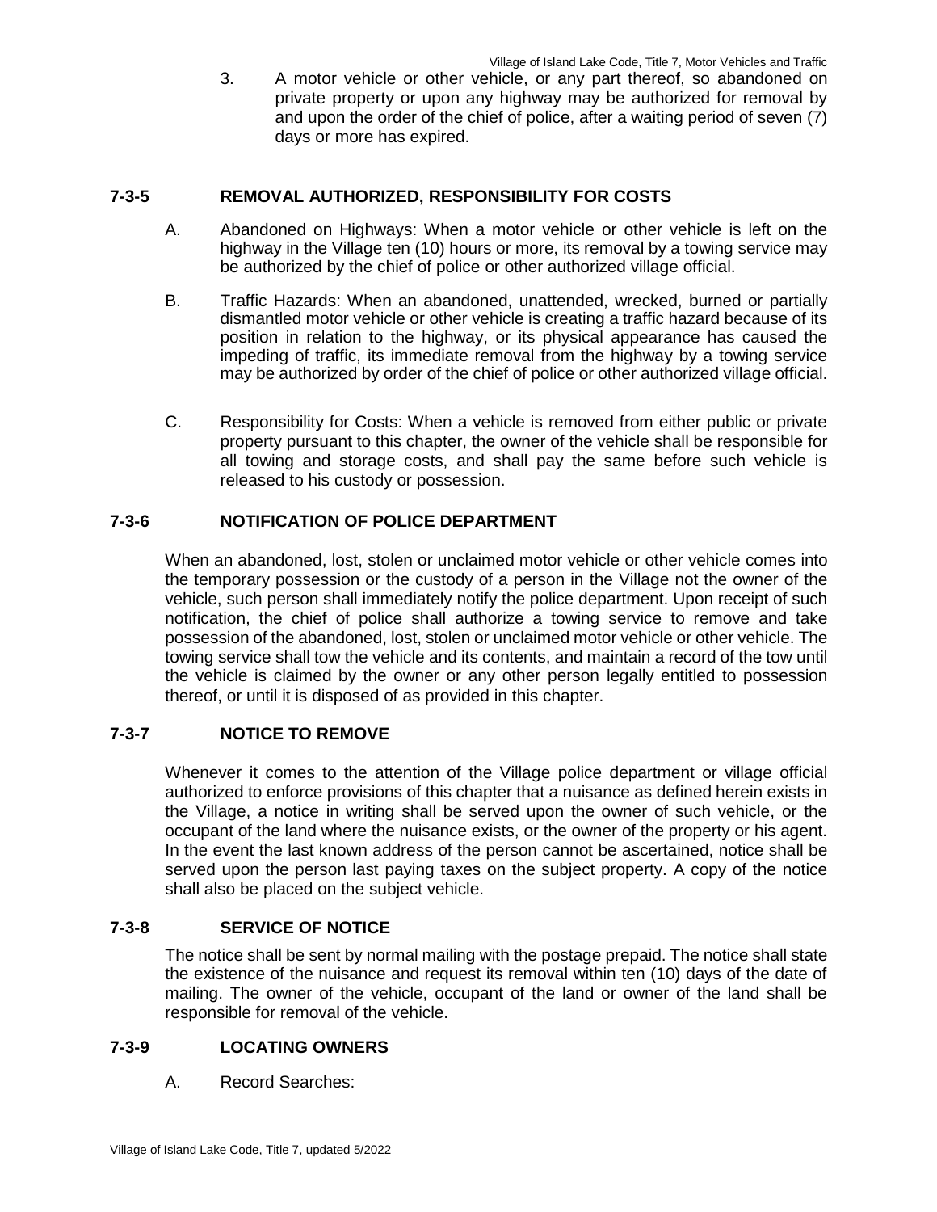3. A motor vehicle or other vehicle, or any part thereof, so abandoned on private property or upon any highway may be authorized for removal by and upon the order of the chief of police, after a waiting period of seven (7) days or more has expired.

## 7-3-5 REMOVAL AUTHORIZED, RESPONSIBILITY FOR COSTS

A. Abandoned on Highways: When a motor vehicle or other vehicle is left on the highway in the Village ten (10) hours or more, its removal by a towing service may be authorized by the chief of police or other authorized village official.

B. Traffic Hazards: When an abandoned, unattended, wrecked, burned or partially dismantled motor vehicle or other vehicle is creating a traffic hazard because of its position in relation to the highway, or its physical appearance has caused the impeding of traffic, its immediate removal from the highway by a towing service may be authorized by order of the chief of police or other authorized village official.

C. Responsibility for Costs: When a vehicle is removed from either public or private property pursuant to this chapter, the owner of the vehicle shall be responsible for all towing and storage costs, and shall pay the same before such vehicle is released to his custody or possession.

## 7-3-6 NOTIFICATION OF POLICE DEPARTMENT

When an abandoned, lost, stolen or unclaimed motor vehicle or other vehicle comes into the temporary possession or the custody of a person in the Village not the owner of the vehicle, such person shall immediately notify the police department. Upon receipt of such notification, the chief of police shall authorize a towing service to remove and take possession of the abandoned, lost, stolen or unclaimed motor vehicle or other vehicle. The towing service shall tow the vehicle and its contents, and maintain a record of the tow until the vehicle is claimed by the owner or any other person legally entitled to possession thereof, or until it is disposed of as provided in this chapter.

## 7-3-7 NOTICE TO REMOVE

Whenever it comes to the attention of the Village police department or village official authorized to enforce provisions of this chapter that a nuisance as defined herein exists in the Village, a notice in writing shall be served upon the owner of such vehicle, or the occupant of the land where the nuisance exists, or the owner of the property or his agent. In the event the last known address of the person cannot be ascertained, notice shall be served upon the person last paying taxes on the subject property. A copy of the notice shall also be placed on the subject vehicle.

## 7-3-8 SERVICE OF NOTICE

The notice shall be sent by normal mailing with the postage prepaid. The notice shall state the existence of the nuisance and request its removal within ten (10) days of the date of mailing. The owner of the vehicle, occupant of the land or owner of the land shall be responsible for removal of the vehicle.

## 7-3-9 LOCATING OWNERS

A. Record Searches: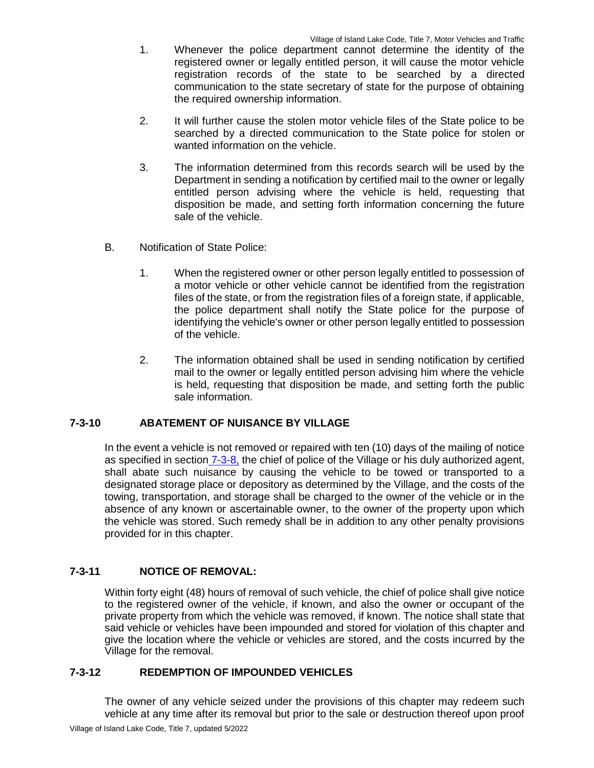1. Whenever the police department cannot determine the identity of the registered owner or legally entitled person, it will cause the motor vehicle registration records of the state to be searched by a directed communication to the state secretary of state for the purpose of obtaining the required ownership information.

2. It will further cause the stolen motor vehicle files of the State police to be searched by a directed communication to the State police for stolen or wanted information on the vehicle.

3. The information determined from this records search will be used by the Department in sending a notification by certified mail to the owner or legally entitled person advising where the vehicle is held, requesting that disposition be made, and setting forth information concerning the future sale of the vehicle.

B. Notification of State Police:

1. When the registered owner or other person legally entitled to possession of a motor vehicle or other vehicle cannot be identified from the registration files of the state, or from the registration files of a foreign state, if applicable, the police department shall notify the State police for the purpose of identifying the vehicle's owner or other person legally entitled to possession of the vehicle.

2. The information obtained shall be used in sending notification by certified mail to the owner or legally entitled person advising him where the vehicle is held, requesting that disposition be made, and setting forth the public sale information.

## 7-3-10 ABATEMENT OF NUISANCE BY VILLAGE

In the event a vehicle is not removed or repaired with ten (10) days of the mailing of notice as specified in section 7-3-8, the chief of police of the Village or his duly authorized agent, shall abate such nuisance by causing the vehicle to be towed or transported to a designated storage place or depository as determined by the Village, and the costs of the towing, transportation, and storage shall be charged to the owner of the vehicle or in the absence of any known or ascertainable owner, to the owner of the property upon which the vehicle was stored. Such remedy shall be in addition to any other penalty provisions provided for in this chapter.

## 7-3-11 NOTICE OF REMOVAL:

Within forty eight (48) hours of removal of such vehicle, the chief of police shall give notice to the registered owner of the vehicle, if known, and also the owner or occupant of the private property from which the vehicle was removed, if known. The notice shall state that said vehicle or vehicles have been impounded and stored for violation of this chapter and give the location where the vehicle or vehicles are stored, and the costs incurred by the Village for the removal.

## 7-3-12 REDEMPTION OF IMPOUNDED VEHICLES

The owner of any vehicle seized under the provisions of this chapter may redeem such vehicle at any time after its removal but prior to the sale or destruction thereof upon proof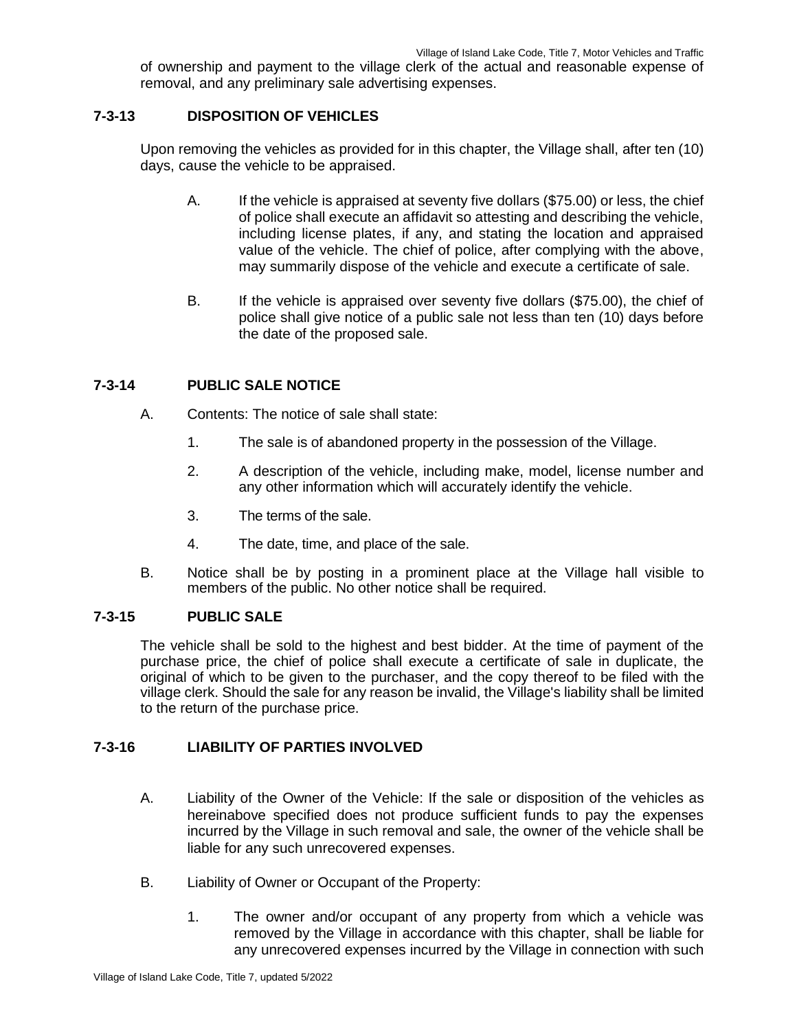of ownership and payment to the village clerk of the actual and reasonable expense of removal, and any preliminary sale advertising expenses.

### 7-3-13 DISPOSITION OF VEHICLES

Upon removing the vehicles as provided for in this chapter, the Village shall, after ten (10) days, cause the vehicle to be appraised.

A. If the vehicle is appraised at seventy five dollars ($75.00) or less, the chief of police shall execute an affidavit so attesting and describing the vehicle, including license plates, if any, and stating the location and appraised value of the vehicle. The chief of police, after complying with the above, may summarily dispose of the vehicle and execute a certificate of sale.

B. If the vehicle is appraised over seventy five dollars ($75.00), the chief of police shall give notice of a public sale not less than ten (10) days before the date of the proposed sale.

### 7-3-14 PUBLIC SALE NOTICE

A. Contents: The notice of sale shall state:

   1. The sale is of abandoned property in the possession of the Village.

   2. A description of the vehicle, including make, model, license number and any other information which will accurately identify the vehicle.

   3. The terms of the sale.

   4. The date, time, and place of the sale.

B. Notice shall be by posting in a prominent place at the Village hall visible to members of the public. No other notice shall be required.

### 7-3-15 PUBLIC SALE

The vehicle shall be sold to the highest and best bidder. At the time of payment of the purchase price, the chief of police shall execute a certificate of sale in duplicate, the original of which to be given to the purchaser, and the copy thereof to be filed with the village clerk. Should the sale for any reason be invalid, the Village's liability shall be limited to the return of the purchase price.

### 7-3-16 LIABILITY OF PARTIES INVOLVED

A. Liability of the Owner of the Vehicle: If the sale or disposition of the vehicles as hereinabove specified does not produce sufficient funds to pay the expenses incurred by the Village in such removal and sale, the owner of the vehicle shall be liable for any such unrecovered expenses.

B. Liability of Owner or Occupant of the Property:

   1. The owner and/or occupant of any property from which a vehicle was removed by the Village in accordance with this chapter, shall be liable for any unrecovered expenses incurred by the Village in connection with such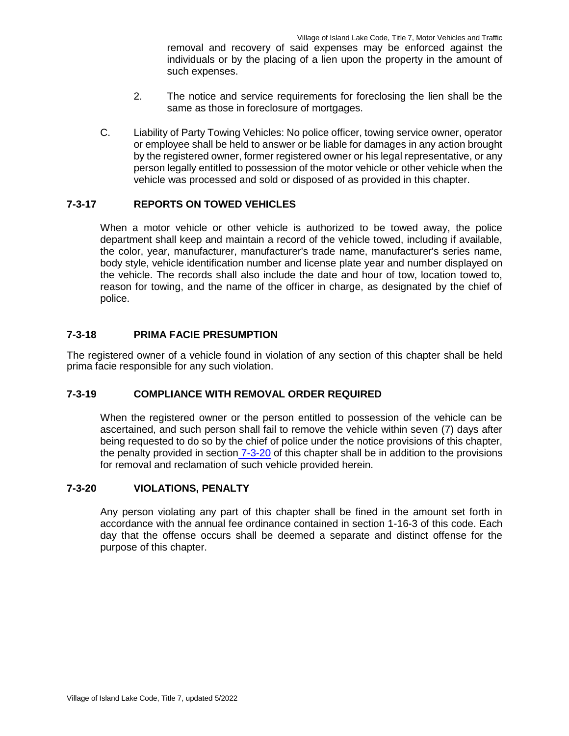removal and recovery of said expenses may be enforced against the individuals or by the placing of a lien upon the property in the amount of such expenses.

2. The notice and service requirements for foreclosing the lien shall be the same as those in foreclosure of mortgages.

C. Liability of Party Towing Vehicles: No police officer, towing service owner, operator or employee shall be held to answer or be liable for damages in any action brought by the registered owner, former registered owner or his legal representative, or any person legally entitled to possession of the motor vehicle or other vehicle when the vehicle was processed and sold or disposed of as provided in this chapter.

### 7-3-17 REPORTS ON TOWED VEHICLES

When a motor vehicle or other vehicle is authorized to be towed away, the police department shall keep and maintain a record of the vehicle towed, including if available, the color, year, manufacturer, manufacturer's trade name, manufacturer's series name, body style, vehicle identification number and license plate year and number displayed on the vehicle. The records shall also include the date and hour of tow, location towed to, reason for towing, and the name of the officer in charge, as designated by the chief of police.

### 7-3-18 PRIMA FACIE PRESUMPTION

The registered owner of a vehicle found in violation of any section of this chapter shall be held prima facie responsible for any such violation.

### 7-3-19 COMPLIANCE WITH REMOVAL ORDER REQUIRED

When the registered owner or the person entitled to possession of the vehicle can be ascertained, and such person shall fail to remove the vehicle within seven (7) days after being requested to do so by the chief of police under the notice provisions of this chapter, the penalty provided in section 7-3-20 of this chapter shall be in addition to the provisions for removal and reclamation of such vehicle provided herein.

### 7-3-20 VIOLATIONS, PENALTY

Any person violating any part of this chapter shall be fined in the amount set forth in accordance with the annual fee ordinance contained in section 1-16-3 of this code. Each day that the offense occurs shall be deemed a separate and distinct offense for the purpose of this chapter.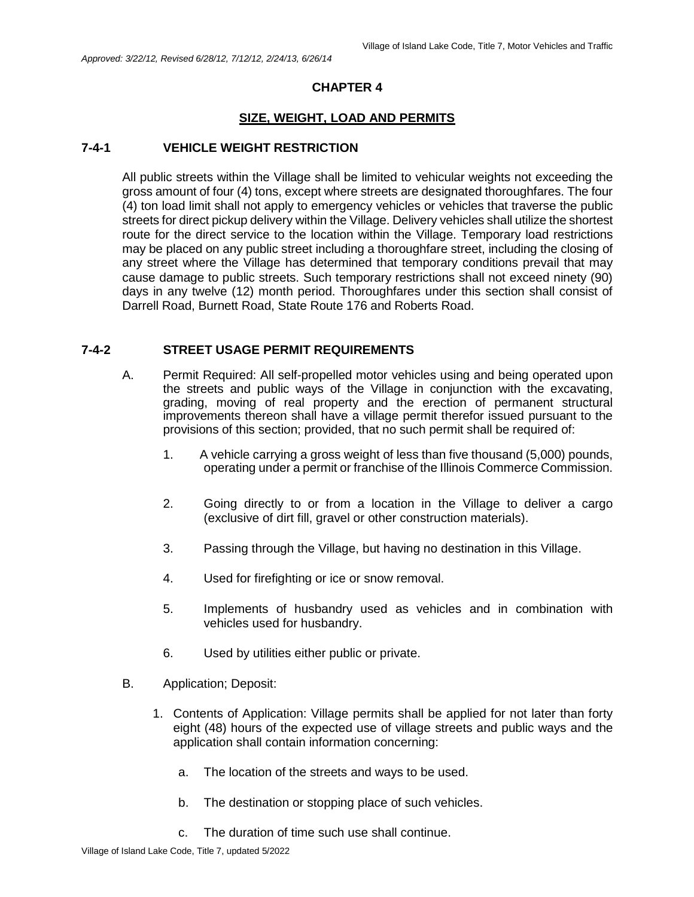# CHAPTER 4

## SIZE, WEIGHT, LOAD AND PERMITS

### 7-4-1 VEHICLE WEIGHT RESTRICTION

All public streets within the Village shall be limited to vehicular weights not exceeding the gross amount of four (4) tons, except where streets are designated thoroughfares. The four (4) ton load limit shall not apply to emergency vehicles or vehicles that traverse the public streets for direct pickup delivery within the Village. Delivery vehicles shall utilize the shortest route for the direct service to the location within the Village. Temporary load restrictions may be placed on any public street including a thoroughfare street, including the closing of any street where the Village has determined that temporary conditions prevail that may cause damage to public streets. Such temporary restrictions shall not exceed ninety (90) days in any twelve (12) month period. Thoroughfares under this section shall consist of Darrell Road, Burnett Road, State Route 176 and Roberts Road.

### 7-4-2 STREET USAGE PERMIT REQUIREMENTS

A. Permit Required: All self-propelled motor vehicles using and being operated upon the streets and public ways of the Village in conjunction with the excavating, grading, moving of real property and the erection of permanent structural improvements thereon shall have a village permit therefor issued pursuant to the provisions of this section; provided, that no such permit shall be required of:

1. A vehicle carrying a gross weight of less than five thousand (5,000) pounds, operating under a permit or franchise of the Illinois Commerce Commission.
2. Going directly to or from a location in the Village to deliver a cargo (exclusive of dirt fill, gravel or other construction materials).
3. Passing through the Village, but having no destination in this Village.
4. Used for firefighting or ice or snow removal.
5. Implements of husbandry used as vehicles and in combination with vehicles used for husbandry.
6. Used by utilities either public or private.

B. Application; Deposit:

1. Contents of Application: Village permits shall be applied for not later than forty eight (48) hours of the expected use of village streets and public ways and the application shall contain information concerning:
   a. The location of the streets and ways to be used.
   b. The destination or stopping place of such vehicles.
   c. The duration of time such use shall continue.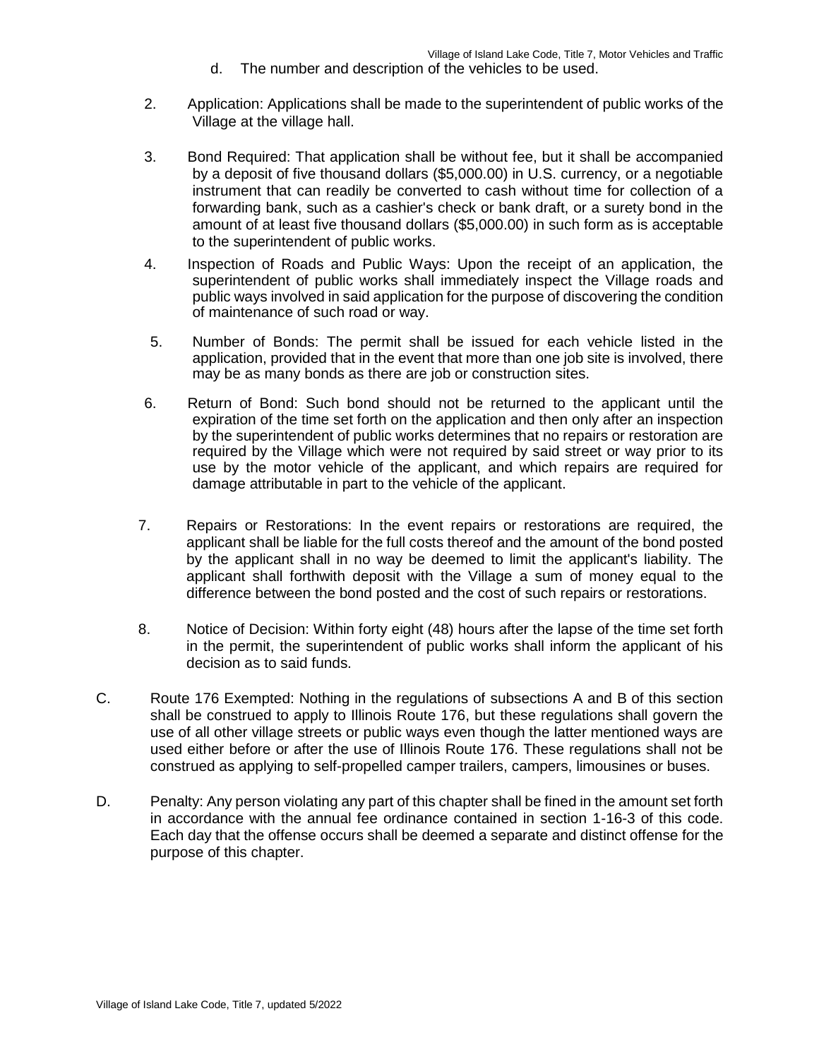d. The number and description of the vehicles to be used.

2. Application: Applications shall be made to the superintendent of public works of the Village at the village hall.

3. Bond Required: That application shall be without fee, but it shall be accompanied by a deposit of five thousand dollars ($5,000.00) in U.S. currency, or a negotiable instrument that can readily be converted to cash without time for collection of a forwarding bank, such as a cashier's check or bank draft, or a surety bond in the amount of at least five thousand dollars ($5,000.00) in such form as is acceptable to the superintendent of public works.

4. Inspection of Roads and Public Ways: Upon the receipt of an application, the superintendent of public works shall immediately inspect the Village roads and public ways involved in said application for the purpose of discovering the condition of maintenance of such road or way.

5. Number of Bonds: The permit shall be issued for each vehicle listed in the application, provided that in the event that more than one job site is involved, there may be as many bonds as there are job or construction sites.

6. Return of Bond: Such bond should not be returned to the applicant until the expiration of the time set forth on the application and then only after an inspection by the superintendent of public works determines that no repairs or restoration are required by the Village which were not required by said street or way prior to its use by the motor vehicle of the applicant, and which repairs are required for damage attributable in part to the vehicle of the applicant.

7. Repairs or Restorations: In the event repairs or restorations are required, the applicant shall be liable for the full costs thereof and the amount of the bond posted by the applicant shall in no way be deemed to limit the applicant's liability. The applicant shall forthwith deposit with the Village a sum of money equal to the difference between the bond posted and the cost of such repairs or restorations.

8. Notice of Decision: Within forty eight (48) hours after the lapse of the time set forth in the permit, the superintendent of public works shall inform the applicant of his decision as to said funds.

C. Route 176 Exempted: Nothing in the regulations of subsections A and B of this section shall be construed to apply to Illinois Route 176, but these regulations shall govern the use of all other village streets or public ways even though the latter mentioned ways are used either before or after the use of Illinois Route 176. These regulations shall not be construed as applying to self-propelled camper trailers, campers, limousines or buses.

D. Penalty: Any person violating any part of this chapter shall be fined in the amount set forth in accordance with the annual fee ordinance contained in section 1-16-3 of this code. Each day that the offense occurs shall be deemed a separate and distinct offense for the purpose of this chapter.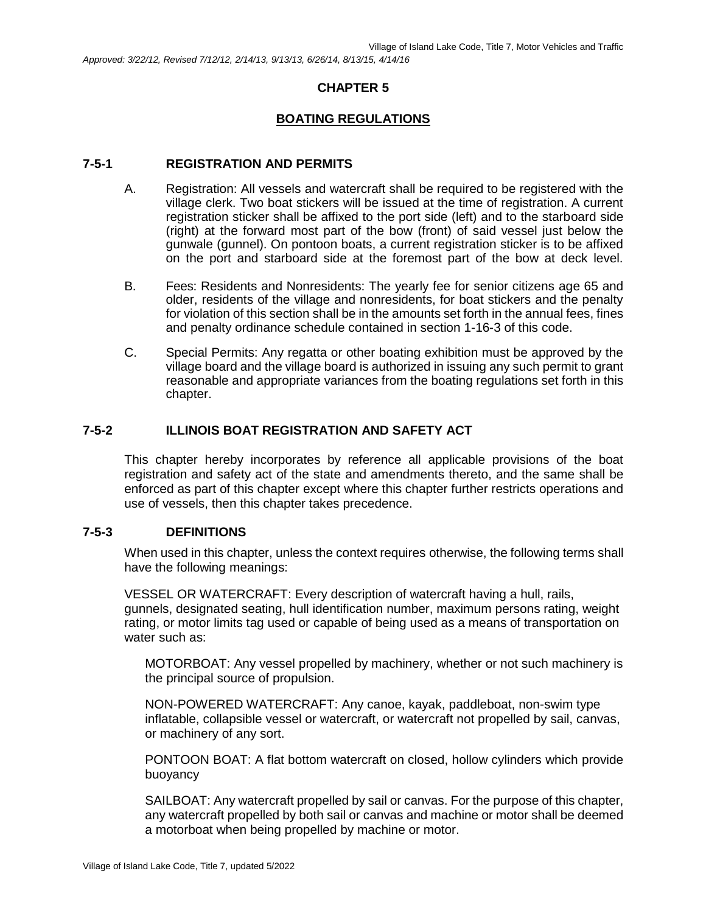*Approved: 3/22/12, Revised 7/12/12, 2/14/13, 9/13/13, 6/26/14, 8/13/15, 4/14/16*

# CHAPTER 5

## BOATING REGULATIONS

### 7-5-1 REGISTRATION AND PERMITS

A. Registration: All vessels and watercraft shall be required to be registered with the village clerk. Two boat stickers will be issued at the time of registration. A current registration sticker shall be affixed to the port side (left) and to the starboard side (right) at the forward most part of the bow (front) of said vessel just below the gunwale (gunnel). On pontoon boats, a current registration sticker is to be affixed on the port and starboard side at the foremost part of the bow at deck level.

B. Fees: Residents and Nonresidents: The yearly fee for senior citizens age 65 and older, residents of the village and nonresidents, for boat stickers and the penalty for violation of this section shall be in the amounts set forth in the annual fees, fines and penalty ordinance schedule contained in section 1-16-3 of this code.

C. Special Permits: Any regatta or other boating exhibition must be approved by the village board and the village board is authorized in issuing any such permit to grant reasonable and appropriate variances from the boating regulations set forth in this chapter.

### 7-5-2 ILLINOIS BOAT REGISTRATION AND SAFETY ACT

This chapter hereby incorporates by reference all applicable provisions of the boat registration and safety act of the state and amendments thereto, and the same shall be enforced as part of this chapter except where this chapter further restricts operations and use of vessels, then this chapter takes precedence.

### 7-5-3 DEFINITIONS

When used in this chapter, unless the context requires otherwise, the following terms shall have the following meanings:

VESSEL OR WATERCRAFT: Every description of watercraft having a hull, rails, gunnels, designated seating, hull identification number, maximum persons rating, weight rating, or motor limits tag used or capable of being used as a means of transportation on water such as:

MOTORBOAT: Any vessel propelled by machinery, whether or not such machinery is the principal source of propulsion.

NON-POWERED WATERCRAFT: Any canoe, kayak, paddleboat, non-swim type inflatable, collapsible vessel or watercraft, or watercraft not propelled by sail, canvas, or machinery of any sort.

PONTOON BOAT: A flat bottom watercraft on closed, hollow cylinders which provide buoyancy

SAILBOAT: Any watercraft propelled by sail or canvas. For the purpose of this chapter, any watercraft propelled by both sail or canvas and machine or motor shall be deemed a motorboat when being propelled by machine or motor.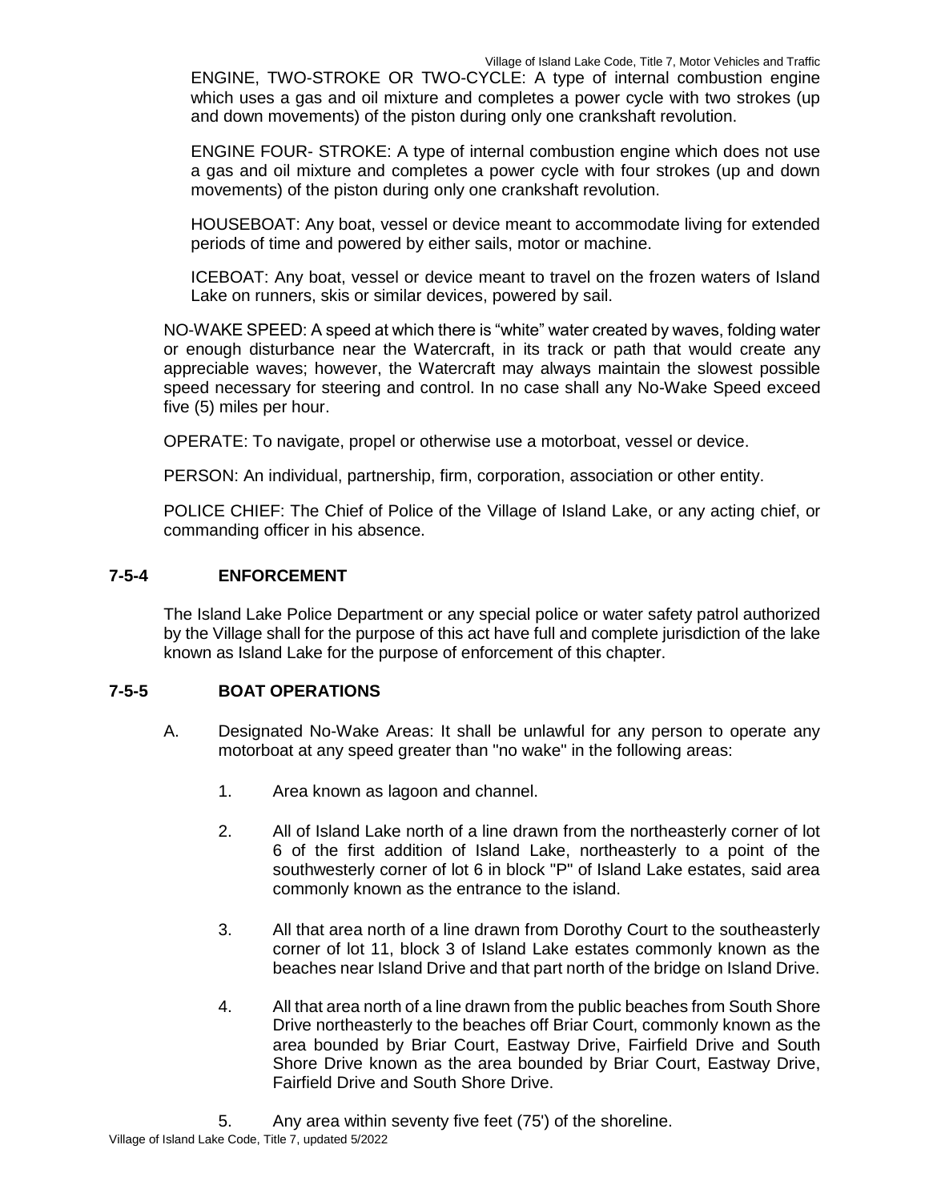ENGINE, TWO-STROKE OR TWO-CYCLE: A type of internal combustion engine which uses a gas and oil mixture and completes a power cycle with two strokes (up and down movements) of the piston during only one crankshaft revolution.

ENGINE FOUR- STROKE: A type of internal combustion engine which does not use a gas and oil mixture and completes a power cycle with four strokes (up and down movements) of the piston during only one crankshaft revolution.

HOUSEBOAT: Any boat, vessel or device meant to accommodate living for extended periods of time and powered by either sails, motor or machine.

ICEBOAT: Any boat, vessel or device meant to travel on the frozen waters of Island Lake on runners, skis or similar devices, powered by sail.

NO-WAKE SPEED: A speed at which there is "white" water created by waves, folding water or enough disturbance near the Watercraft, in its track or path that would create any appreciable waves; however, the Watercraft may always maintain the slowest possible speed necessary for steering and control. In no case shall any No-Wake Speed exceed five (5) miles per hour.

OPERATE: To navigate, propel or otherwise use a motorboat, vessel or device.

PERSON: An individual, partnership, firm, corporation, association or other entity.

POLICE CHIEF: The Chief of Police of the Village of Island Lake, or any acting chief, or commanding officer in his absence.

### 7-5-4 ENFORCEMENT

The Island Lake Police Department or any special police or water safety patrol authorized by the Village shall for the purpose of this act have full and complete jurisdiction of the lake known as Island Lake for the purpose of enforcement of this chapter.

### 7-5-5 BOAT OPERATIONS

A. Designated No-Wake Areas: It shall be unlawful for any person to operate any motorboat at any speed greater than "no wake" in the following areas:

1. Area known as lagoon and channel.

2. All of Island Lake north of a line drawn from the northeasterly corner of lot 6 of the first addition of Island Lake, northeasterly to a point of the southwesterly corner of lot 6 in block "P" of Island Lake estates, said area commonly known as the entrance to the island.

3. All that area north of a line drawn from Dorothy Court to the southeasterly corner of lot 11, block 3 of Island Lake estates commonly known as the beaches near Island Drive and that part north of the bridge on Island Drive.

4. All that area north of a line drawn from the public beaches from South Shore Drive northeasterly to the beaches off Briar Court, commonly known as the area bounded by Briar Court, Eastway Drive, Fairfield Drive and South Shore Drive known as the area bounded by Briar Court, Eastway Drive, Fairfield Drive and South Shore Drive.

5. Any area within seventy five feet (75') of the shoreline.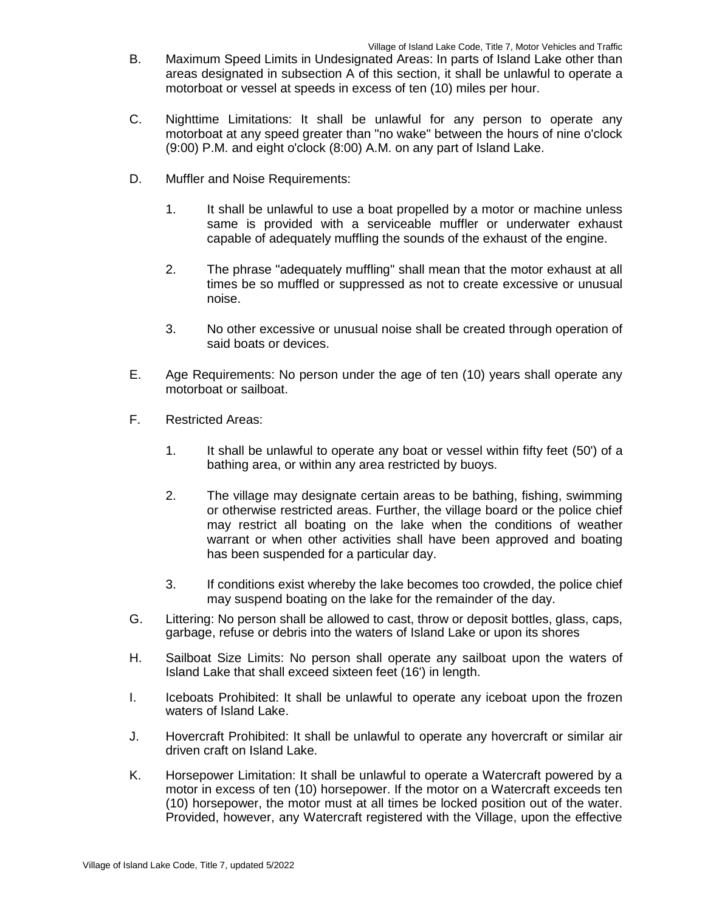B. Maximum Speed Limits in Undesignated Areas: In parts of Island Lake other than areas designated in subsection A of this section, it shall be unlawful to operate a motorboat or vessel at speeds in excess of ten (10) miles per hour.

C. Nighttime Limitations: It shall be unlawful for any person to operate any motorboat at any speed greater than "no wake" between the hours of nine o'clock (9:00) P.M. and eight o'clock (8:00) A.M. on any part of Island Lake.

D. Muffler and Noise Requirements:

  1. It shall be unlawful to use a boat propelled by a motor or machine unless same is provided with a serviceable muffler or underwater exhaust capable of adequately muffling the sounds of the exhaust of the engine.

  2. The phrase "adequately muffling" shall mean that the motor exhaust at all times be so muffled or suppressed as not to create excessive or unusual noise.

  3. No other excessive or unusual noise shall be created through operation of said boats or devices.

E. Age Requirements: No person under the age of ten (10) years shall operate any motorboat or sailboat.

F. Restricted Areas:

  1. It shall be unlawful to operate any boat or vessel within fifty feet (50') of a bathing area, or within any area restricted by buoys.

  2. The village may designate certain areas to be bathing, fishing, swimming or otherwise restricted areas. Further, the village board or the police chief may restrict all boating on the lake when the conditions of weather warrant or when other activities shall have been approved and boating has been suspended for a particular day.

  3. If conditions exist whereby the lake becomes too crowded, the police chief may suspend boating on the lake for the remainder of the day.

G. Littering: No person shall be allowed to cast, throw or deposit bottles, glass, caps, garbage, refuse or debris into the waters of Island Lake or upon its shores

H. Sailboat Size Limits: No person shall operate any sailboat upon the waters of Island Lake that shall exceed sixteen feet (16') in length.

I. Iceboats Prohibited: It shall be unlawful to operate any iceboat upon the frozen waters of Island Lake.

J. Hovercraft Prohibited: It shall be unlawful to operate any hovercraft or similar air driven craft on Island Lake.

K. Horsepower Limitation: It shall be unlawful to operate a Watercraft powered by a motor in excess of ten (10) horsepower. If the motor on a Watercraft exceeds ten (10) horsepower, the motor must at all times be locked position out of the water. Provided, however, any Watercraft registered with the Village, upon the effective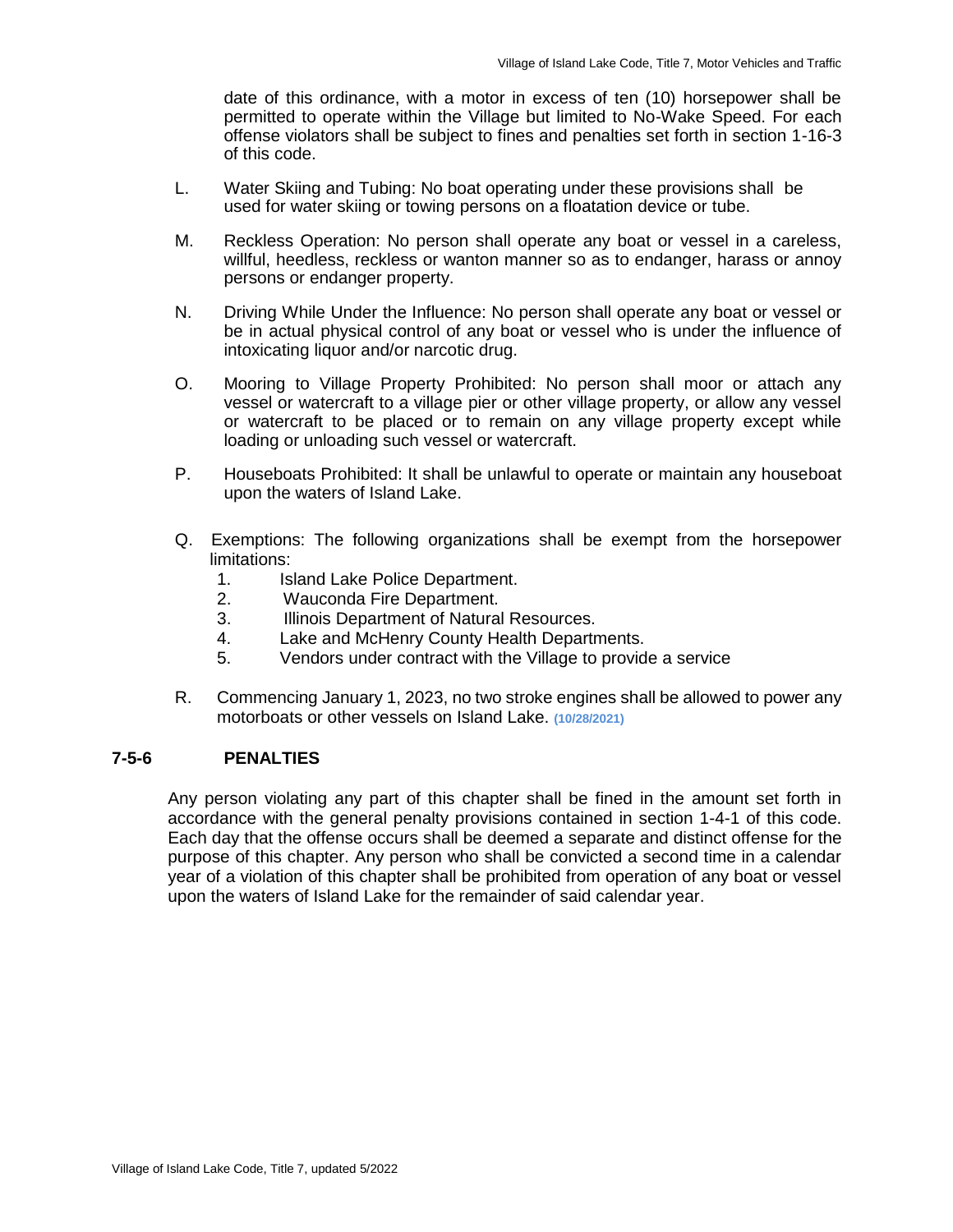date of this ordinance, with a motor in excess of ten (10) horsepower shall be permitted to operate within the Village but limited to No-Wake Speed. For each offense violators shall be subject to fines and penalties set forth in section 1-16-3 of this code.

L. Water Skiing and Tubing: No boat operating under these provisions shall be used for water skiing or towing persons on a floatation device or tube.

M. Reckless Operation: No person shall operate any boat or vessel in a careless, willful, heedless, reckless or wanton manner so as to endanger, harass or annoy persons or endanger property.

N. Driving While Under the Influence: No person shall operate any boat or vessel or be in actual physical control of any boat or vessel who is under the influence of intoxicating liquor and/or narcotic drug.

O. Mooring to Village Property Prohibited: No person shall moor or attach any vessel or watercraft to a village pier or other village property, or allow any vessel or watercraft to be placed or to remain on any village property except while loading or unloading such vessel or watercraft.

P. Houseboats Prohibited: It shall be unlawful to operate or maintain any houseboat upon the waters of Island Lake.

Q. Exemptions: The following organizations shall be exempt from the horsepower limitations:
   1. Island Lake Police Department.
   2. Wauconda Fire Department.
   3. Illinois Department of Natural Resources.
   4. Lake and McHenry County Health Departments.
   5. Vendors under contract with the Village to provide a service

R. Commencing January 1, 2023, no two stroke engines shall be allowed to power any motorboats or other vessels on Island Lake. **(10/28/2021)**

### 7-5-6 PENALTIES

Any person violating any part of this chapter shall be fined in the amount set forth in accordance with the general penalty provisions contained in section 1-4-1 of this code. Each day that the offense occurs shall be deemed a separate and distinct offense for the purpose of this chapter. Any person who shall be convicted a second time in a calendar year of a violation of this chapter shall be prohibited from operation of any boat or vessel upon the waters of Island Lake for the remainder of said calendar year.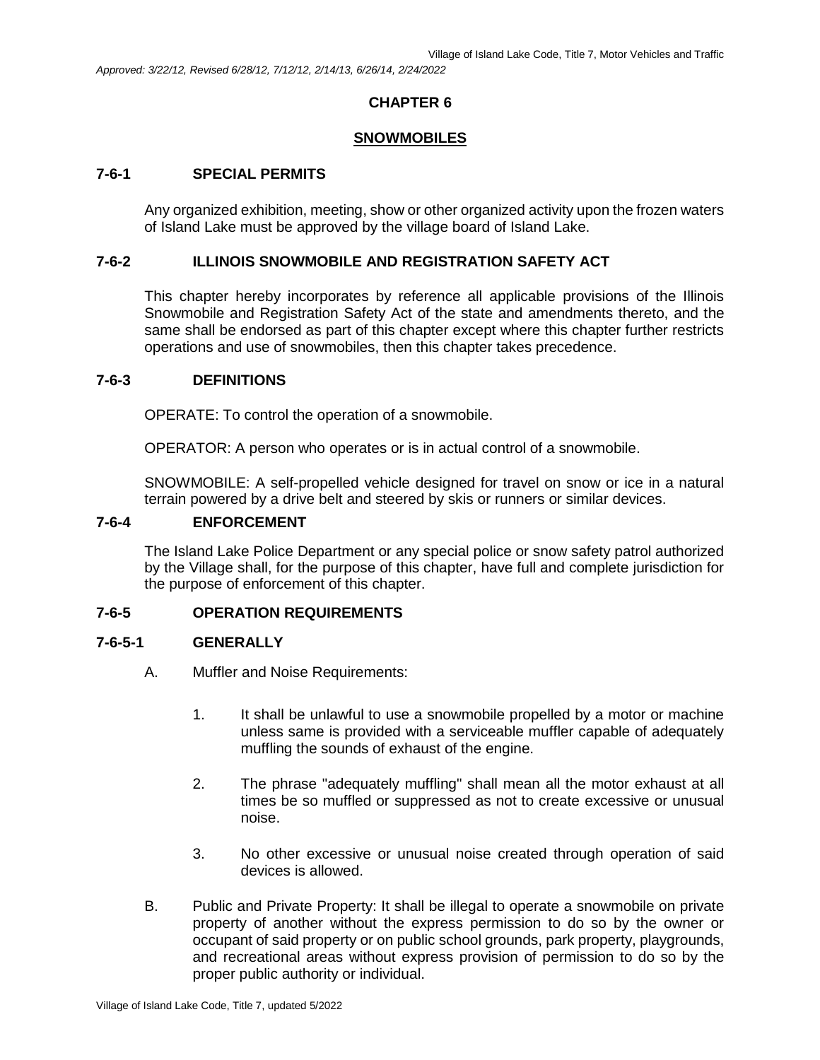*Approved: 3/22/12, Revised 6/28/12, 7/12/12, 2/14/13, 6/26/14, 2/24/2022*

# CHAPTER 6

## SNOWMOBILES

### 7-6-1 SPECIAL PERMITS

Any organized exhibition, meeting, show or other organized activity upon the frozen waters of Island Lake must be approved by the village board of Island Lake.

### 7-6-2 ILLINOIS SNOWMOBILE AND REGISTRATION SAFETY ACT

This chapter hereby incorporates by reference all applicable provisions of the Illinois Snowmobile and Registration Safety Act of the state and amendments thereto, and the same shall be endorsed as part of this chapter except where this chapter further restricts operations and use of snowmobiles, then this chapter takes precedence.

### 7-6-3 DEFINITIONS

OPERATE: To control the operation of a snowmobile.

OPERATOR: A person who operates or is in actual control of a snowmobile.

SNOWMOBILE: A self-propelled vehicle designed for travel on snow or ice in a natural terrain powered by a drive belt and steered by skis or runners or similar devices.

### 7-6-4 ENFORCEMENT

The Island Lake Police Department or any special police or snow safety patrol authorized by the Village shall, for the purpose of this chapter, have full and complete jurisdiction for the purpose of enforcement of this chapter.

### 7-6-5 OPERATION REQUIREMENTS

### 7-6-5-1 GENERALLY

A. Muffler and Noise Requirements:

   1. It shall be unlawful to use a snowmobile propelled by a motor or machine unless same is provided with a serviceable muffler capable of adequately muffling the sounds of exhaust of the engine.

   2. The phrase "adequately muffling" shall mean all the motor exhaust at all times be so muffled or suppressed as not to create excessive or unusual noise.

   3. No other excessive or unusual noise created through operation of said devices is allowed.

B. Public and Private Property: It shall be illegal to operate a snowmobile on private property of another without the express permission to do so by the owner or occupant of said property or on public school grounds, park property, playgrounds, and recreational areas without express provision of permission to do so by the proper public authority or individual.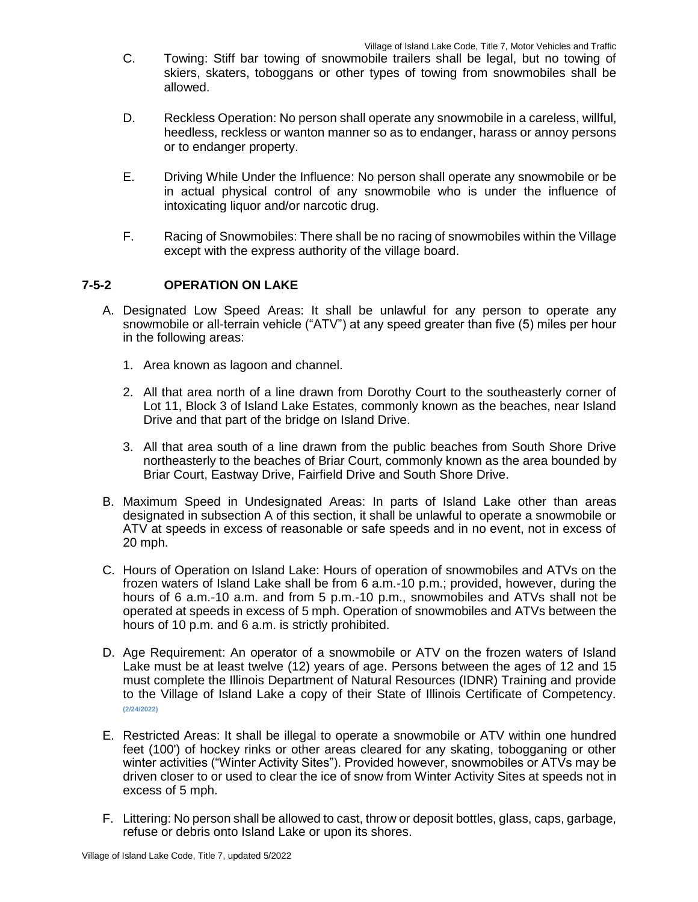C. Towing: Stiff bar towing of snowmobile trailers shall be legal, but no towing of skiers, skaters, toboggans or other types of towing from snowmobiles shall be allowed.

D. Reckless Operation: No person shall operate any snowmobile in a careless, willful, heedless, reckless or wanton manner so as to endanger, harass or annoy persons or to endanger property.

E. Driving While Under the Influence: No person shall operate any snowmobile or be in actual physical control of any snowmobile who is under the influence of intoxicating liquor and/or narcotic drug.

F. Racing of Snowmobiles: There shall be no racing of snowmobiles within the Village except with the express authority of the village board.

## 7-5-2 OPERATION ON LAKE

A. Designated Low Speed Areas: It shall be unlawful for any person to operate any snowmobile or all-terrain vehicle ("ATV") at any speed greater than five (5) miles per hour in the following areas:

   1. Area known as lagoon and channel.

   2. All that area north of a line drawn from Dorothy Court to the southeasterly corner of Lot 11, Block 3 of Island Lake Estates, commonly known as the beaches, near Island Drive and that part of the bridge on Island Drive.

   3. All that area south of a line drawn from the public beaches from South Shore Drive northeasterly to the beaches of Briar Court, commonly known as the area bounded by Briar Court, Eastway Drive, Fairfield Drive and South Shore Drive.

B. Maximum Speed in Undesignated Areas: In parts of Island Lake other than areas designated in subsection A of this section, it shall be unlawful to operate a snowmobile or ATV at speeds in excess of reasonable or safe speeds and in no event, not in excess of 20 mph.

C. Hours of Operation on Island Lake: Hours of operation of snowmobiles and ATVs on the frozen waters of Island Lake shall be from 6 a.m.-10 p.m.; provided, however, during the hours of 6 a.m.-10 a.m. and from 5 p.m.-10 p.m., snowmobiles and ATVs shall not be operated at speeds in excess of 5 mph. Operation of snowmobiles and ATVs between the hours of 10 p.m. and 6 a.m. is strictly prohibited.

D. Age Requirement: An operator of a snowmobile or ATV on the frozen waters of Island Lake must be at least twelve (12) years of age. Persons between the ages of 12 and 15 must complete the Illinois Department of Natural Resources (IDNR) Training and provide to the Village of Island Lake a copy of their State of Illinois Certificate of Competency. (2/24/2022)

E. Restricted Areas: It shall be illegal to operate a snowmobile or ATV within one hundred feet (100') of hockey rinks or other areas cleared for any skating, tobogganing or other winter activities ("Winter Activity Sites"). Provided however, snowmobiles or ATVs may be driven closer to or used to clear the ice of snow from Winter Activity Sites at speeds not in excess of 5 mph.

F. Littering: No person shall be allowed to cast, throw or deposit bottles, glass, caps, garbage, refuse or debris onto Island Lake or upon its shores.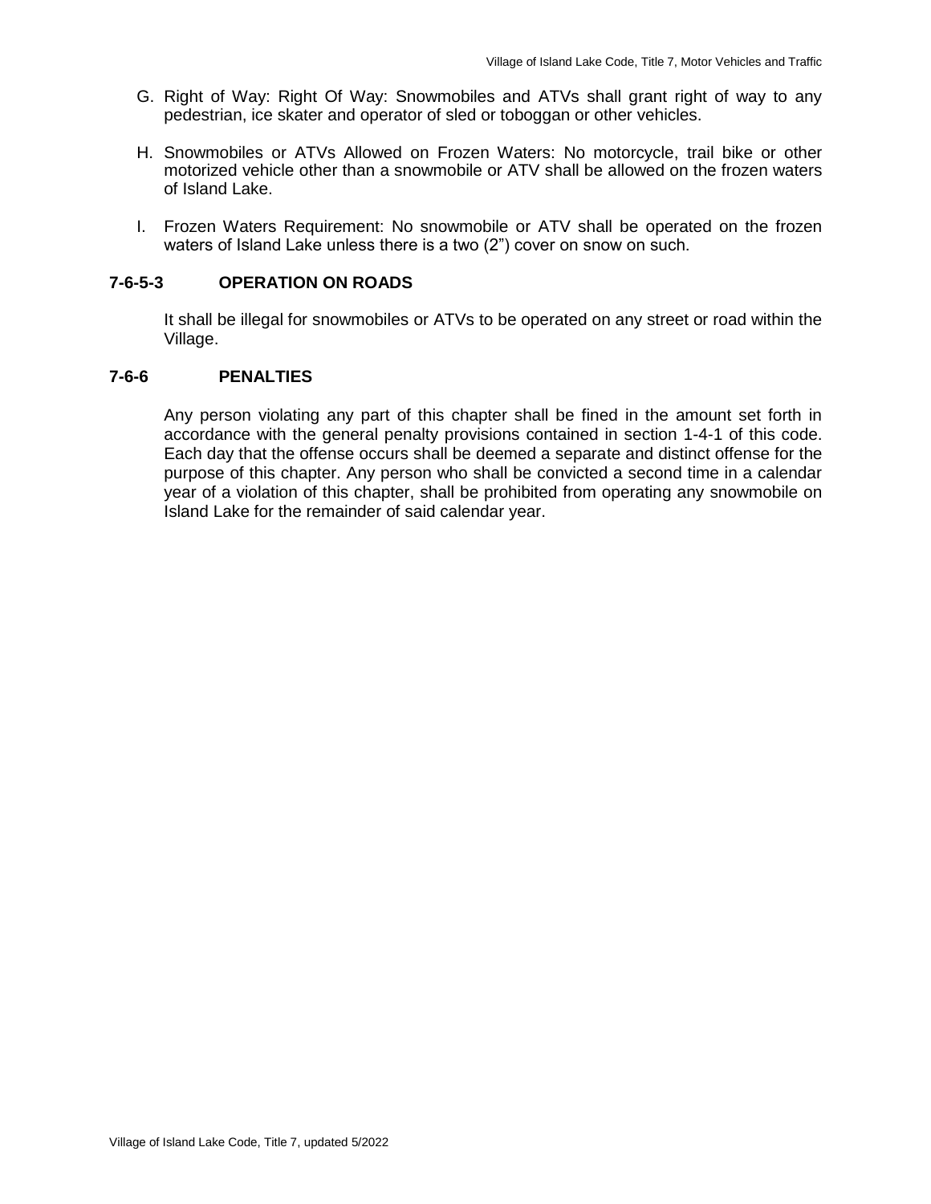G. Right of Way: Right Of Way: Snowmobiles and ATVs shall grant right of way to any pedestrian, ice skater and operator of sled or toboggan or other vehicles.

H. Snowmobiles or ATVs Allowed on Frozen Waters: No motorcycle, trail bike or other motorized vehicle other than a snowmobile or ATV shall be allowed on the frozen waters of Island Lake.

I. Frozen Waters Requirement: No snowmobile or ATV shall be operated on the frozen waters of Island Lake unless there is a two (2") cover on snow on such.

### 7-6-5-3 OPERATION ON ROADS

It shall be illegal for snowmobiles or ATVs to be operated on any street or road within the Village.

### 7-6-6 PENALTIES

Any person violating any part of this chapter shall be fined in the amount set forth in accordance with the general penalty provisions contained in section 1-4-1 of this code. Each day that the offense occurs shall be deemed a separate and distinct offense for the purpose of this chapter. Any person who shall be convicted a second time in a calendar year of a violation of this chapter, shall be prohibited from operating any snowmobile on Island Lake for the remainder of said calendar year.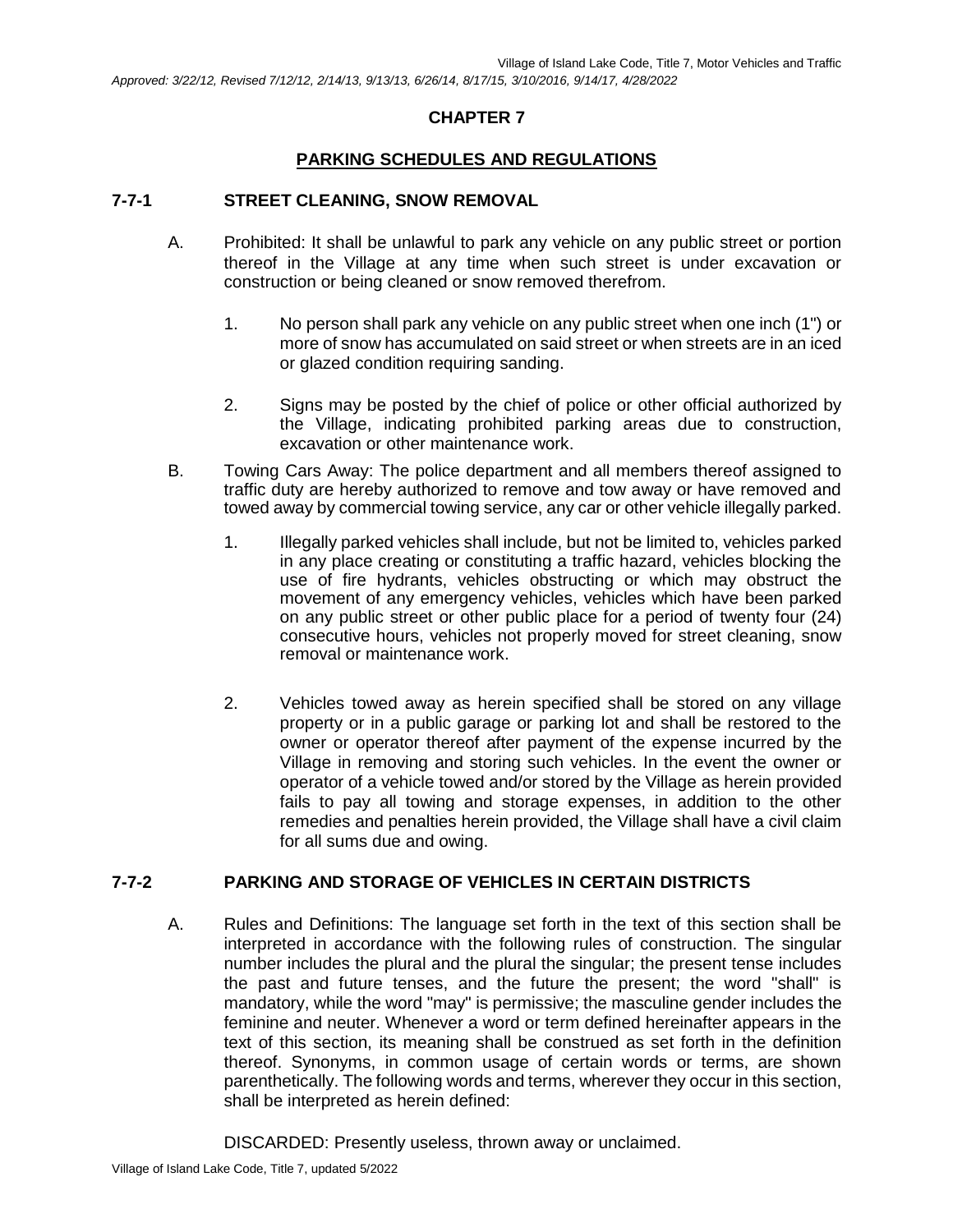## CHAPTER 7

## PARKING SCHEDULES AND REGULATIONS

### 7-7-1 STREET CLEANING, SNOW REMOVAL

A. Prohibited: It shall be unlawful to park any vehicle on any public street or portion thereof in the Village at any time when such street is under excavation or construction or being cleaned or snow removed therefrom.

1. No person shall park any vehicle on any public street when one inch (1") or more of snow has accumulated on said street or when streets are in an iced or glazed condition requiring sanding.

2. Signs may be posted by the chief of police or other official authorized by the Village, indicating prohibited parking areas due to construction, excavation or other maintenance work.

B. Towing Cars Away: The police department and all members thereof assigned to traffic duty are hereby authorized to remove and tow away or have removed and towed away by commercial towing service, any car or other vehicle illegally parked.

1. Illegally parked vehicles shall include, but not be limited to, vehicles parked in any place creating or constituting a traffic hazard, vehicles blocking the use of fire hydrants, vehicles obstructing or which may obstruct the movement of any emergency vehicles, vehicles which have been parked on any public street or other public place for a period of twenty four (24) consecutive hours, vehicles not properly moved for street cleaning, snow removal or maintenance work.

2. Vehicles towed away as herein specified shall be stored on any village property or in a public garage or parking lot and shall be restored to the owner or operator thereof after payment of the expense incurred by the Village in removing and storing such vehicles. In the event the owner or operator of a vehicle towed and/or stored by the Village as herein provided fails to pay all towing and storage expenses, in addition to the other remedies and penalties herein provided, the Village shall have a civil claim for all sums due and owing.

### 7-7-2 PARKING AND STORAGE OF VEHICLES IN CERTAIN DISTRICTS

A. Rules and Definitions: The language set forth in the text of this section shall be interpreted in accordance with the following rules of construction. The singular number includes the plural and the plural the singular; the present tense includes the past and future tenses, and the future the present; the word "shall" is mandatory, while the word "may" is permissive; the masculine gender includes the feminine and neuter. Whenever a word or term defined hereinafter appears in the text of this section, its meaning shall be construed as set forth in the definition thereof. Synonyms, in common usage of certain words or terms, are shown parenthetically. The following words and terms, wherever they occur in this section, shall be interpreted as herein defined:

DISCARDED: Presently useless, thrown away or unclaimed.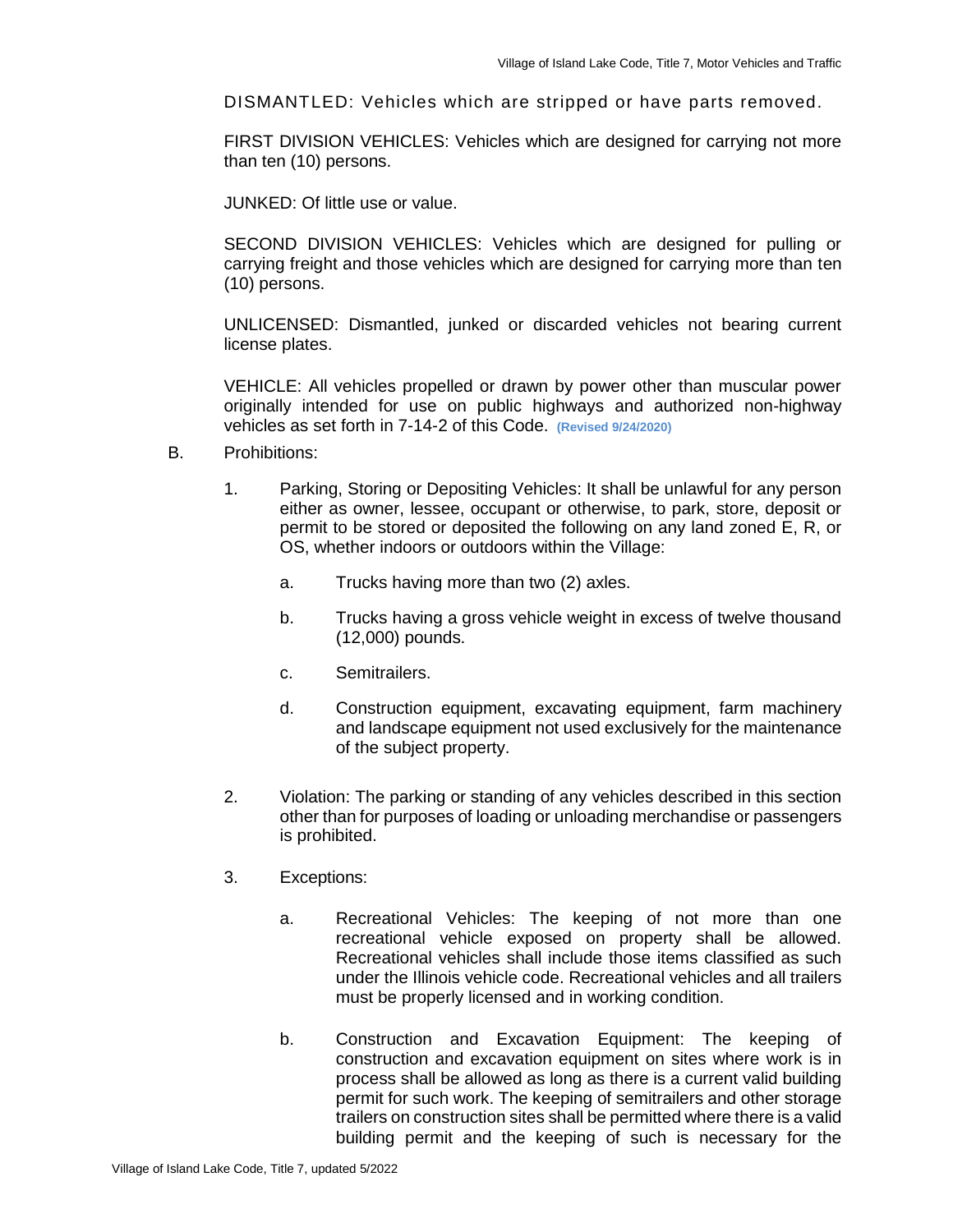DISMANTLED: Vehicles which are stripped or have parts removed.

FIRST DIVISION VEHICLES: Vehicles which are designed for carrying not more than ten (10) persons.

JUNKED: Of little use or value.

SECOND DIVISION VEHICLES: Vehicles which are designed for pulling or carrying freight and those vehicles which are designed for carrying more than ten (10) persons.

UNLICENSED: Dismantled, junked or discarded vehicles not bearing current license plates.

VEHICLE: All vehicles propelled or drawn by power other than muscular power originally intended for use on public highways and authorized non-highway vehicles as set forth in 7-14-2 of this Code. **(Revised 9/24/2020)**

B. Prohibitions:

1. Parking, Storing or Depositing Vehicles: It shall be unlawful for any person either as owner, lessee, occupant or otherwise, to park, store, deposit or permit to be stored or deposited the following on any land zoned E, R, or OS, whether indoors or outdoors within the Village:

   a. Trucks having more than two (2) axles.

   b. Trucks having a gross vehicle weight in excess of twelve thousand (12,000) pounds.

   c. Semitrailers.

   d. Construction equipment, excavating equipment, farm machinery and landscape equipment not used exclusively for the maintenance of the subject property.

2. Violation: The parking or standing of any vehicles described in this section other than for purposes of loading or unloading merchandise or passengers is prohibited.

3. Exceptions:

   a. Recreational Vehicles: The keeping of not more than one recreational vehicle exposed on property shall be allowed. Recreational vehicles shall include those items classified as such under the Illinois vehicle code. Recreational vehicles and all trailers must be properly licensed and in working condition.

   b. Construction and Excavation Equipment: The keeping of construction and excavation equipment on sites where work is in process shall be allowed as long as there is a current valid building permit for such work. The keeping of semitrailers and other storage trailers on construction sites shall be permitted where there is a valid building permit and the keeping of such is necessary for the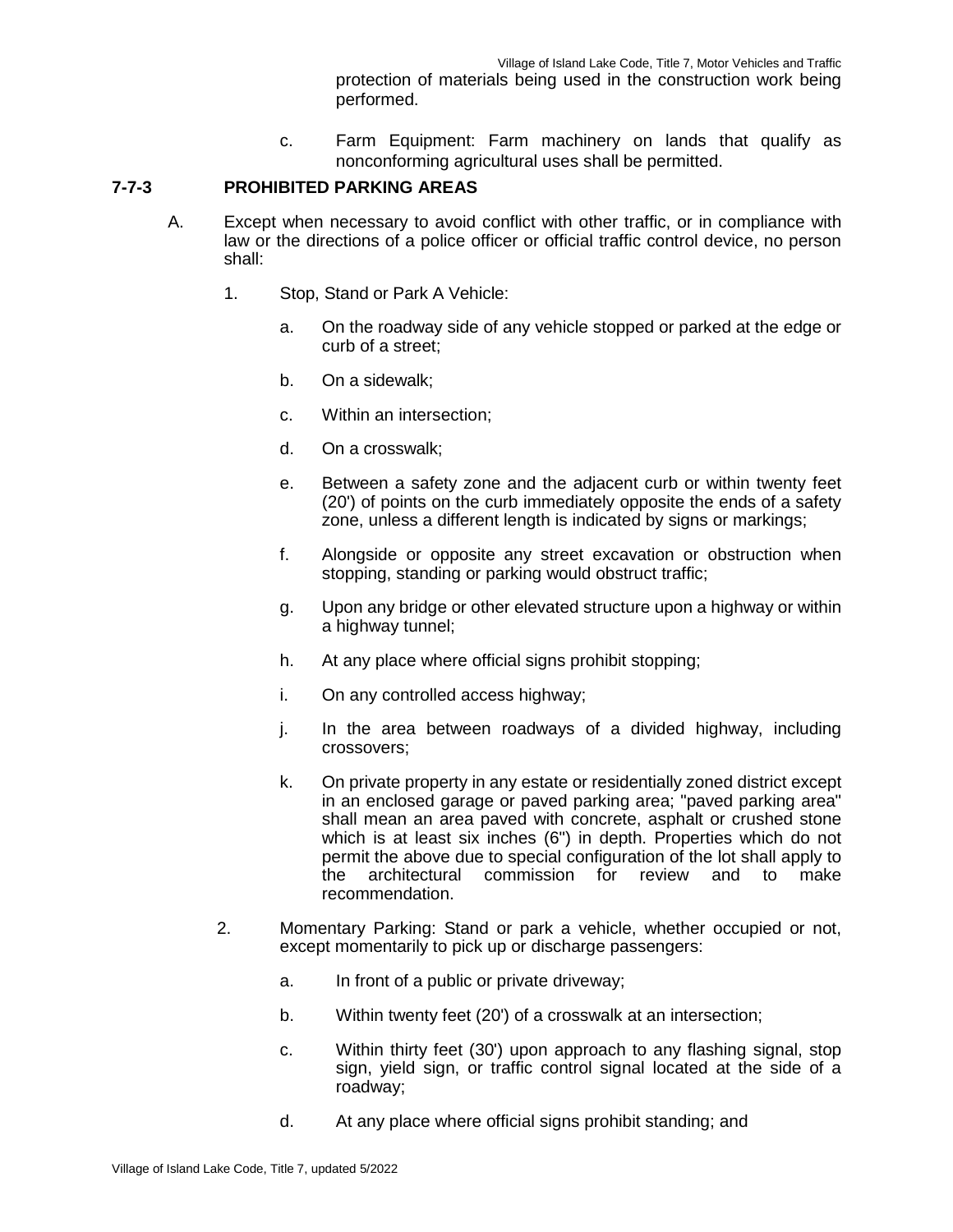protection of materials being used in the construction work being performed.

c. Farm Equipment: Farm machinery on lands that qualify as nonconforming agricultural uses shall be permitted.

## 7-7-3 PROHIBITED PARKING AREAS

A. Except when necessary to avoid conflict with other traffic, or in compliance with law or the directions of a police officer or official traffic control device, no person shall:

1. Stop, Stand or Park A Vehicle:

   a. On the roadway side of any vehicle stopped or parked at the edge or curb of a street;

   b. On a sidewalk;

   c. Within an intersection;

   d. On a crosswalk;

   e. Between a safety zone and the adjacent curb or within twenty feet (20') of points on the curb immediately opposite the ends of a safety zone, unless a different length is indicated by signs or markings;

   f. Alongside or opposite any street excavation or obstruction when stopping, standing or parking would obstruct traffic;

   g. Upon any bridge or other elevated structure upon a highway or within a highway tunnel;

   h. At any place where official signs prohibit stopping;

   i. On any controlled access highway;

   j. In the area between roadways of a divided highway, including crossovers;

   k. On private property in any estate or residentially zoned district except in an enclosed garage or paved parking area; "paved parking area" shall mean an area paved with concrete, asphalt or crushed stone which is at least six inches (6") in depth. Properties which do not permit the above due to special configuration of the lot shall apply to the architectural commission for review and to make recommendation.

2. Momentary Parking: Stand or park a vehicle, whether occupied or not, except momentarily to pick up or discharge passengers:

   a. In front of a public or private driveway;

   b. Within twenty feet (20') of a crosswalk at an intersection;

   c. Within thirty feet (30') upon approach to any flashing signal, stop sign, yield sign, or traffic control signal located at the side of a roadway;

   d. At any place where official signs prohibit standing; and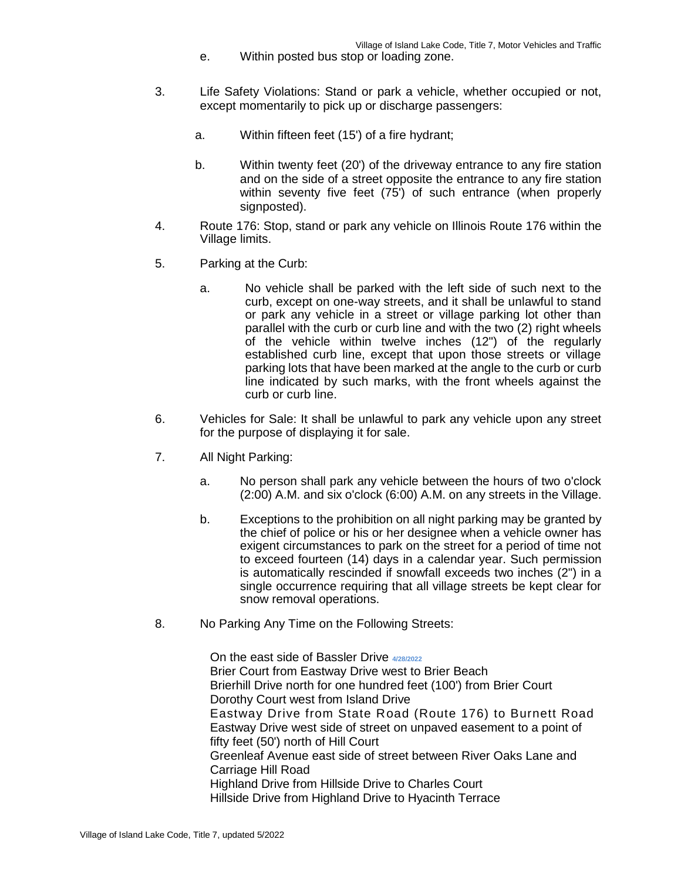e. Within posted bus stop or loading zone.

3. Life Safety Violations: Stand or park a vehicle, whether occupied or not, except momentarily to pick up or discharge passengers:

   a. Within fifteen feet (15') of a fire hydrant;

   b. Within twenty feet (20') of the driveway entrance to any fire station and on the side of a street opposite the entrance to any fire station within seventy five feet (75') of such entrance (when properly signposted).

4. Route 176: Stop, stand or park any vehicle on Illinois Route 176 within the Village limits.

5. Parking at the Curb:

   a. No vehicle shall be parked with the left side of such next to the curb, except on one-way streets, and it shall be unlawful to stand or park any vehicle in a street or village parking lot other than parallel with the curb or curb line and with the two (2) right wheels of the vehicle within twelve inches (12") of the regularly established curb line, except that upon those streets or village parking lots that have been marked at the angle to the curb or curb line indicated by such marks, with the front wheels against the curb or curb line.

6. Vehicles for Sale: It shall be unlawful to park any vehicle upon any street for the purpose of displaying it for sale.

7. All Night Parking:

   a. No person shall park any vehicle between the hours of two o'clock (2:00) A.M. and six o'clock (6:00) A.M. on any streets in the Village.

   b. Exceptions to the prohibition on all night parking may be granted by the chief of police or his or her designee when a vehicle owner has exigent circumstances to park on the street for a period of time not to exceed fourteen (14) days in a calendar year. Such permission is automatically rescinded if snowfall exceeds two inches (2") in a single occurrence requiring that all village streets be kept clear for snow removal operations.

8. No Parking Any Time on the Following Streets:

   On the east side of Bassler Drive 4/28/2022
   Brier Court from Eastway Drive west to Brier Beach
   Brierhill Drive north for one hundred feet (100') from Brier Court
   Dorothy Court west from Island Drive
   Eastway Drive from State Road (Route 176) to Burnett Road
   Eastway Drive west side of street on unpaved easement to a point of fifty feet (50') north of Hill Court
   Greenleaf Avenue east side of street between River Oaks Lane and Carriage Hill Road
   Highland Drive from Hillside Drive to Charles Court
   Hillside Drive from Highland Drive to Hyacinth Terrace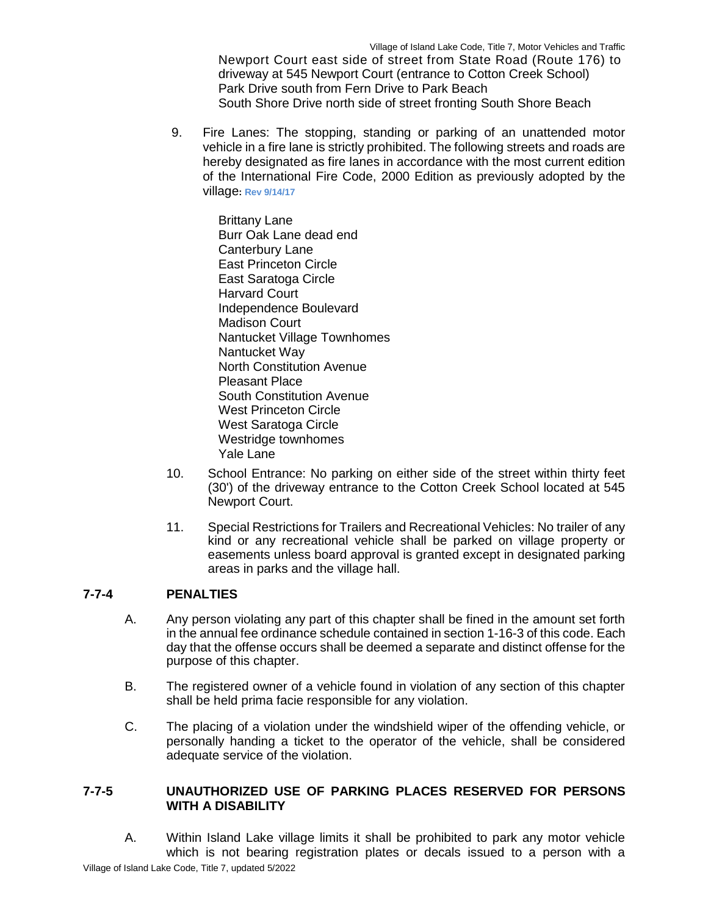Newport Court east side of street from State Road (Route 176) to driveway at 545 Newport Court (entrance to Cotton Creek School)
Park Drive south from Fern Drive to Park Beach
South Shore Drive north side of street fronting South Shore Beach

9. Fire Lanes: The stopping, standing or parking of an unattended motor vehicle in a fire lane is strictly prohibited. The following streets and roads are hereby designated as fire lanes in accordance with the most current edition of the International Fire Code, 2000 Edition as previously adopted by the village: Rev 9/14/17

   Brittany Lane
   Burr Oak Lane dead end
   Canterbury Lane
   East Princeton Circle
   East Saratoga Circle
   Harvard Court
   Independence Boulevard
   Madison Court
   Nantucket Village Townhomes
   Nantucket Way
   North Constitution Avenue
   Pleasant Place
   South Constitution Avenue
   West Princeton Circle
   West Saratoga Circle
   Westridge townhomes
   Yale Lane

10. School Entrance: No parking on either side of the street within thirty feet (30') of the driveway entrance to the Cotton Creek School located at 545 Newport Court.

11. Special Restrictions for Trailers and Recreational Vehicles: No trailer of any kind or any recreational vehicle shall be parked on village property or easements unless board approval is granted except in designated parking areas in parks and the village hall.

### 7-7-4 PENALTIES

A. Any person violating any part of this chapter shall be fined in the amount set forth in the annual fee ordinance schedule contained in section 1-16-3 of this code. Each day that the offense occurs shall be deemed a separate and distinct offense for the purpose of this chapter.

B. The registered owner of a vehicle found in violation of any section of this chapter shall be held prima facie responsible for any violation.

C. The placing of a violation under the windshield wiper of the offending vehicle, or personally handing a ticket to the operator of the vehicle, shall be considered adequate service of the violation.

### 7-7-5 UNAUTHORIZED USE OF PARKING PLACES RESERVED FOR PERSONS WITH A DISABILITY

A. Within Island Lake village limits it shall be prohibited to park any motor vehicle which is not bearing registration plates or decals issued to a person with a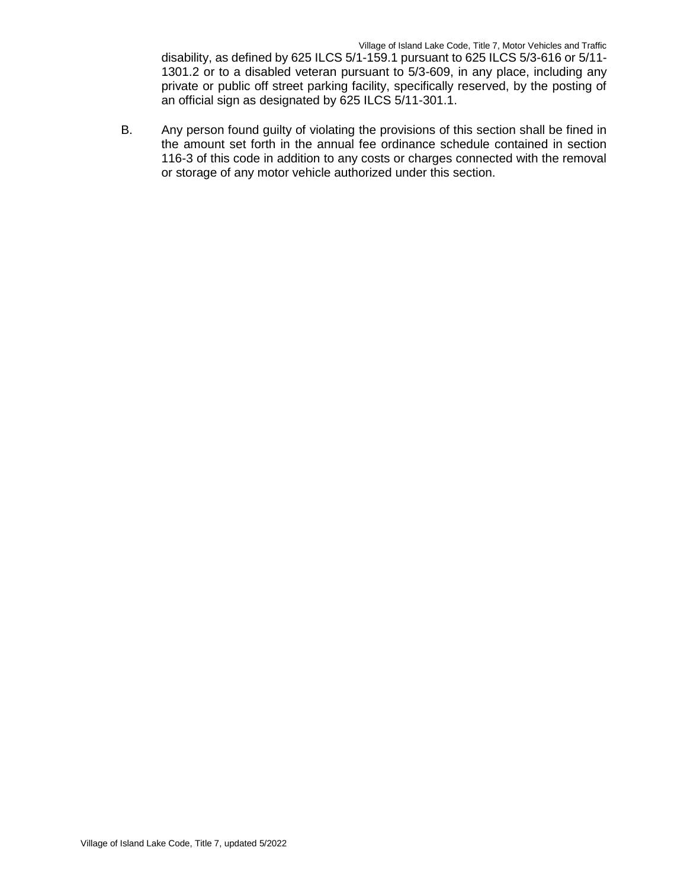disability, as defined by 625 ILCS 5/1-159.1 pursuant to 625 ILCS 5/3-616 or 5/11-1301.2 or to a disabled veteran pursuant to 5/3-609, in any place, including any private or public off street parking facility, specifically reserved, by the posting of an official sign as designated by 625 ILCS 5/11-301.1.

B. Any person found guilty of violating the provisions of this section shall be fined in the amount set forth in the annual fee ordinance schedule contained in section 116-3 of this code in addition to any costs or charges connected with the removal or storage of any motor vehicle authorized under this section.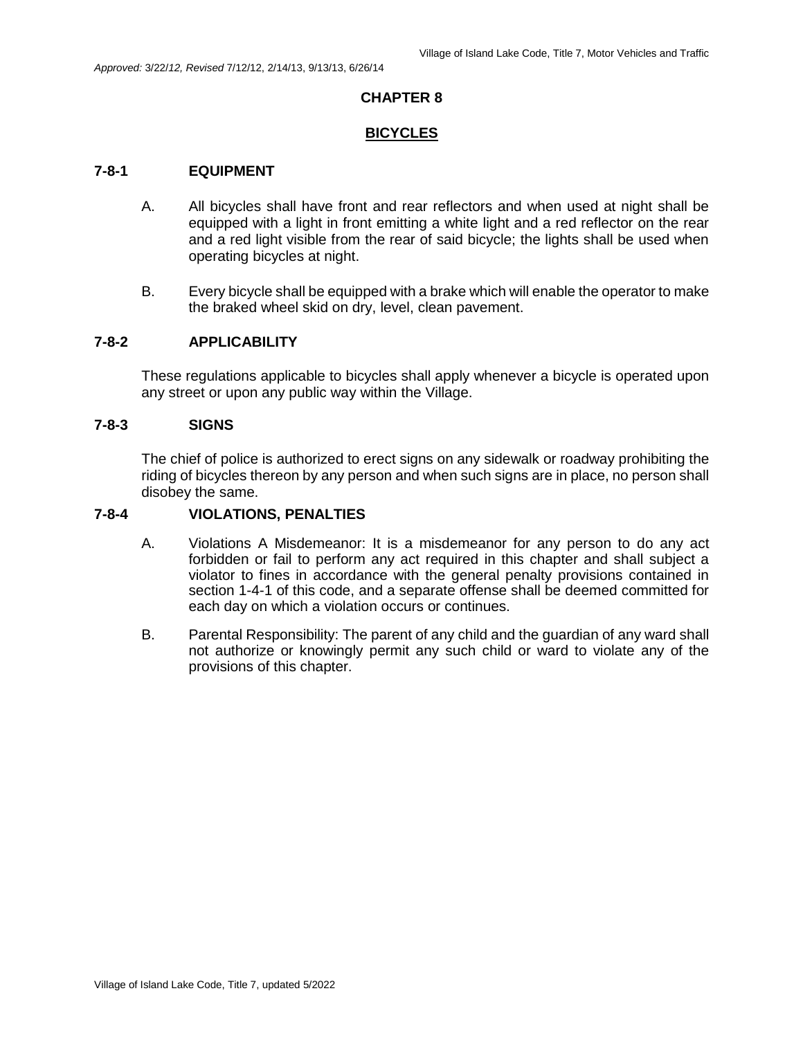*Approved:* 3/22/*12, Revised* 7/12/12, 2/14/13, 9/13/13, 6/26/14

# CHAPTER 8

## BICYCLES

### 7-8-1 EQUIPMENT

A. All bicycles shall have front and rear reflectors and when used at night shall be equipped with a light in front emitting a white light and a red reflector on the rear and a red light visible from the rear of said bicycle; the lights shall be used when operating bicycles at night.

B. Every bicycle shall be equipped with a brake which will enable the operator to make the braked wheel skid on dry, level, clean pavement.

### 7-8-2 APPLICABILITY

These regulations applicable to bicycles shall apply whenever a bicycle is operated upon any street or upon any public way within the Village.

### 7-8-3 SIGNS

The chief of police is authorized to erect signs on any sidewalk or roadway prohibiting the riding of bicycles thereon by any person and when such signs are in place, no person shall disobey the same.

### 7-8-4 VIOLATIONS, PENALTIES

A. Violations A Misdemeanor: It is a misdemeanor for any person to do any act forbidden or fail to perform any act required in this chapter and shall subject a violator to fines in accordance with the general penalty provisions contained in section 1-4-1 of this code, and a separate offense shall be deemed committed for each day on which a violation occurs or continues.

B. Parental Responsibility: The parent of any child and the guardian of any ward shall not authorize or knowingly permit any such child or ward to violate any of the provisions of this chapter.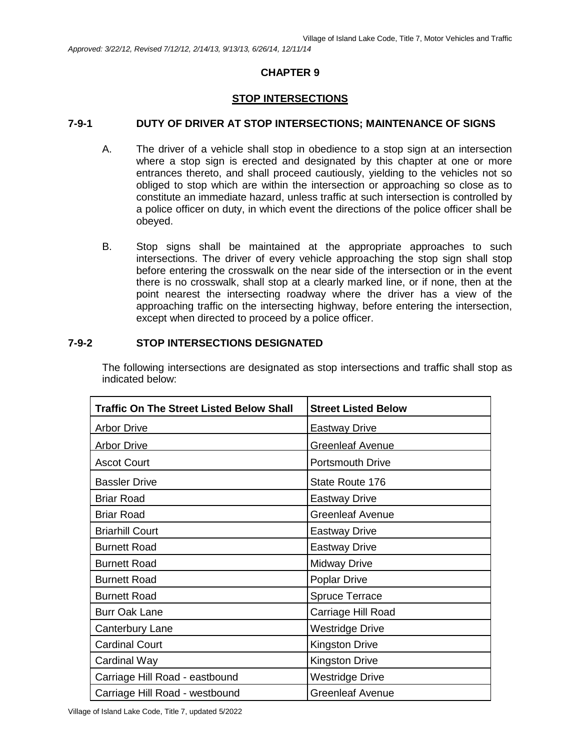*Approved: 3/22/12, Revised 7/12/12, 2/14/13, 9/13/13, 6/26/14, 12/11/14*

## CHAPTER 9

## STOP INTERSECTIONS

### 7-9-1 DUTY OF DRIVER AT STOP INTERSECTIONS; MAINTENANCE OF SIGNS

A. The driver of a vehicle shall stop in obedience to a stop sign at an intersection where a stop sign is erected and designated by this chapter at one or more entrances thereto, and shall proceed cautiously, yielding to the vehicles not so obliged to stop which are within the intersection or approaching so close as to constitute an immediate hazard, unless traffic at such intersection is controlled by a police officer on duty, in which event the directions of the police officer shall be obeyed.

B. Stop signs shall be maintained at the appropriate approaches to such intersections. The driver of every vehicle approaching the stop sign shall stop before entering the crosswalk on the near side of the intersection or in the event there is no crosswalk, shall stop at a clearly marked line, or if none, then at the point nearest the intersecting roadway where the driver has a view of the approaching traffic on the intersecting highway, before entering the intersection, except when directed to proceed by a police officer.

### 7-9-2 STOP INTERSECTIONS DESIGNATED

The following intersections are designated as stop intersections and traffic shall stop as indicated below:

| Traffic On The Street Listed Below Shall | Street Listed Below |
|---|---|
| Arbor Drive | Eastway Drive |
| Arbor Drive | Greenleaf Avenue |
| Ascot Court | Portsmouth Drive |
| Bassler Drive | State Route 176 |
| Briar Road | Eastway Drive |
| Briar Road | Greenleaf Avenue |
| Briarhill Court | Eastway Drive |
| Burnett Road | Eastway Drive |
| Burnett Road | Midway Drive |
| Burnett Road | Poplar Drive |
| Burnett Road | Spruce Terrace |
| Burr Oak Lane | Carriage Hill Road |
| Canterbury Lane | Westridge Drive |
| Cardinal Court | Kingston Drive |
| Cardinal Way | Kingston Drive |
| Carriage Hill Road - eastbound | Westridge Drive |
| Carriage Hill Road - westbound | Greenleaf Avenue |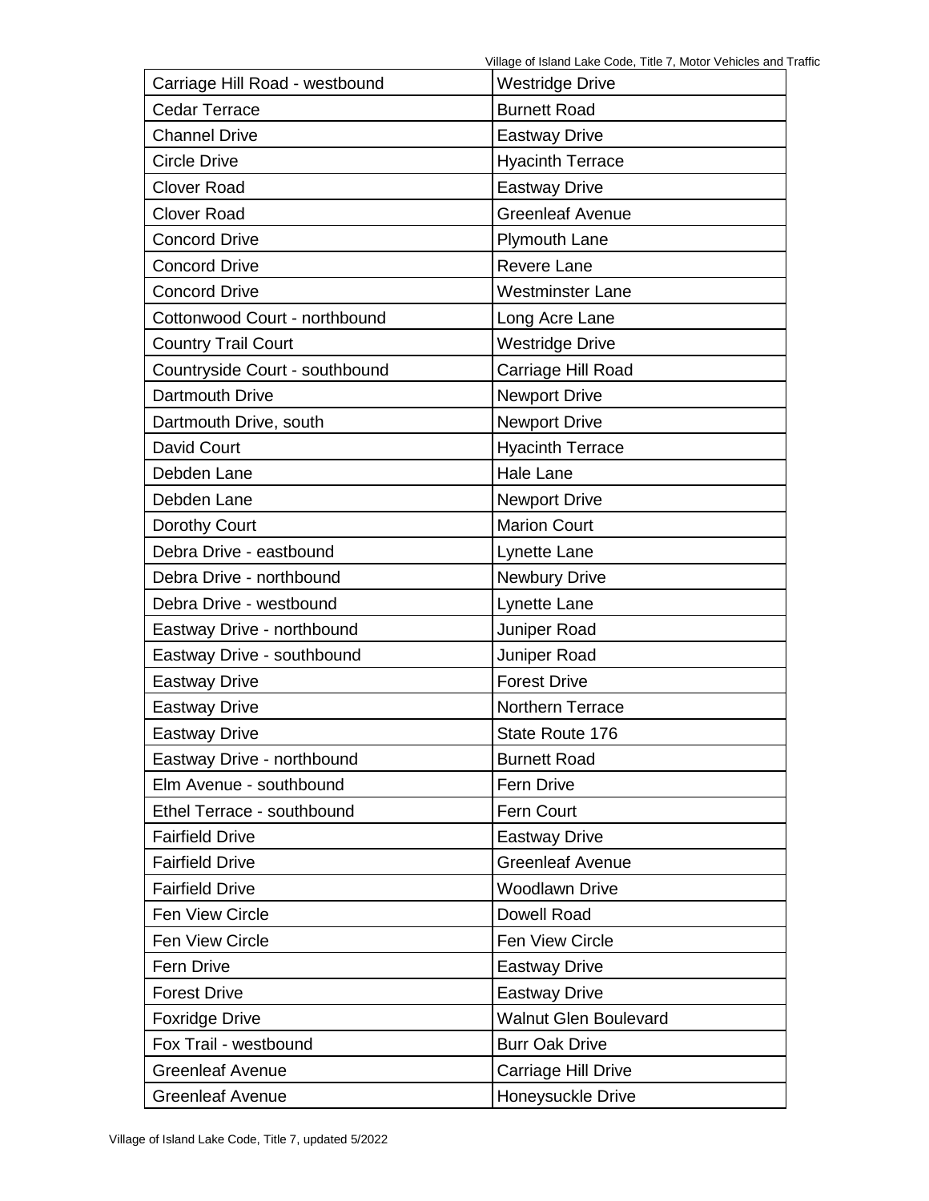| | |
|---|---|
| Carriage Hill Road - westbound | Westridge Drive |
| Cedar Terrace | Burnett Road |
| Channel Drive | Eastway Drive |
| Circle Drive | Hyacinth Terrace |
| Clover Road | Eastway Drive |
| Clover Road | Greenleaf Avenue |
| Concord Drive | Plymouth Lane |
| Concord Drive | Revere Lane |
| Concord Drive | Westminster Lane |
| Cottonwood Court - northbound | Long Acre Lane |
| Country Trail Court | Westridge Drive |
| Countryside Court - southbound | Carriage Hill Road |
| Dartmouth Drive | Newport Drive |
| Dartmouth Drive, south | Newport Drive |
| David Court | Hyacinth Terrace |
| Debden Lane | Hale Lane |
| Debden Lane | Newport Drive |
| Dorothy Court | Marion Court |
| Debra Drive - eastbound | Lynette Lane |
| Debra Drive - northbound | Newbury Drive |
| Debra Drive - westbound | Lynette Lane |
| Eastway Drive - northbound | Juniper Road |
| Eastway Drive - southbound | Juniper Road |
| Eastway Drive | Forest Drive |
| Eastway Drive | Northern Terrace |
| Eastway Drive | State Route 176 |
| Eastway Drive - northbound | Burnett Road |
| Elm Avenue - southbound | Fern Drive |
| Ethel Terrace - southbound | Fern Court |
| Fairfield Drive | Eastway Drive |
| Fairfield Drive | Greenleaf Avenue |
| Fairfield Drive | Woodlawn Drive |
| Fen View Circle | Dowell Road |
| Fen View Circle | Fen View Circle |
| Fern Drive | Eastway Drive |
| Forest Drive | Eastway Drive |
| Foxridge Drive | Walnut Glen Boulevard |
| Fox Trail - westbound | Burr Oak Drive |
| Greenleaf Avenue | Carriage Hill Drive |
| Greenleaf Avenue | Honeysuckle Drive |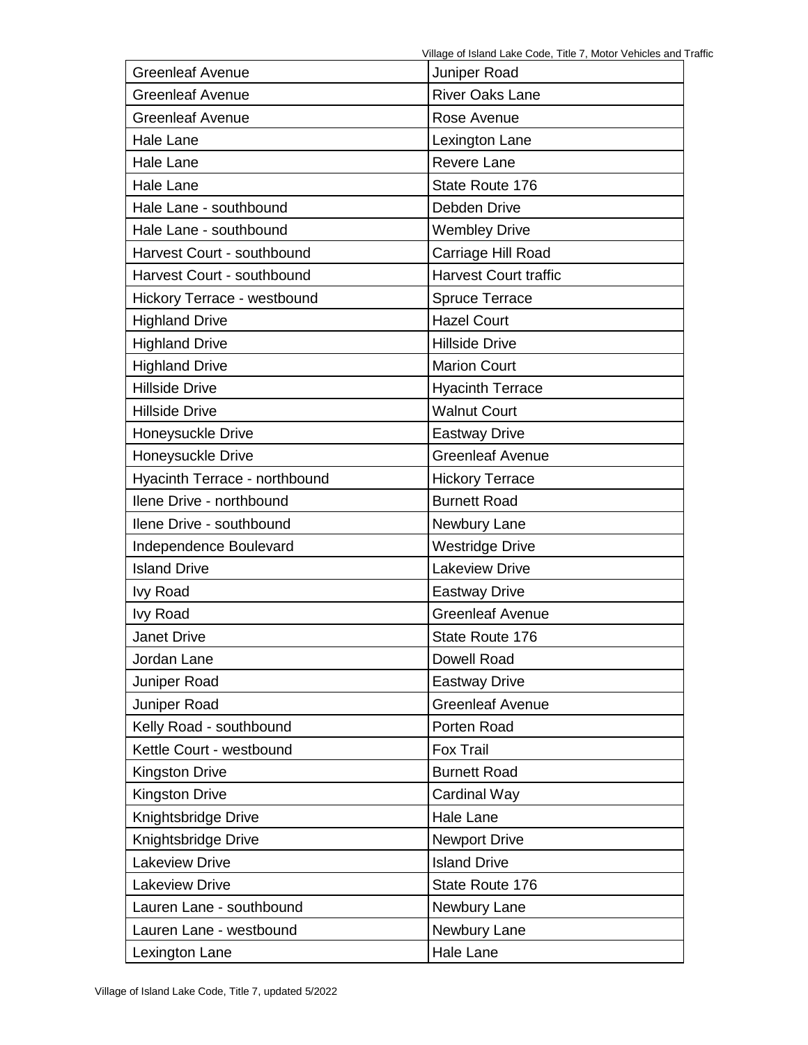| Greenleaf Avenue | Juniper Road |
|---|---|
| Greenleaf Avenue | River Oaks Lane |
| Greenleaf Avenue | Rose Avenue |
| Hale Lane | Lexington Lane |
| Hale Lane | Revere Lane |
| Hale Lane | State Route 176 |
| Hale Lane - southbound | Debden Drive |
| Hale Lane - southbound | Wembley Drive |
| Harvest Court - southbound | Carriage Hill Road |
| Harvest Court - southbound | Harvest Court traffic |
| Hickory Terrace - westbound | Spruce Terrace |
| Highland Drive | Hazel Court |
| Highland Drive | Hillside Drive |
| Highland Drive | Marion Court |
| Hillside Drive | Hyacinth Terrace |
| Hillside Drive | Walnut Court |
| Honeysuckle Drive | Eastway Drive |
| Honeysuckle Drive | Greenleaf Avenue |
| Hyacinth Terrace - northbound | Hickory Terrace |
| Ilene Drive - northbound | Burnett Road |
| Ilene Drive - southbound | Newbury Lane |
| Independence Boulevard | Westridge Drive |
| Island Drive | Lakeview Drive |
| Ivy Road | Eastway Drive |
| Ivy Road | Greenleaf Avenue |
| Janet Drive | State Route 176 |
| Jordan Lane | Dowell Road |
| Juniper Road | Eastway Drive |
| Juniper Road | Greenleaf Avenue |
| Kelly Road - southbound | Porten Road |
| Kettle Court - westbound | Fox Trail |
| Kingston Drive | Burnett Road |
| Kingston Drive | Cardinal Way |
| Knightsbridge Drive | Hale Lane |
| Knightsbridge Drive | Newport Drive |
| Lakeview Drive | Island Drive |
| Lakeview Drive | State Route 176 |
| Lauren Lane - southbound | Newbury Lane |
| Lauren Lane - westbound | Newbury Lane |
| Lexington Lane | Hale Lane |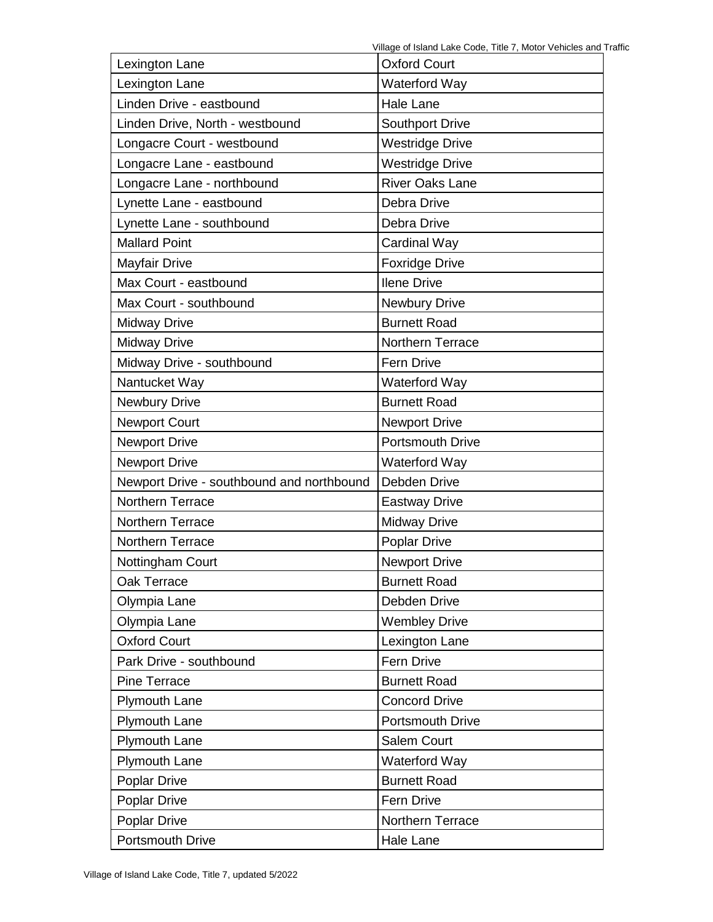| Lexington Lane | Oxford Court |
|---|---|
| Lexington Lane | Waterford Way |
| Linden Drive - eastbound | Hale Lane |
| Linden Drive, North - westbound | Southport Drive |
| Longacre Court - westbound | Westridge Drive |
| Longacre Lane - eastbound | Westridge Drive |
| Longacre Lane - northbound | River Oaks Lane |
| Lynette Lane - eastbound | Debra Drive |
| Lynette Lane - southbound | Debra Drive |
| Mallard Point | Cardinal Way |
| Mayfair Drive | Foxridge Drive |
| Max Court - eastbound | Ilene Drive |
| Max Court - southbound | Newbury Drive |
| Midway Drive | Burnett Road |
| Midway Drive | Northern Terrace |
| Midway Drive - southbound | Fern Drive |
| Nantucket Way | Waterford Way |
| Newbury Drive | Burnett Road |
| Newport Court | Newport Drive |
| Newport Drive | Portsmouth Drive |
| Newport Drive | Waterford Way |
| Newport Drive - southbound and northbound | Debden Drive |
| Northern Terrace | Eastway Drive |
| Northern Terrace | Midway Drive |
| Northern Terrace | Poplar Drive |
| Nottingham Court | Newport Drive |
| Oak Terrace | Burnett Road |
| Olympia Lane | Debden Drive |
| Olympia Lane | Wembley Drive |
| Oxford Court | Lexington Lane |
| Park Drive - southbound | Fern Drive |
| Pine Terrace | Burnett Road |
| Plymouth Lane | Concord Drive |
| Plymouth Lane | Portsmouth Drive |
| Plymouth Lane | Salem Court |
| Plymouth Lane | Waterford Way |
| Poplar Drive | Burnett Road |
| Poplar Drive | Fern Drive |
| Poplar Drive | Northern Terrace |
| Portsmouth Drive | Hale Lane |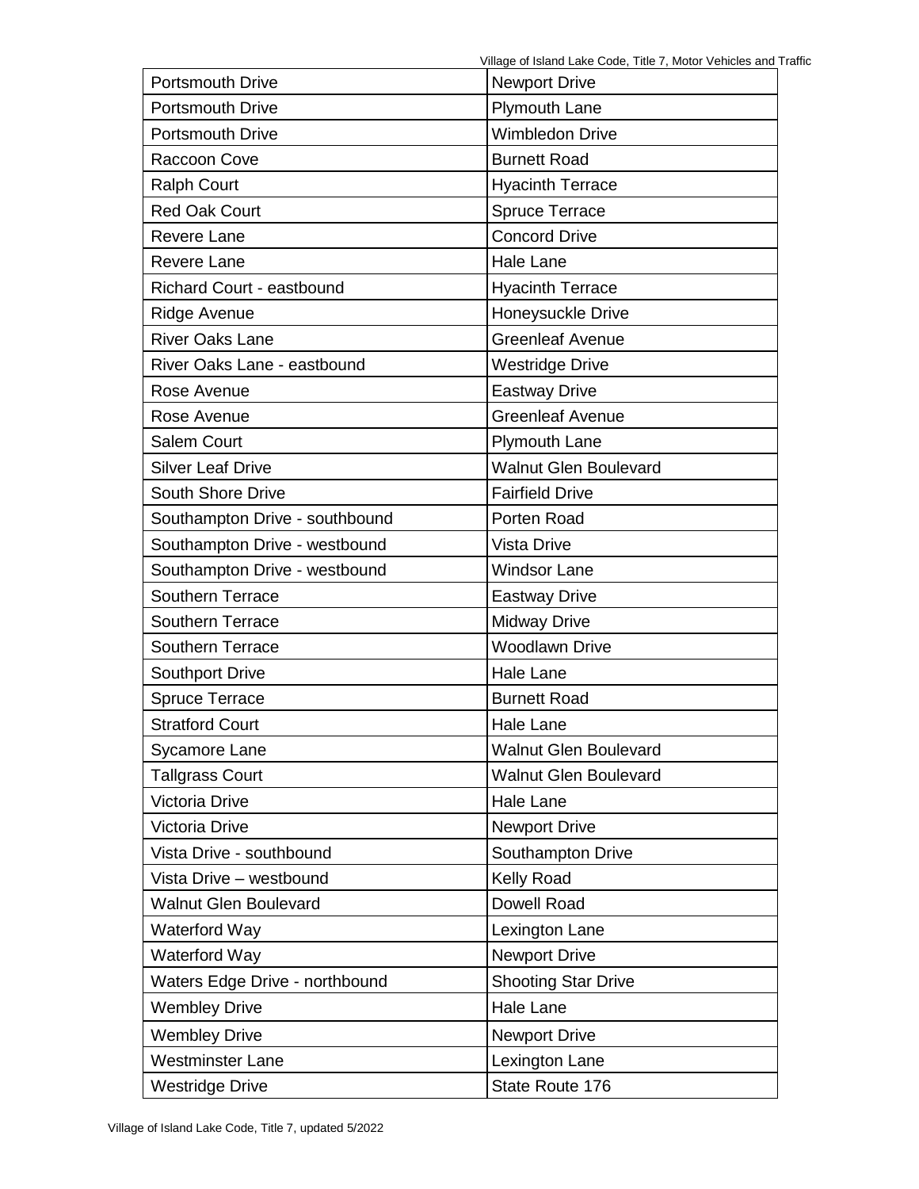| Portsmouth Drive | Newport Drive |
|---|---|
| Portsmouth Drive | Plymouth Lane |
| Portsmouth Drive | Wimbledon Drive |
| Raccoon Cove | Burnett Road |
| Ralph Court | Hyacinth Terrace |
| Red Oak Court | Spruce Terrace |
| Revere Lane | Concord Drive |
| Revere Lane | Hale Lane |
| Richard Court - eastbound | Hyacinth Terrace |
| Ridge Avenue | Honeysuckle Drive |
| River Oaks Lane | Greenleaf Avenue |
| River Oaks Lane - eastbound | Westridge Drive |
| Rose Avenue | Eastway Drive |
| Rose Avenue | Greenleaf Avenue |
| Salem Court | Plymouth Lane |
| Silver Leaf Drive | Walnut Glen Boulevard |
| South Shore Drive | Fairfield Drive |
| Southampton Drive - southbound | Porten Road |
| Southampton Drive - westbound | Vista Drive |
| Southampton Drive - westbound | Windsor Lane |
| Southern Terrace | Eastway Drive |
| Southern Terrace | Midway Drive |
| Southern Terrace | Woodlawn Drive |
| Southport Drive | Hale Lane |
| Spruce Terrace | Burnett Road |
| Stratford Court | Hale Lane |
| Sycamore Lane | Walnut Glen Boulevard |
| Tallgrass Court | Walnut Glen Boulevard |
| Victoria Drive | Hale Lane |
| Victoria Drive | Newport Drive |
| Vista Drive - southbound | Southampton Drive |
| Vista Drive – westbound | Kelly Road |
| Walnut Glen Boulevard | Dowell Road |
| Waterford Way | Lexington Lane |
| Waterford Way | Newport Drive |
| Waters Edge Drive - northbound | Shooting Star Drive |
| Wembley Drive | Hale Lane |
| Wembley Drive | Newport Drive |
| Westminster Lane | Lexington Lane |
| Westridge Drive | State Route 176 |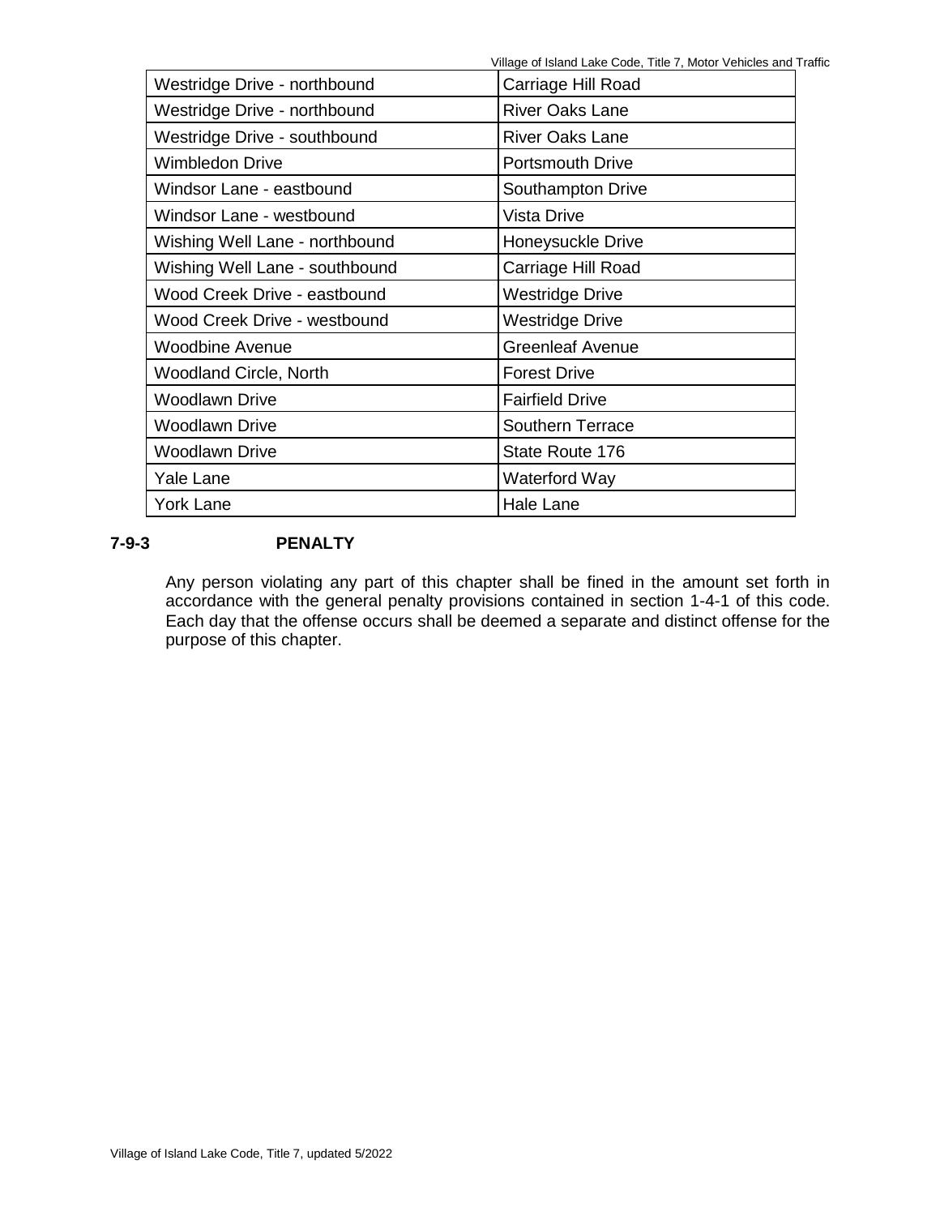| Westridge Drive - northbound | Carriage Hill Road |
|---|---|
| Westridge Drive - northbound | River Oaks Lane |
| Westridge Drive - southbound | River Oaks Lane |
| Wimbledon Drive | Portsmouth Drive |
| Windsor Lane - eastbound | Southampton Drive |
| Windsor Lane - westbound | Vista Drive |
| Wishing Well Lane - northbound | Honeysuckle Drive |
| Wishing Well Lane - southbound | Carriage Hill Road |
| Wood Creek Drive - eastbound | Westridge Drive |
| Wood Creek Drive - westbound | Westridge Drive |
| Woodbine Avenue | Greenleaf Avenue |
| Woodland Circle, North | Forest Drive |
| Woodlawn Drive | Fairfield Drive |
| Woodlawn Drive | Southern Terrace |
| Woodlawn Drive | State Route 176 |
| Yale Lane | Waterford Way |
| York Lane | Hale Lane |

**7-9-3 PENALTY**

Any person violating any part of this chapter shall be fined in the amount set forth in accordance with the general penalty provisions contained in section 1-4-1 of this code. Each day that the offense occurs shall be deemed a separate and distinct offense for the purpose of this chapter.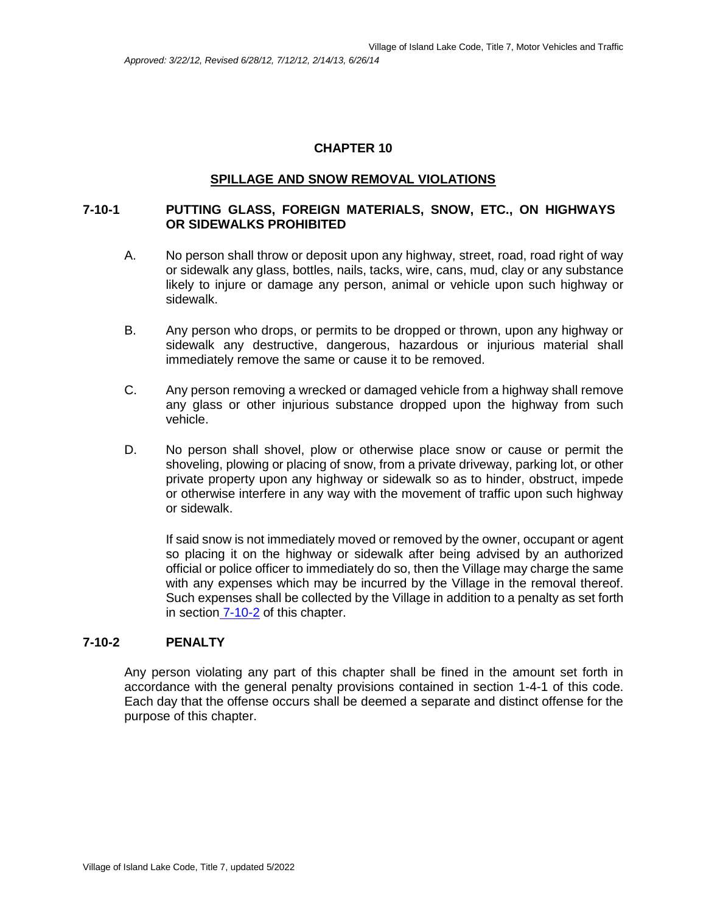## CHAPTER 10

## SPILLAGE AND SNOW REMOVAL VIOLATIONS

### 7-10-1 PUTTING GLASS, FOREIGN MATERIALS, SNOW, ETC., ON HIGHWAYS OR SIDEWALKS PROHIBITED

A. No person shall throw or deposit upon any highway, street, road, road right of way or sidewalk any glass, bottles, nails, tacks, wire, cans, mud, clay or any substance likely to injure or damage any person, animal or vehicle upon such highway or sidewalk.

B. Any person who drops, or permits to be dropped or thrown, upon any highway or sidewalk any destructive, dangerous, hazardous or injurious material shall immediately remove the same or cause it to be removed.

C. Any person removing a wrecked or damaged vehicle from a highway shall remove any glass or other injurious substance dropped upon the highway from such vehicle.

D. No person shall shovel, plow or otherwise place snow or cause or permit the shoveling, plowing or placing of snow, from a private driveway, parking lot, or other private property upon any highway or sidewalk so as to hinder, obstruct, impede or otherwise interfere in any way with the movement of traffic upon such highway or sidewalk.

If said snow is not immediately moved or removed by the owner, occupant or agent so placing it on the highway or sidewalk after being advised by an authorized official or police officer to immediately do so, then the Village may charge the same with any expenses which may be incurred by the Village in the removal thereof. Such expenses shall be collected by the Village in addition to a penalty as set forth in section 7-10-2 of this chapter.

### 7-10-2 PENALTY

Any person violating any part of this chapter shall be fined in the amount set forth in accordance with the general penalty provisions contained in section 1-4-1 of this code. Each day that the offense occurs shall be deemed a separate and distinct offense for the purpose of this chapter.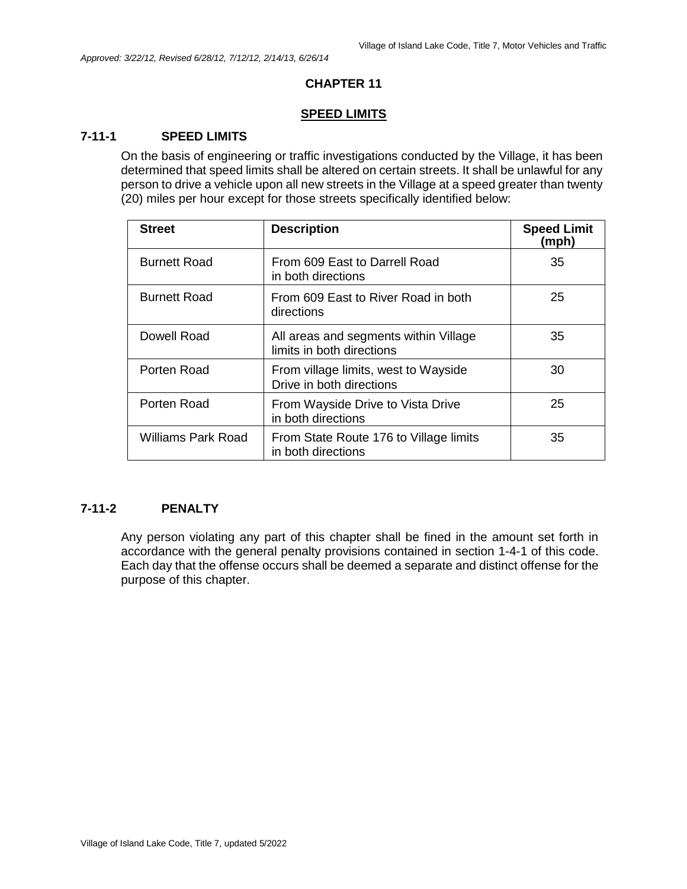*Approved: 3/22/12, Revised 6/28/12, 7/12/12, 2/14/13, 6/26/14*

# CHAPTER 11

## SPEED LIMITS

### 7-11-1 SPEED LIMITS

On the basis of engineering or traffic investigations conducted by the Village, it has been determined that speed limits shall be altered on certain streets. It shall be unlawful for any person to drive a vehicle upon all new streets in the Village at a speed greater than twenty (20) miles per hour except for those streets specifically identified below:

| Street | Description | Speed Limit (mph) |
|---|---|---|
| Burnett Road | From 609 East to Darrell Road in both directions | 35 |
| Burnett Road | From 609 East to River Road in both directions | 25 |
| Dowell Road | All areas and segments within Village limits in both directions | 35 |
| Porten Road | From village limits, west to Wayside Drive in both directions | 30 |
| Porten Road | From Wayside Drive to Vista Drive in both directions | 25 |
| Williams Park Road | From State Route 176 to Village limits in both directions | 35 |

### 7-11-2 PENALTY

Any person violating any part of this chapter shall be fined in the amount set forth in accordance with the general penalty provisions contained in section 1-4-1 of this code. Each day that the offense occurs shall be deemed a separate and distinct offense for the purpose of this chapter.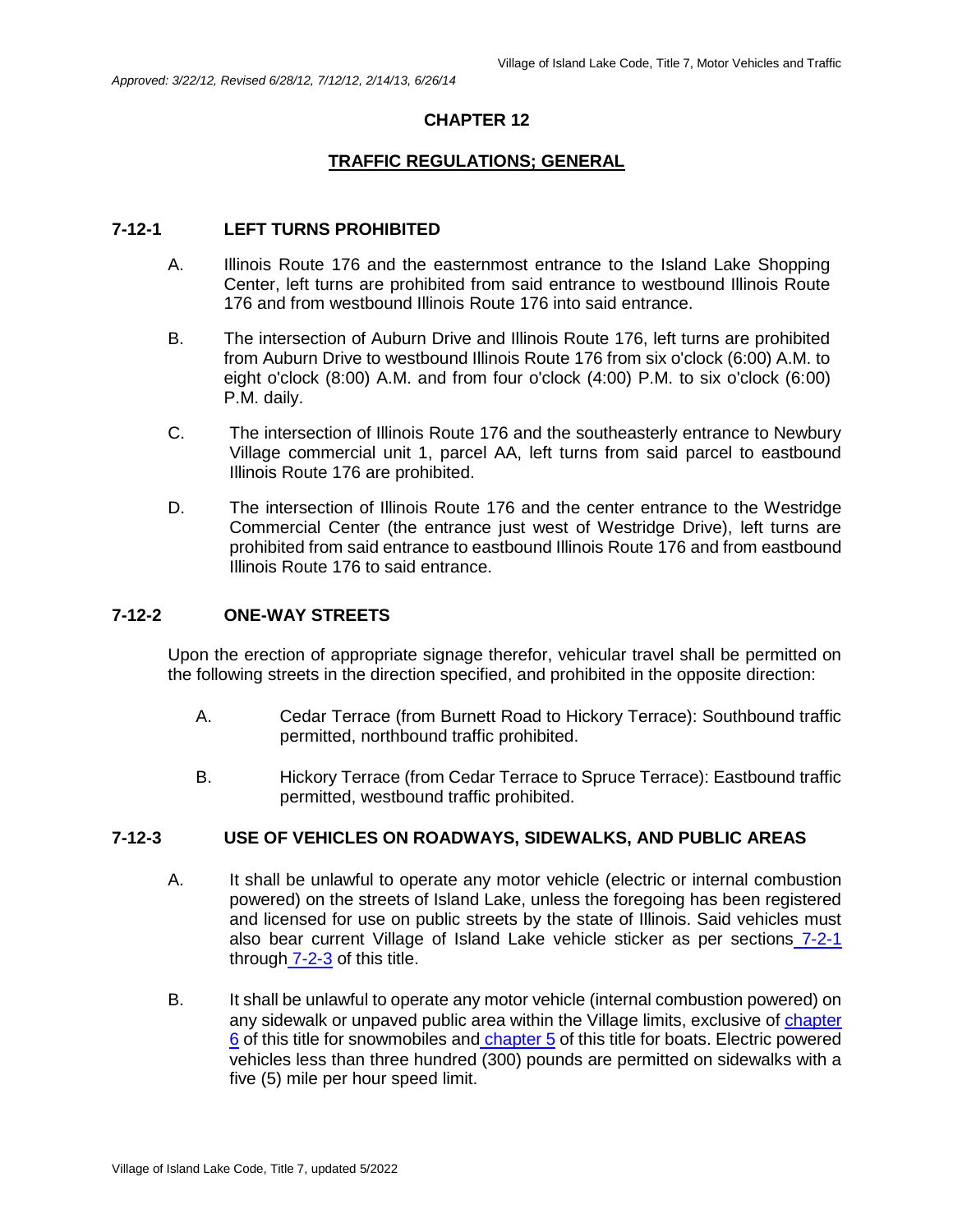Approved: 3/22/12, Revised 6/28/12, 7/12/12, 2/14/13, 6/26/14

# CHAPTER 12

## TRAFFIC REGULATIONS; GENERAL

### 7-12-1 LEFT TURNS PROHIBITED

A. Illinois Route 176 and the easternmost entrance to the Island Lake Shopping Center, left turns are prohibited from said entrance to westbound Illinois Route 176 and from westbound Illinois Route 176 into said entrance.

B. The intersection of Auburn Drive and Illinois Route 176, left turns are prohibited from Auburn Drive to westbound Illinois Route 176 from six o'clock (6:00) A.M. to eight o'clock (8:00) A.M. and from four o'clock (4:00) P.M. to six o'clock (6:00) P.M. daily.

C. The intersection of Illinois Route 176 and the southeasterly entrance to Newbury Village commercial unit 1, parcel AA, left turns from said parcel to eastbound Illinois Route 176 are prohibited.

D. The intersection of Illinois Route 176 and the center entrance to the Westridge Commercial Center (the entrance just west of Westridge Drive), left turns are prohibited from said entrance to eastbound Illinois Route 176 and from eastbound Illinois Route 176 to said entrance.

### 7-12-2 ONE-WAY STREETS

Upon the erection of appropriate signage therefor, vehicular travel shall be permitted on the following streets in the direction specified, and prohibited in the opposite direction:

A. Cedar Terrace (from Burnett Road to Hickory Terrace): Southbound traffic permitted, northbound traffic prohibited.

B. Hickory Terrace (from Cedar Terrace to Spruce Terrace): Eastbound traffic permitted, westbound traffic prohibited.

### 7-12-3 USE OF VEHICLES ON ROADWAYS, SIDEWALKS, AND PUBLIC AREAS

A. It shall be unlawful to operate any motor vehicle (electric or internal combustion powered) on the streets of Island Lake, unless the foregoing has been registered and licensed for use on public streets by the state of Illinois. Said vehicles must also bear current Village of Island Lake vehicle sticker as per sections 7-2-1 through 7-2-3 of this title.

B. It shall be unlawful to operate any motor vehicle (internal combustion powered) on any sidewalk or unpaved public area within the Village limits, exclusive of chapter 6 of this title for snowmobiles and chapter 5 of this title for boats. Electric powered vehicles less than three hundred (300) pounds are permitted on sidewalks with a five (5) mile per hour speed limit.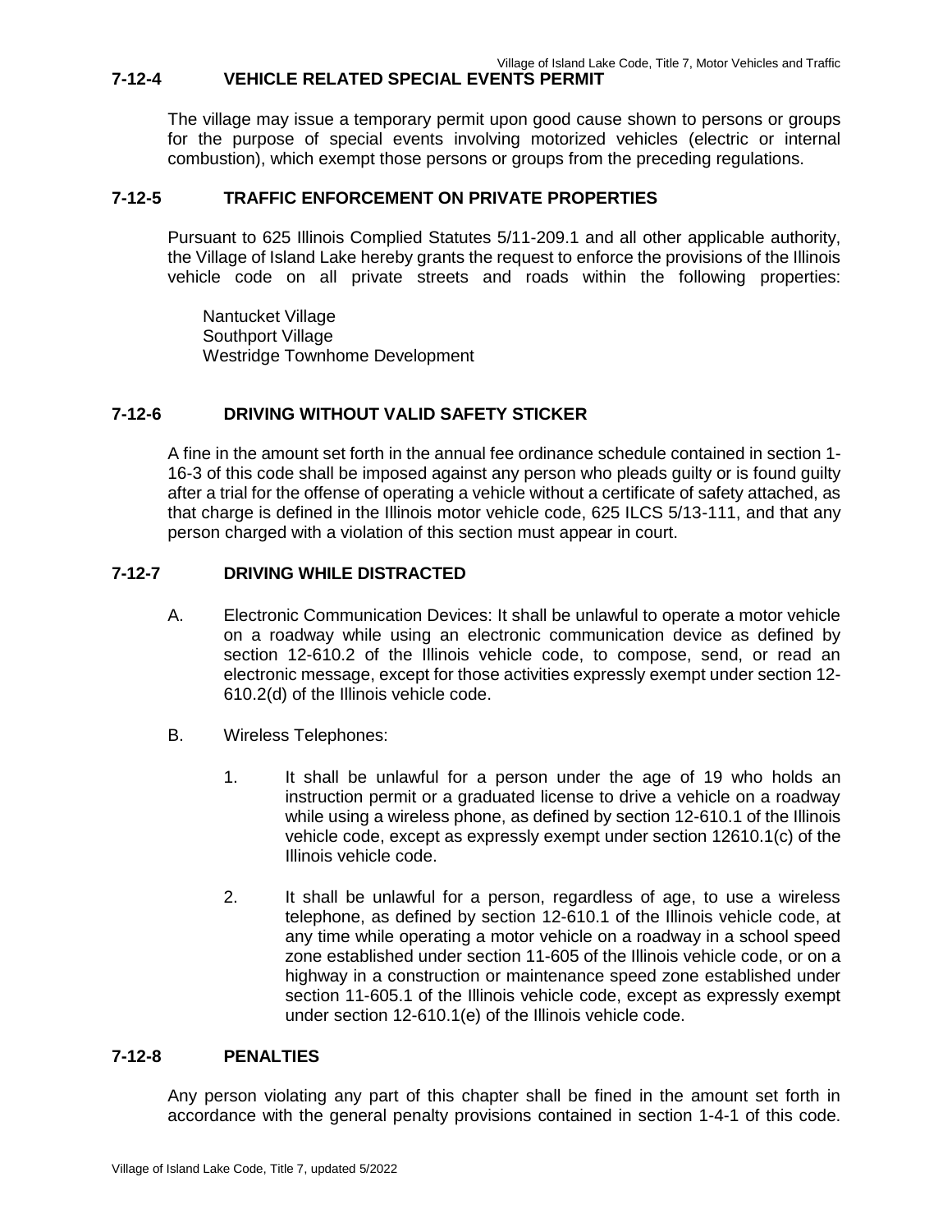### 7-12-4 VEHICLE RELATED SPECIAL EVENTS PERMIT

The village may issue a temporary permit upon good cause shown to persons or groups for the purpose of special events involving motorized vehicles (electric or internal combustion), which exempt those persons or groups from the preceding regulations.

### 7-12-5 TRAFFIC ENFORCEMENT ON PRIVATE PROPERTIES

Pursuant to 625 Illinois Complied Statutes 5/11-209.1 and all other applicable authority, the Village of Island Lake hereby grants the request to enforce the provisions of the Illinois vehicle code on all private streets and roads within the following properties:

Nantucket Village
Southport Village
Westridge Townhome Development

### 7-12-6 DRIVING WITHOUT VALID SAFETY STICKER

A fine in the amount set forth in the annual fee ordinance schedule contained in section 1-16-3 of this code shall be imposed against any person who pleads guilty or is found guilty after a trial for the offense of operating a vehicle without a certificate of safety attached, as that charge is defined in the Illinois motor vehicle code, 625 ILCS 5/13-111, and that any person charged with a violation of this section must appear in court.

### 7-12-7 DRIVING WHILE DISTRACTED

A. Electronic Communication Devices: It shall be unlawful to operate a motor vehicle on a roadway while using an electronic communication device as defined by section 12-610.2 of the Illinois vehicle code, to compose, send, or read an electronic message, except for those activities expressly exempt under section 12-610.2(d) of the Illinois vehicle code.

B. Wireless Telephones:

1. It shall be unlawful for a person under the age of 19 who holds an instruction permit or a graduated license to drive a vehicle on a roadway while using a wireless phone, as defined by section 12-610.1 of the Illinois vehicle code, except as expressly exempt under section 12610.1(c) of the Illinois vehicle code.

2. It shall be unlawful for a person, regardless of age, to use a wireless telephone, as defined by section 12-610.1 of the Illinois vehicle code, at any time while operating a motor vehicle on a roadway in a school speed zone established under section 11-605 of the Illinois vehicle code, or on a highway in a construction or maintenance speed zone established under section 11-605.1 of the Illinois vehicle code, except as expressly exempt under section 12-610.1(e) of the Illinois vehicle code.

### 7-12-8 PENALTIES

Any person violating any part of this chapter shall be fined in the amount set forth in accordance with the general penalty provisions contained in section 1-4-1 of this code.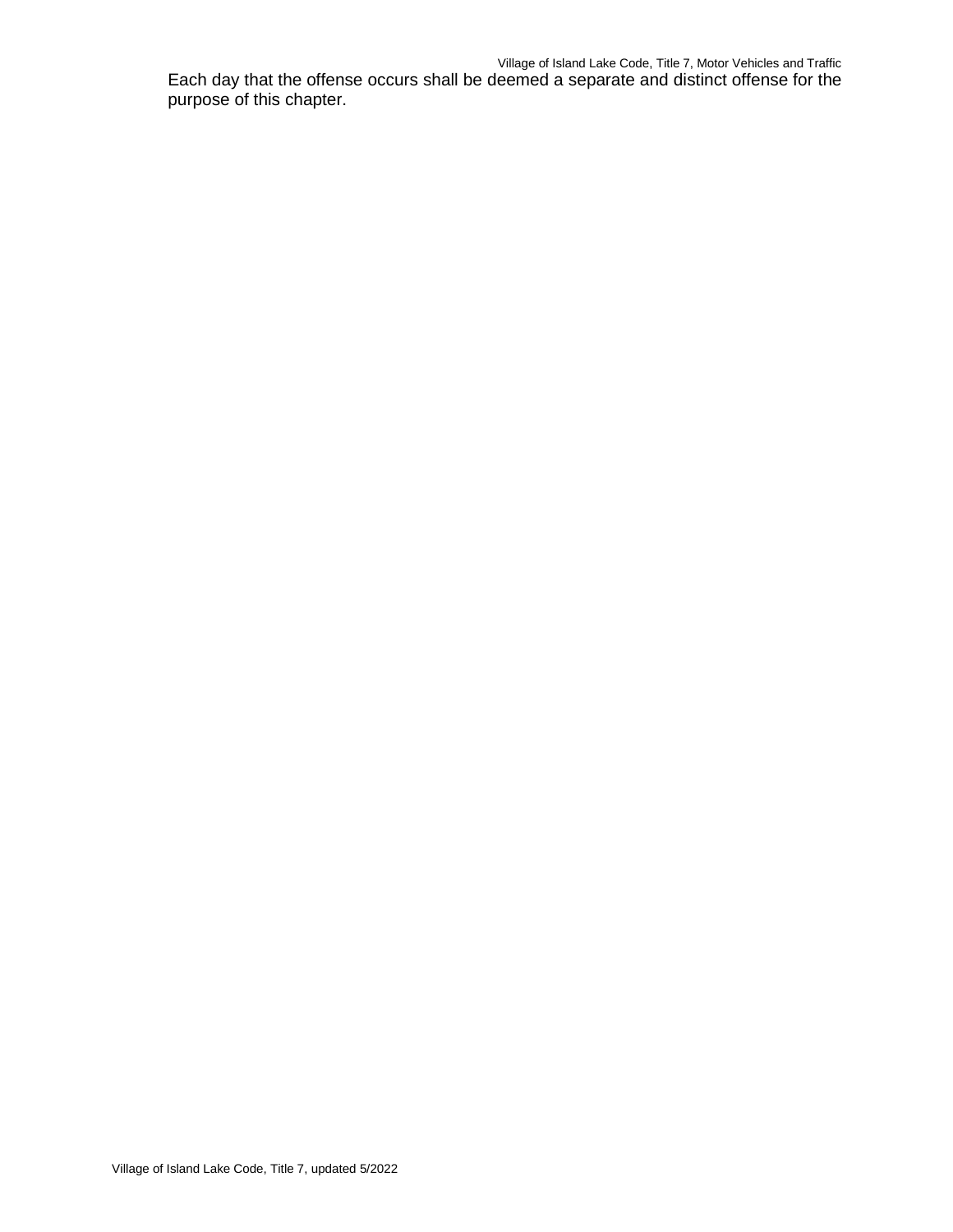Each day that the offense occurs shall be deemed a separate and distinct offense for the purpose of this chapter.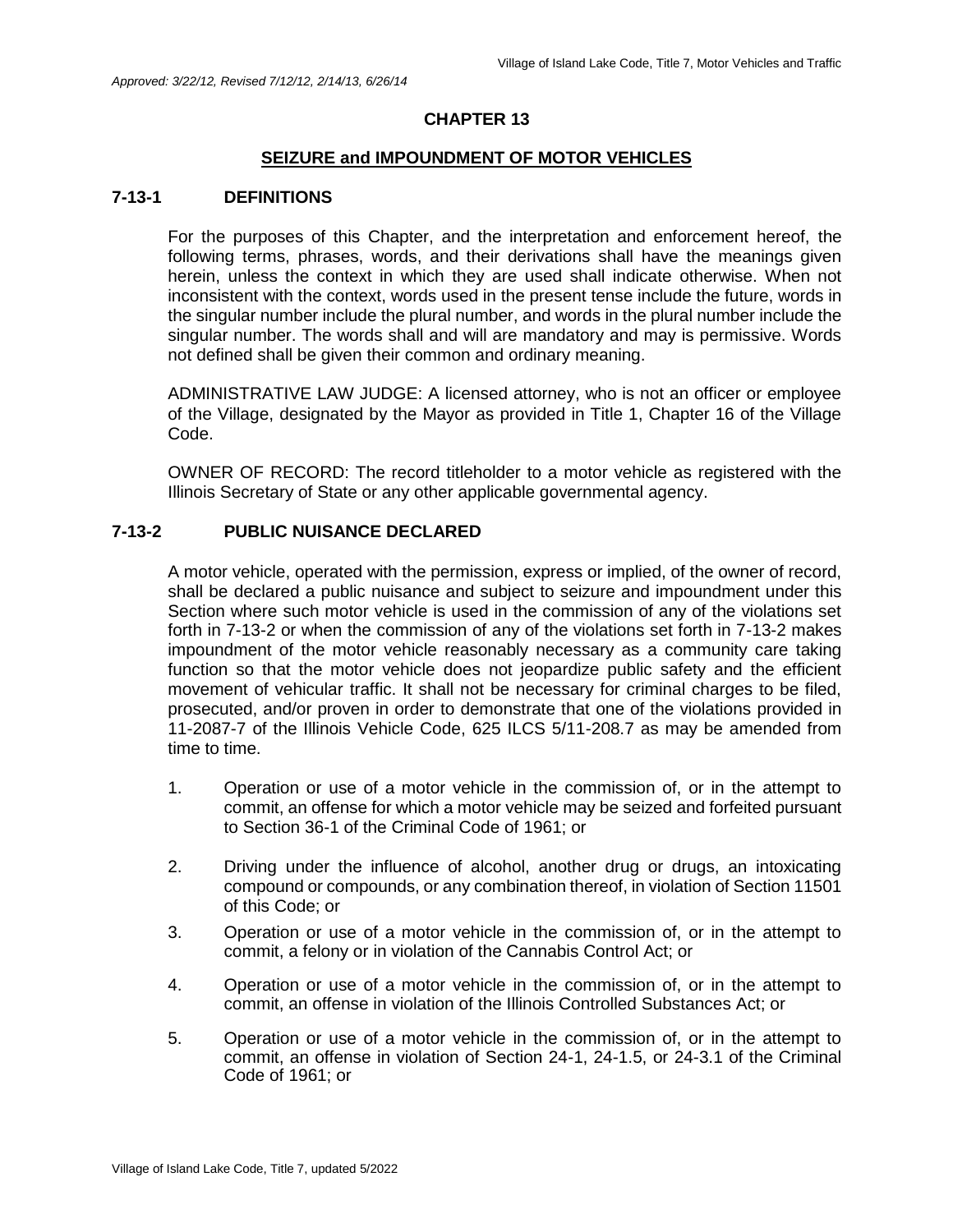*Approved: 3/22/12, Revised 7/12/12, 2/14/13, 6/26/14*

# CHAPTER 13

## SEIZURE and IMPOUNDMENT OF MOTOR VEHICLES

### 7-13-1 DEFINITIONS

For the purposes of this Chapter, and the interpretation and enforcement hereof, the following terms, phrases, words, and their derivations shall have the meanings given herein, unless the context in which they are used shall indicate otherwise. When not inconsistent with the context, words used in the present tense include the future, words in the singular number include the plural number, and words in the plural number include the singular number. The words shall and will are mandatory and may is permissive. Words not defined shall be given their common and ordinary meaning.

ADMINISTRATIVE LAW JUDGE: A licensed attorney, who is not an officer or employee of the Village, designated by the Mayor as provided in Title 1, Chapter 16 of the Village Code.

OWNER OF RECORD: The record titleholder to a motor vehicle as registered with the Illinois Secretary of State or any other applicable governmental agency.

### 7-13-2 PUBLIC NUISANCE DECLARED

A motor vehicle, operated with the permission, express or implied, of the owner of record, shall be declared a public nuisance and subject to seizure and impoundment under this Section where such motor vehicle is used in the commission of any of the violations set forth in 7-13-2 or when the commission of any of the violations set forth in 7-13-2 makes impoundment of the motor vehicle reasonably necessary as a community care taking function so that the motor vehicle does not jeopardize public safety and the efficient movement of vehicular traffic. It shall not be necessary for criminal charges to be filed, prosecuted, and/or proven in order to demonstrate that one of the violations provided in 11-2087-7 of the Illinois Vehicle Code, 625 ILCS 5/11-208.7 as may be amended from time to time.

1. Operation or use of a motor vehicle in the commission of, or in the attempt to commit, an offense for which a motor vehicle may be seized and forfeited pursuant to Section 36-1 of the Criminal Code of 1961; or

2. Driving under the influence of alcohol, another drug or drugs, an intoxicating compound or compounds, or any combination thereof, in violation of Section 11501 of this Code; or

3. Operation or use of a motor vehicle in the commission of, or in the attempt to commit, a felony or in violation of the Cannabis Control Act; or

4. Operation or use of a motor vehicle in the commission of, or in the attempt to commit, an offense in violation of the Illinois Controlled Substances Act; or

5. Operation or use of a motor vehicle in the commission of, or in the attempt to commit, an offense in violation of Section 24-1, 24-1.5, or 24-3.1 of the Criminal Code of 1961; or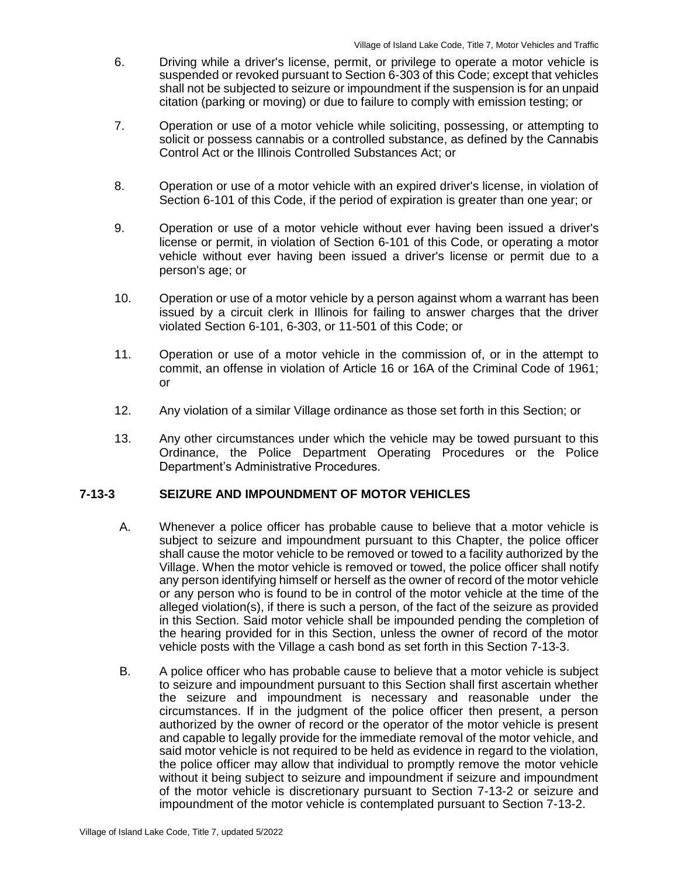6. Driving while a driver's license, permit, or privilege to operate a motor vehicle is suspended or revoked pursuant to Section 6-303 of this Code; except that vehicles shall not be subjected to seizure or impoundment if the suspension is for an unpaid citation (parking or moving) or due to failure to comply with emission testing; or

7. Operation or use of a motor vehicle while soliciting, possessing, or attempting to solicit or possess cannabis or a controlled substance, as defined by the Cannabis Control Act or the Illinois Controlled Substances Act; or

8. Operation or use of a motor vehicle with an expired driver's license, in violation of Section 6-101 of this Code, if the period of expiration is greater than one year; or

9. Operation or use of a motor vehicle without ever having been issued a driver's license or permit, in violation of Section 6-101 of this Code, or operating a motor vehicle without ever having been issued a driver's license or permit due to a person's age; or

10. Operation or use of a motor vehicle by a person against whom a warrant has been issued by a circuit clerk in Illinois for failing to answer charges that the driver violated Section 6-101, 6-303, or 11-501 of this Code; or

11. Operation or use of a motor vehicle in the commission of, or in the attempt to commit, an offense in violation of Article 16 or 16A of the Criminal Code of 1961; or

12. Any violation of a similar Village ordinance as those set forth in this Section; or

13. Any other circumstances under which the vehicle may be towed pursuant to this Ordinance, the Police Department Operating Procedures or the Police Department's Administrative Procedures.

### 7-13-3 SEIZURE AND IMPOUNDMENT OF MOTOR VEHICLES

A. Whenever a police officer has probable cause to believe that a motor vehicle is subject to seizure and impoundment pursuant to this Chapter, the police officer shall cause the motor vehicle to be removed or towed to a facility authorized by the Village. When the motor vehicle is removed or towed, the police officer shall notify any person identifying himself or herself as the owner of record of the motor vehicle or any person who is found to be in control of the motor vehicle at the time of the alleged violation(s), if there is such a person, of the fact of the seizure as provided in this Section. Said motor vehicle shall be impounded pending the completion of the hearing provided for in this Section, unless the owner of record of the motor vehicle posts with the Village a cash bond as set forth in this Section 7-13-3.

B. A police officer who has probable cause to believe that a motor vehicle is subject to seizure and impoundment pursuant to this Section shall first ascertain whether the seizure and impoundment is necessary and reasonable under the circumstances. If in the judgment of the police officer then present, a person authorized by the owner of record or the operator of the motor vehicle is present and capable to legally provide for the immediate removal of the motor vehicle, and said motor vehicle is not required to be held as evidence in regard to the violation, the police officer may allow that individual to promptly remove the motor vehicle without it being subject to seizure and impoundment if seizure and impoundment of the motor vehicle is discretionary pursuant to Section 7-13-2 or seizure and impoundment of the motor vehicle is contemplated pursuant to Section 7-13-2.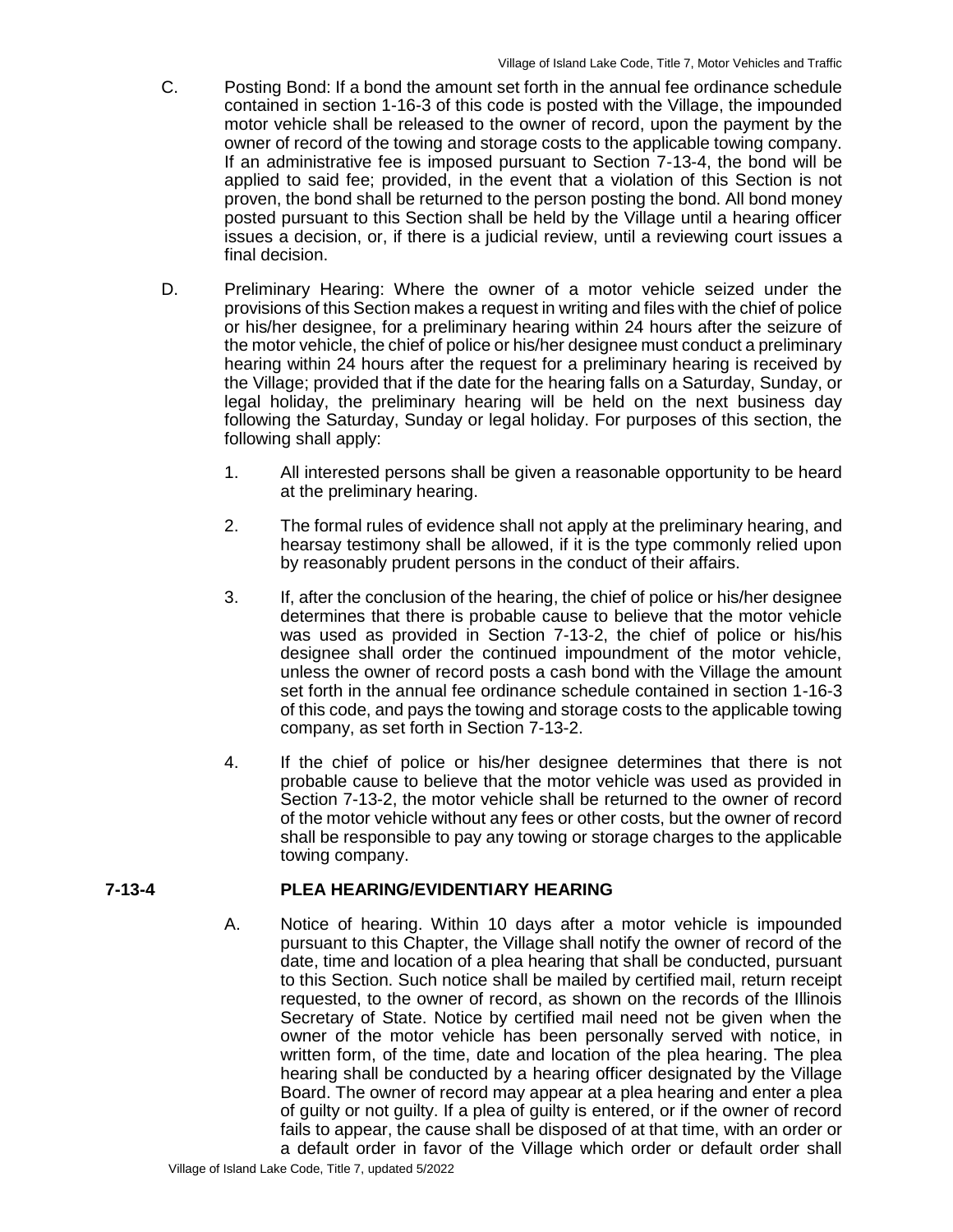C. Posting Bond: If a bond the amount set forth in the annual fee ordinance schedule contained in section 1-16-3 of this code is posted with the Village, the impounded motor vehicle shall be released to the owner of record, upon the payment by the owner of record of the towing and storage costs to the applicable towing company. If an administrative fee is imposed pursuant to Section 7-13-4, the bond will be applied to said fee; provided, in the event that a violation of this Section is not proven, the bond shall be returned to the person posting the bond. All bond money posted pursuant to this Section shall be held by the Village until a hearing officer issues a decision, or, if there is a judicial review, until a reviewing court issues a final decision.

D. Preliminary Hearing: Where the owner of a motor vehicle seized under the provisions of this Section makes a request in writing and files with the chief of police or his/her designee, for a preliminary hearing within 24 hours after the seizure of the motor vehicle, the chief of police or his/her designee must conduct a preliminary hearing within 24 hours after the request for a preliminary hearing is received by the Village; provided that if the date for the hearing falls on a Saturday, Sunday, or legal holiday, the preliminary hearing will be held on the next business day following the Saturday, Sunday or legal holiday. For purposes of this section, the following shall apply:

1. All interested persons shall be given a reasonable opportunity to be heard at the preliminary hearing.

2. The formal rules of evidence shall not apply at the preliminary hearing, and hearsay testimony shall be allowed, if it is the type commonly relied upon by reasonably prudent persons in the conduct of their affairs.

3. If, after the conclusion of the hearing, the chief of police or his/her designee determines that there is probable cause to believe that the motor vehicle was used as provided in Section 7-13-2, the chief of police or his/his designee shall order the continued impoundment of the motor vehicle, unless the owner of record posts a cash bond with the Village the amount set forth in the annual fee ordinance schedule contained in section 1-16-3 of this code, and pays the towing and storage costs to the applicable towing company, as set forth in Section 7-13-2.

4. If the chief of police or his/her designee determines that there is not probable cause to believe that the motor vehicle was used as provided in Section 7-13-2, the motor vehicle shall be returned to the owner of record of the motor vehicle without any fees or other costs, but the owner of record shall be responsible to pay any towing or storage charges to the applicable towing company.

## 7-13-4 PLEA HEARING/EVIDENTIARY HEARING

A. Notice of hearing. Within 10 days after a motor vehicle is impounded pursuant to this Chapter, the Village shall notify the owner of record of the date, time and location of a plea hearing that shall be conducted, pursuant to this Section. Such notice shall be mailed by certified mail, return receipt requested, to the owner of record, as shown on the records of the Illinois Secretary of State. Notice by certified mail need not be given when the owner of the motor vehicle has been personally served with notice, in written form, of the time, date and location of the plea hearing. The plea hearing shall be conducted by a hearing officer designated by the Village Board. The owner of record may appear at a plea hearing and enter a plea of guilty or not guilty. If a plea of guilty is entered, or if the owner of record fails to appear, the cause shall be disposed of at that time, with an order or a default order in favor of the Village which order or default order shall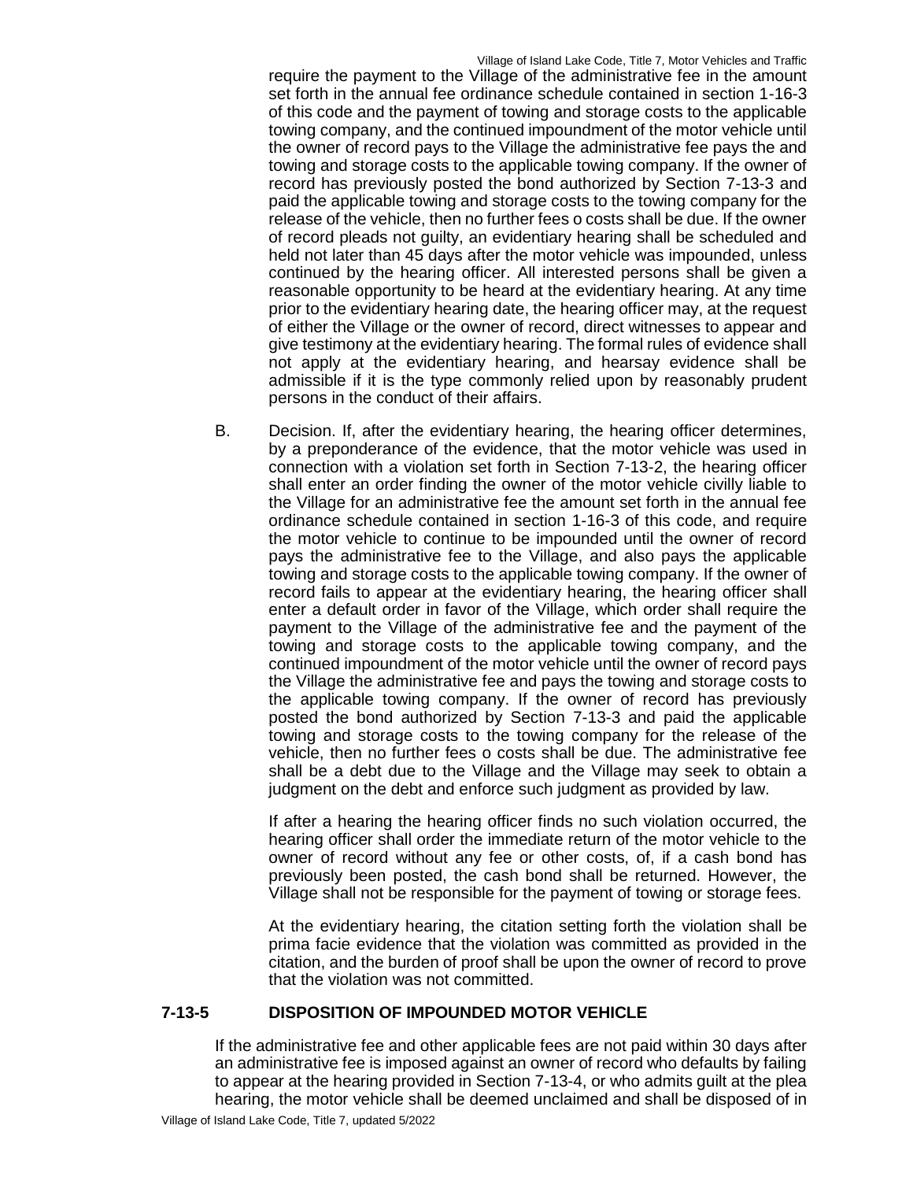require the payment to the Village of the administrative fee in the amount set forth in the annual fee ordinance schedule contained in section 1-16-3 of this code and the payment of towing and storage costs to the applicable towing company, and the continued impoundment of the motor vehicle until the owner of record pays to the Village the administrative fee pays the and towing and storage costs to the applicable towing company. If the owner of record has previously posted the bond authorized by Section 7-13-3 and paid the applicable towing and storage costs to the towing company for the release of the vehicle, then no further fees o costs shall be due. If the owner of record pleads not guilty, an evidentiary hearing shall be scheduled and held not later than 45 days after the motor vehicle was impounded, unless continued by the hearing officer. All interested persons shall be given a reasonable opportunity to be heard at the evidentiary hearing. At any time prior to the evidentiary hearing date, the hearing officer may, at the request of either the Village or the owner of record, direct witnesses to appear and give testimony at the evidentiary hearing. The formal rules of evidence shall not apply at the evidentiary hearing, and hearsay evidence shall be admissible if it is the type commonly relied upon by reasonably prudent persons in the conduct of their affairs.

B. Decision. If, after the evidentiary hearing, the hearing officer determines, by a preponderance of the evidence, that the motor vehicle was used in connection with a violation set forth in Section 7-13-2, the hearing officer shall enter an order finding the owner of the motor vehicle civilly liable to the Village for an administrative fee the amount set forth in the annual fee ordinance schedule contained in section 1-16-3 of this code, and require the motor vehicle to continue to be impounded until the owner of record pays the administrative fee to the Village, and also pays the applicable towing and storage costs to the applicable towing company. If the owner of record fails to appear at the evidentiary hearing, the hearing officer shall enter a default order in favor of the Village, which order shall require the payment to the Village of the administrative fee and the payment of the towing and storage costs to the applicable towing company, and the continued impoundment of the motor vehicle until the owner of record pays the Village the administrative fee and pays the towing and storage costs to the applicable towing company. If the owner of record has previously posted the bond authorized by Section 7-13-3 and paid the applicable towing and storage costs to the towing company for the release of the vehicle, then no further fees o costs shall be due. The administrative fee shall be a debt due to the Village and the Village may seek to obtain a judgment on the debt and enforce such judgment as provided by law.

If after a hearing the hearing officer finds no such violation occurred, the hearing officer shall order the immediate return of the motor vehicle to the owner of record without any fee or other costs, of, if a cash bond has previously been posted, the cash bond shall be returned. However, the Village shall not be responsible for the payment of towing or storage fees.

At the evidentiary hearing, the citation setting forth the violation shall be prima facie evidence that the violation was committed as provided in the citation, and the burden of proof shall be upon the owner of record to prove that the violation was not committed.

### 7-13-5 DISPOSITION OF IMPOUNDED MOTOR VEHICLE

If the administrative fee and other applicable fees are not paid within 30 days after an administrative fee is imposed against an owner of record who defaults by failing to appear at the hearing provided in Section 7-13-4, or who admits guilt at the plea hearing, the motor vehicle shall be deemed unclaimed and shall be disposed of in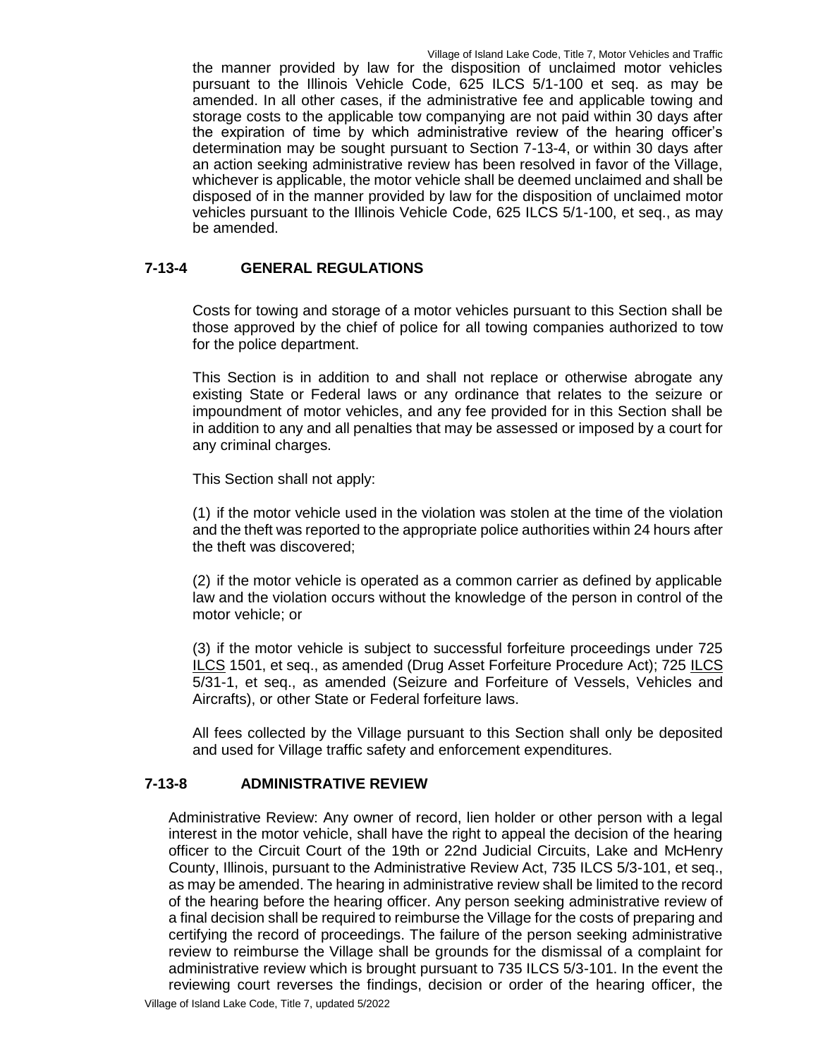the manner provided by law for the disposition of unclaimed motor vehicles pursuant to the Illinois Vehicle Code, 625 ILCS 5/1-100 et seq. as may be amended. In all other cases, if the administrative fee and applicable towing and storage costs to the applicable tow companying are not paid within 30 days after the expiration of time by which administrative review of the hearing officer's determination may be sought pursuant to Section 7-13-4, or within 30 days after an action seeking administrative review has been resolved in favor of the Village, whichever is applicable, the motor vehicle shall be deemed unclaimed and shall be disposed of in the manner provided by law for the disposition of unclaimed motor vehicles pursuant to the Illinois Vehicle Code, 625 ILCS 5/1-100, et seq., as may be amended.

## 7-13-4 GENERAL REGULATIONS

Costs for towing and storage of a motor vehicles pursuant to this Section shall be those approved by the chief of police for all towing companies authorized to tow for the police department.

This Section is in addition to and shall not replace or otherwise abrogate any existing State or Federal laws or any ordinance that relates to the seizure or impoundment of motor vehicles, and any fee provided for in this Section shall be in addition to any and all penalties that may be assessed or imposed by a court for any criminal charges.

This Section shall not apply:

(1) if the motor vehicle used in the violation was stolen at the time of the violation and the theft was reported to the appropriate police authorities within 24 hours after the theft was discovered;

(2) if the motor vehicle is operated as a common carrier as defined by applicable law and the violation occurs without the knowledge of the person in control of the motor vehicle; or

(3) if the motor vehicle is subject to successful forfeiture proceedings under 725 ILCS 1501, et seq., as amended (Drug Asset Forfeiture Procedure Act); 725 ILCS 5/31-1, et seq., as amended (Seizure and Forfeiture of Vessels, Vehicles and Aircrafts), or other State or Federal forfeiture laws.

All fees collected by the Village pursuant to this Section shall only be deposited and used for Village traffic safety and enforcement expenditures.

## 7-13-8 ADMINISTRATIVE REVIEW

Administrative Review: Any owner of record, lien holder or other person with a legal interest in the motor vehicle, shall have the right to appeal the decision of the hearing officer to the Circuit Court of the 19th or 22nd Judicial Circuits, Lake and McHenry County, Illinois, pursuant to the Administrative Review Act, 735 ILCS 5/3-101, et seq., as may be amended. The hearing in administrative review shall be limited to the record of the hearing before the hearing officer. Any person seeking administrative review of a final decision shall be required to reimburse the Village for the costs of preparing and certifying the record of proceedings. The failure of the person seeking administrative review to reimburse the Village shall be grounds for the dismissal of a complaint for administrative review which is brought pursuant to 735 ILCS 5/3-101. In the event the reviewing court reverses the findings, decision or order of the hearing officer, the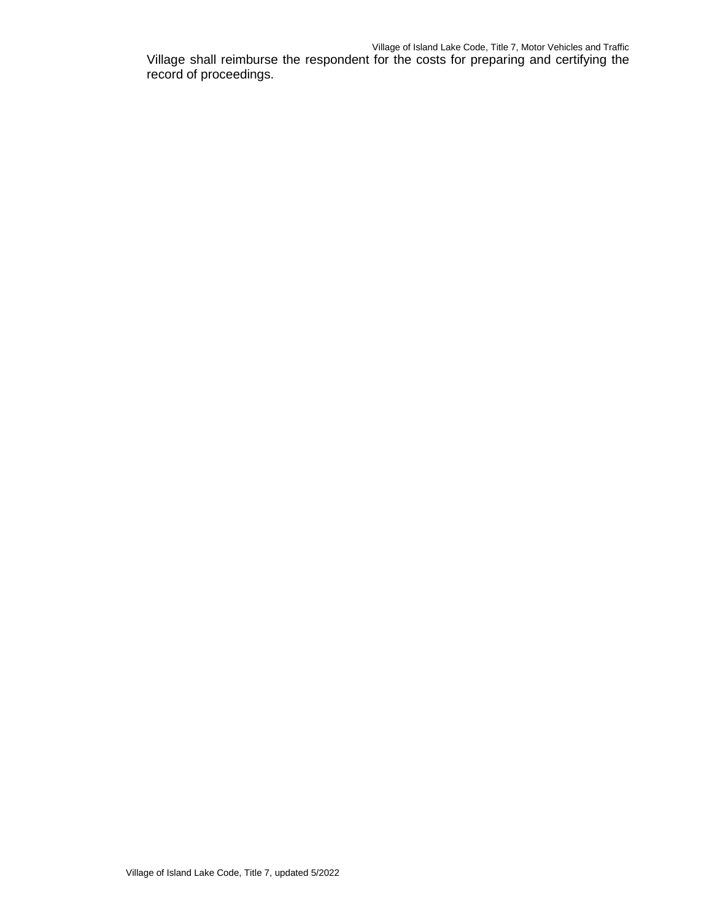Village shall reimburse the respondent for the costs for preparing and certifying the record of proceedings.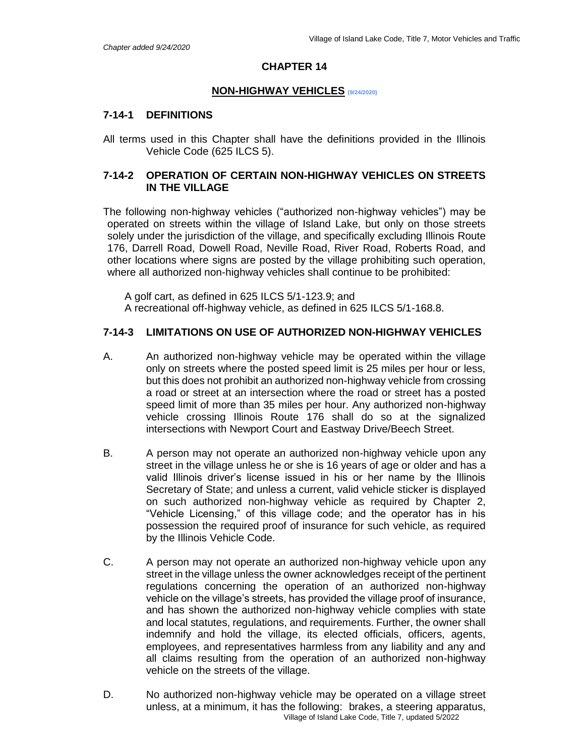*Chapter added 9/24/2020*

## CHAPTER 14

### NON-HIGHWAY VEHICLES (9/24/2020)

### 7-14-1 DEFINITIONS

All terms used in this Chapter shall have the definitions provided in the Illinois Vehicle Code (625 ILCS 5).

### 7-14-2 OPERATION OF CERTAIN NON-HIGHWAY VEHICLES ON STREETS IN THE VILLAGE

The following non-highway vehicles ("authorized non-highway vehicles") may be operated on streets within the village of Island Lake, but only on those streets solely under the jurisdiction of the village, and specifically excluding Illinois Route 176, Darrell Road, Dowell Road, Neville Road, River Road, Roberts Road, and other locations where signs are posted by the village prohibiting such operation, where all authorized non-highway vehicles shall continue to be prohibited:

A golf cart, as defined in 625 ILCS 5/1-123.9; and
A recreational off-highway vehicle, as defined in 625 ILCS 5/1-168.8.

### 7-14-3 LIMITATIONS ON USE OF AUTHORIZED NON-HIGHWAY VEHICLES

A. An authorized non-highway vehicle may be operated within the village only on streets where the posted speed limit is 25 miles per hour or less, but this does not prohibit an authorized non-highway vehicle from crossing a road or street at an intersection where the road or street has a posted speed limit of more than 35 miles per hour. Any authorized non-highway vehicle crossing Illinois Route 176 shall do so at the signalized intersections with Newport Court and Eastway Drive/Beech Street.

B. A person may not operate an authorized non-highway vehicle upon any street in the village unless he or she is 16 years of age or older and has a valid Illinois driver's license issued in his or her name by the Illinois Secretary of State; and unless a current, valid vehicle sticker is displayed on such authorized non-highway vehicle as required by Chapter 2, "Vehicle Licensing," of this village code; and the operator has in his possession the required proof of insurance for such vehicle, as required by the Illinois Vehicle Code.

C. A person may not operate an authorized non-highway vehicle upon any street in the village unless the owner acknowledges receipt of the pertinent regulations concerning the operation of an authorized non-highway vehicle on the village's streets, has provided the village proof of insurance, and has shown the authorized non-highway vehicle complies with state and local statutes, regulations, and requirements. Further, the owner shall indemnify and hold the village, its elected officials, officers, agents, employees, and representatives harmless from any liability and any and all claims resulting from the operation of an authorized non-highway vehicle on the streets of the village.

D. No authorized non-highway vehicle may be operated on a village street unless, at a minimum, it has the following: brakes, a steering apparatus,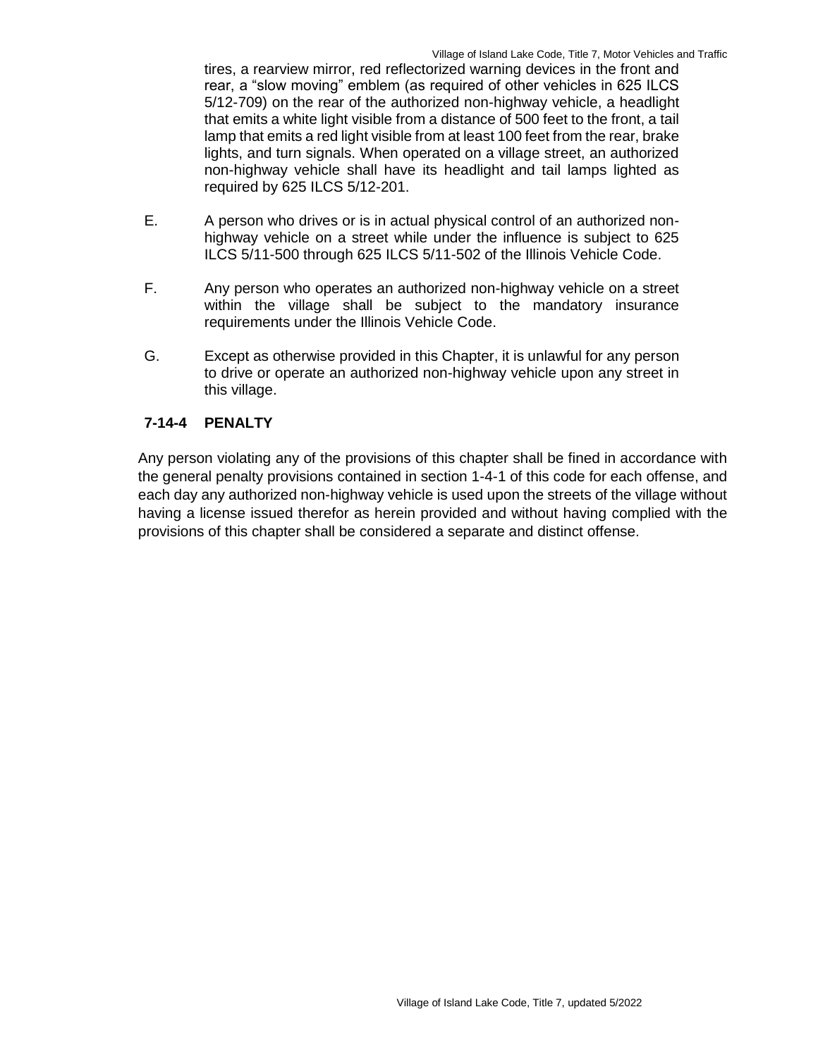tires, a rearview mirror, red reflectorized warning devices in the front and rear, a "slow moving" emblem (as required of other vehicles in 625 ILCS 5/12-709) on the rear of the authorized non-highway vehicle, a headlight that emits a white light visible from a distance of 500 feet to the front, a tail lamp that emits a red light visible from at least 100 feet from the rear, brake lights, and turn signals. When operated on a village street, an authorized non-highway vehicle shall have its headlight and tail lamps lighted as required by 625 ILCS 5/12-201.

E. A person who drives or is in actual physical control of an authorized non-highway vehicle on a street while under the influence is subject to 625 ILCS 5/11-500 through 625 ILCS 5/11-502 of the Illinois Vehicle Code.

F. Any person who operates an authorized non-highway vehicle on a street within the village shall be subject to the mandatory insurance requirements under the Illinois Vehicle Code.

G. Except as otherwise provided in this Chapter, it is unlawful for any person to drive or operate an authorized non-highway vehicle upon any street in this village.

### 7-14-4 PENALTY

Any person violating any of the provisions of this chapter shall be fined in accordance with the general penalty provisions contained in section 1-4-1 of this code for each offense, and each day any authorized non-highway vehicle is used upon the streets of the village without having a license issued therefor as herein provided and without having complied with the provisions of this chapter shall be considered a separate and distinct offense.